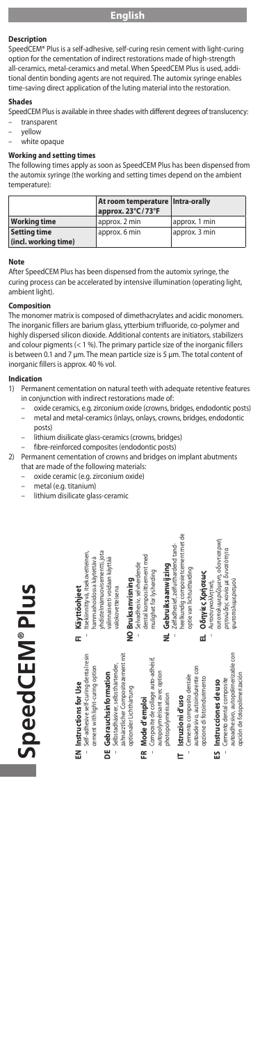# English

### Description

SpeedCEM® Plus is a self-adhesive, self-curing resin cement with light-curing option for the cementation of indirect restorations made of high-strength all-ceramics, metal-ceramics and metal. When SpeedCEM Plus is used, additional dentin bonding agents are not required. The automix syringe enables time-saving direct application of the luting material into the restoration.

### Shades

SpeedCEM Plus is available in three shades with different degrees of translucency:

- transparent
- yellow
- white opaque

### Working and setting times

The following times apply as soon as SpeedCEM Plus has been dispensed from the automix syringe (the working and setting times depend on the ambient temperature):

| | At room temperature approx. 23°C / 73°F | Intra-orally |
|---|---|---|
| **Working time** | approx. 2 min | approx. 1 min |
| **Setting time (incl. working time)** | approx. 6 min | approx. 3 min |

### Note

After SpeedCEM Plus has been dispensed from the automix syringe, the curing process can be accelerated by intensive illumination (operating light, ambient light).

### Composition

The monomer matrix is composed of dimethacrylates and acidic monomers. The inorganic fillers are barium glass, ytterbium trifluoride, co-polymer and highly dispersed silicon dioxide. Additional contents are initiators, stabilizers and colour pigments (< 1 %). The primary particle size of the inorganic fillers is between 0.1 and 7 µm. The mean particle size is 5 µm. The total content of inorganic fillers is approx. 40 % vol.

### Indication

1) Permanent cementation on natural teeth with adequate retentive features in conjunction with indirect restorations made of:
   - oxide ceramics, e.g. zirconium oxide (crowns, bridges, endodontic posts)
   - metal and metal-ceramics (inlays, onlays, crowns, bridges, endodontic posts)
   - lithium disilicate glass-ceramics (crowns, bridges)
   - fibre-reinforced composites (endodontic posts)
2) Permanent cementation of crowns and bridges on implant abutments that are made of the following materials:
   - oxide ceramic (e.g. zirconium oxide)
   - metal (e.g. titanium)
   - lithium disilicate glass-ceramic

# SpeedCEM® Plus

**EN Instructions for Use**
– Self-adhesive self-curing dental resin cement with light-curing option

**DE Gebrauchsinformation**
– Selbsthaftender, selbsthärtender, zahnärztlicher Compositezement mit optionaler Lichthärtung

**FR Mode d'emploi**
– Composite de collage auto-adhésif, autopolymérisant avec option photopolymérisation

**IT Istruzioni d'uso**
– Cemento composito dentale autoadesivo, autoindurente con opzione di fotoindurimento

**ES Instrucciones de uso**
– Cemento dental composite autoadhesivo, autopolimerizable con opción de fotopolimerización

**FI Käyttöohjeet**
– Itsekiinnittyvä, itsekovettuva hammashoidossa käytettävä yhdistelmämuovisementti, jota valinnaisesti voidaan käyttää valokovetteisena

**NO Bruksanvisning**
– Selvadhesiv, selvherdende dental komposittsement med mulighet for lysherding

**NL Gebruiksaanwijzing**
– Zelfadhesief, zelfuithardend tandheelkundig composietcement met de optie van lichtuitharding

**EL Οδηγίες Χρήσεως**
– Αυτοσυγκολλητική, αυτοπολυμεριζόμενη, οδοντιατρική ρητινώδης κονία με δυνατότητα φωτοπολυμερισμού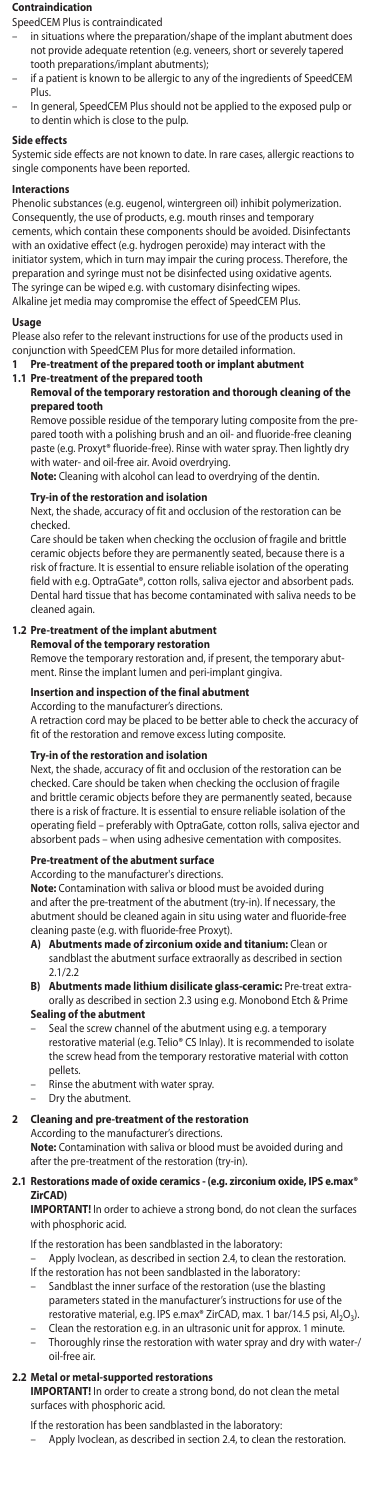### Contraindication

SpeedCEM Plus is contraindicated

- in situations where the preparation/shape of the implant abutment does not provide adequate retention (e.g. veneers, short or severely tapered tooth preparations/implant abutments);
- if a patient is known to be allergic to any of the ingredients of SpeedCEM Plus.
- In general, SpeedCEM Plus should not be applied to the exposed pulp or to dentin which is close to the pulp.

### Side effects

Systemic side effects are not known to date. In rare cases, allergic reactions to single components have been reported.

### Interactions

Phenolic substances (e.g. eugenol, wintergreen oil) inhibit polymerization. Consequently, the use of products, e.g. mouth rinses and temporary cements, which contain these components should be avoided. Disinfectants with an oxidative effect (e.g. hydrogen peroxide) may interact with the initiator system, which in turn may impair the curing process. Therefore, the preparation and syringe must not be disinfected using oxidative agents. The syringe can be wiped e.g. with customary disinfecting wipes. Alkaline jet media may compromise the effect of SpeedCEM Plus.

### Usage

Please also refer to the relevant instructions for use of the products used in conjunction with SpeedCEM Plus for more detailed information.

#### 1 Pre-treatment of the prepared tooth or implant abutment

#### 1.1 Pre-treatment of the prepared tooth

**Removal of the temporary restoration and thorough cleaning of the prepared tooth**

Remove possible residue of the temporary luting composite from the prepared tooth with a polishing brush and an oil- and fluoride-free cleaning paste (e.g. Proxyt® fluoride-free). Rinse with water spray. Then lightly dry with water- and oil-free air. Avoid overdrying.

**Note:** Cleaning with alcohol can lead to overdrying of the dentin.

**Try-in of the restoration and isolation**

Next, the shade, accuracy of fit and occlusion of the restoration can be checked.

Care should be taken when checking the occlusion of fragile and brittle ceramic objects before they are permanently seated, because there is a risk of fracture. It is essential to ensure reliable isolation of the operating field with e.g. OptraGate®, cotton rolls, saliva ejector and absorbent pads. Dental hard tissue that has become contaminated with saliva needs to be cleaned again.

#### 1.2 Pre-treatment of the implant abutment

**Removal of the temporary restoration**

Remove the temporary restoration and, if present, the temporary abutment. Rinse the implant lumen and peri-implant gingiva.

**Insertion and inspection of the final abutment**

According to the manufacturer's directions.

A retraction cord may be placed to be better able to check the accuracy of fit of the restoration and remove excess luting composite.

**Try-in of the restoration and isolation**

Next, the shade, accuracy of fit and occlusion of the restoration can be checked. Care should be taken when checking the occlusion of fragile and brittle ceramic objects before they are permanently seated, because there is a risk of fracture. It is essential to ensure reliable isolation of the operating field – preferably with OptraGate, cotton rolls, saliva ejector and absorbent pads – when using adhesive cementation with composites.

**Pre-treatment of the abutment surface**

According to the manufacturer's directions.

**Note:** Contamination with saliva or blood must be avoided during and after the pre-treatment of the abutment (try-in). If necessary, the abutment should be cleaned again in situ using water and fluoride-free cleaning paste (e.g. with fluoride-free Proxyt).

- **A) Abutments made of zirconium oxide and titanium:** Clean or sandblast the abutment surface extraorally as described in section 2.1/2.2
- **B) Abutments made lithium disilicate glass-ceramic:** Pre-treat extraorally as described in section 2.3 using e.g. Monobond Etch & Prime

**Sealing of the abutment**

- Seal the screw channel of the abutment using e.g. a temporary restorative material (e.g. Telio® CS Inlay). It is recommended to isolate the screw head from the temporary restorative material with cotton pellets.
- Rinse the abutment with water spray.
- Dry the abutment.

#### 2 Cleaning and pre-treatment of the restoration

According to the manufacturer's directions.

**Note:** Contamination with saliva or blood must be avoided during and after the pre-treatment of the restoration (try-in).

#### 2.1 Restorations made of oxide ceramics - (e.g. zirconium oxide, IPS e.max® ZirCAD)

**IMPORTANT!** In order to achieve a strong bond, do not clean the surfaces with phosphoric acid.

If the restoration has been sandblasted in the laboratory:

- Apply Ivoclean, as described in section 2.4, to clean the restoration.

If the restoration has not been sandblasted in the laboratory:

- Sandblast the inner surface of the restoration (use the blasting parameters stated in the manufacturer's instructions for use of the restorative material, e.g. IPS e.max® ZirCAD, max. 1 bar/14.5 psi, $Al_2O_3$).
- Clean the restoration e.g. in an ultrasonic unit for approx. 1 minute.
- Thoroughly rinse the restoration with water spray and dry with water-/oil-free air.

#### 2.2 Metal or metal-supported restorations

**IMPORTANT!** In order to create a strong bond, do not clean the metal surfaces with phosphoric acid.

If the restoration has been sandblasted in the laboratory:

- Apply Ivoclean, as described in section 2.4, to clean the restoration.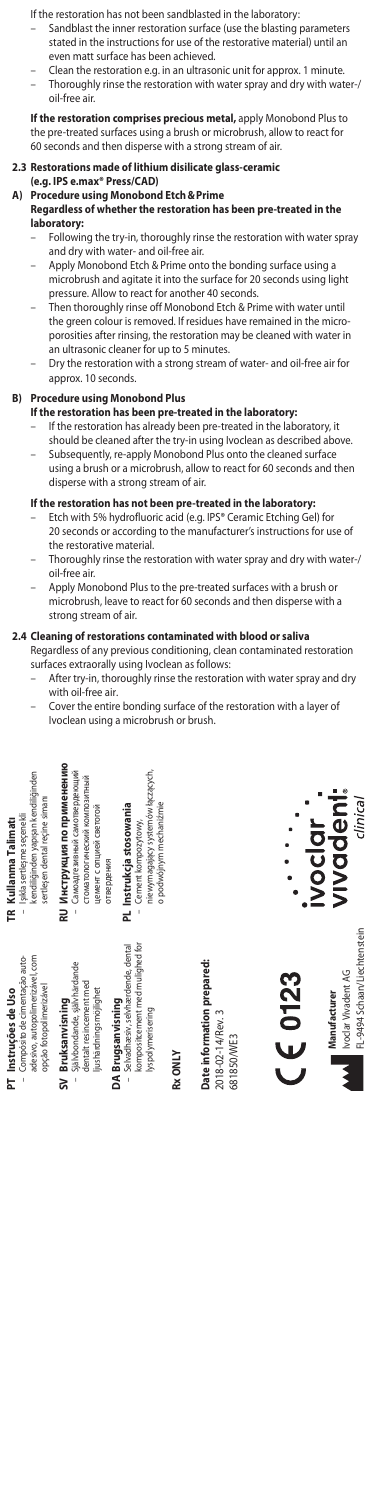If the restoration has not been sandblasted in the laboratory:

- Sandblast the inner restoration surface (use the blasting parameters stated in the instructions for use of the restorative material) until an even matt surface has been achieved.
- Clean the restoration e.g. in an ultrasonic unit for approx. 1 minute.
- Thoroughly rinse the restoration with water spray and dry with water-/oil-free air.

**If the restoration comprises precious metal,** apply Monobond Plus to the pre-treated surfaces using a brush or microbrush, allow to react for 60 seconds and then disperse with a strong stream of air.

### 2.3 Restorations made of lithium disilicate glass-ceramic (e.g. IPS e.max® Press/CAD)

#### A) Procedure using Monobond Etch & Prime

**Regardless of whether the restoration has been pre-treated in the laboratory:**

- Following the try-in, thoroughly rinse the restoration with water spray and dry with water- and oil-free air.
- Apply Monobond Etch & Prime onto the bonding surface using a microbrush and agitate it into the surface for 20 seconds using light pressure. Allow to react for another 40 seconds.
- Then thoroughly rinse off Monobond Etch & Prime with water until the green colour is removed. If residues have remained in the microporosities after rinsing, the restoration may be cleaned with water in an ultrasonic cleaner for up to 5 minutes.
- Dry the restoration with a strong stream of water- and oil-free air for approx. 10 seconds.

#### B) Procedure using Monobond Plus

**If the restoration has been pre-treated in the laboratory:**

- If the restoration has already been pre-treated in the laboratory, it should be cleaned after the try-in using Ivoclean as described above.
- Subsequently, re-apply Monobond Plus onto the cleaned surface using a brush or a microbrush, allow to react for 60 seconds and then disperse with a strong stream of air.

**If the restoration has not been pre-treated in the laboratory:**

- Etch with 5% hydrofluoric acid (e.g. IPS® Ceramic Etching Gel) for 20 seconds or according to the manufacturer's instructions for use of the restorative material.
- Thoroughly rinse the restoration with water spray and dry with water-/oil-free air.
- Apply Monobond Plus to the pre-treated surfaces with a brush or microbrush, leave to react for 60 seconds and then disperse with a strong stream of air.

### 2.4 Cleaning of restorations contaminated with blood or saliva

Regardless of any previous conditioning, clean contaminated restoration surfaces extraorally using Ivoclean as follows:

- After try-in, thoroughly rinse the restoration with water spray and dry with oil-free air.
- Cover the entire bonding surface of the restoration with a layer of Ivoclean using a microbrush or brush.

**PT Instruções de Uso**
- Compósito de cimentação auto-adesivo, autopolimerizável, com opção fotopolimerizável

**SV Bruksanvisning**
- Självbondande, självhärdande dentalt resincement med ljushärdningsmöjlighet

**DA Brugsanvisning**
- Selvbindende, selvhærdende, dental komposit-cement med mulighed for lyspolymerisering

**TR Kullanma Talimatı**
- Işıkla sertleşme seçenekli kendiliğinden yapışan kendiliğinden sertleşen dental reçine simanı

**RU Инструкция по применению**
- Самоадгезивный самотвердеющий стоматологический композитный цемент с опцией световой отверждения

**PL Instrukcja stosowania**
- Cement kompozytowy, niewymagający systemów łączących, o podwójnym mechanizmie

**Rx ONLY**

**Date information prepared:**
2018-02-14/Rev. 3
681850/WE3

CE 0123

**Manufacturer**
Ivoclar Vivadent AG
FL-9494 Schaan/Liechtenstein

ivoclar vivadent® clinical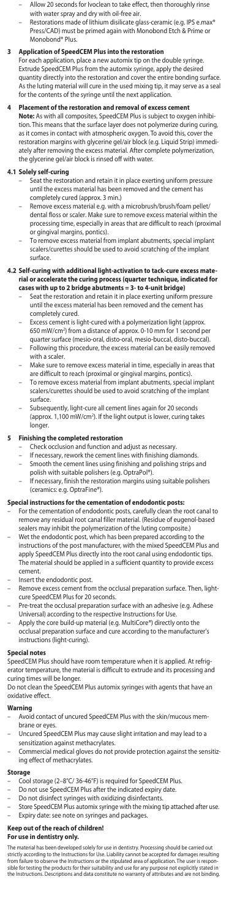- Allow 20 seconds for Ivoclean to take effect, then thoroughly rinse with water spray and dry with oil-free air.
- Restorations made of lithium disilicate glass-ceramic (e.g. IPS e.max® Press/CAD) must be primed again with Monobond Etch & Prime or Monobond® Plus.

### 3 Application of SpeedCEM Plus into the restoration

For each application, place a new automix tip on the double syringe. Extrude SpeedCEM Plus from the automix syringe, apply the desired quantity directly into the restoration and cover the entire bonding surface. As the luting material will cure in the used mixing tip, it may serve as a seal for the contents of the syringe until the next application.

### 4 Placement of the restoration and removal of excess cement

**Note:** As with all composites, SpeedCEM Plus is subject to oxygen inhibition. This means that the surface layer does not polymerize during curing, as it comes in contact with atmospheric oxygen. To avoid this, cover the restoration margins with glycerine gel/air block (e.g. Liquid Strip) immediately after removing the excess material. After complete polymerization, the glycerine gel/air block is rinsed off with water.

#### 4.1 Solely self-curing

- Seat the restoration and retain it in place exerting uniform pressure until the excess material has been removed and the cement has completely cured (approx. 3 min.)
- Remove excess material e.g. with a microbrush/brush/foam pellet/dental floss or scaler. Make sure to remove excess material within the processing time, especially in areas that are difficult to reach (proximal or gingival margins, pontics).
- To remove excess material from implant abutments, special implant scalers/curettes should be used to avoid scratching of the implant surface.

#### 4.2 Self-curing with additional light-activation to tack-cure excess material or accelerate the curing process (quarter technique, indicated for cases with up to 2 bridge abutments = 3- to 4-unit bridge)

- Seat the restoration and retain it in place exerting uniform pressure until the excess material has been removed and the cement has completely cured.
- Excess cement is light-cured with a polymerization light (approx. 650 mW/cm²) from a distance of approx. 0-10 mm for 1 second per quarter surface (mesio-oral, disto-oral, mesio-buccal, disto-buccal).
- Following this procedure, the excess material can be easily removed with a scaler.
- Make sure to remove excess material in time, especially in areas that are difficult to reach (proximal or gingival margins, pontics).
- To remove excess material from implant abutments, special implant scalers/curettes should be used to avoid scratching of the implant surface.
- Subsequently, light-cure all cement lines again for 20 seconds (approx. 1,100 mW/cm²). If the light output is lower, curing takes longer.

### 5 Finishing the completed restoration

- Check occlusion and function and adjust as necessary.
- If necessary, rework the cement lines with finishing diamonds.
- Smooth the cement lines using finishing and polishing strips and polish with suitable polishers (e.g. OptraPol®).
- If necessary, finish the restoration margins using suitable polishers (ceramics: e.g. OptraFine®).

### Special instructions for the cementation of endodontic posts:

- For the cementation of endodontic posts, carefully clean the root canal to remove any residual root canal filler material. (Residue of eugenol-based sealers may inhibit the polymerization of the luting composite.)
- Wet the endodontic post, which has been prepared according to the instructions of the post manufacturer, with the mixed SpeedCEM Plus and apply SpeedCEM Plus directly into the root canal using endodontic tips. The material should be applied in a sufficient quantity to provide excess cement.
- Insert the endodontic post.
- Remove excess cement from the occlusal preparation surface. Then, light-cure SpeedCEM Plus for 20 seconds.
- Pre-treat the occlusal preparation surface with an adhesive (e.g. Adhese Universal) according to the respective Instructions for Use.
- Apply the core build-up material (e.g. MultiCore®) directly onto the occlusal preparation surface and cure according to the manufacturer's instructions (light-curing).

### Special notes

SpeedCEM Plus should have room temperature when it is applied. At refrigerator temperature, the material is difficult to extrude and its processing and curing times will be longer.

Do not clean the SpeedCEM Plus automix syringes with agents that have an oxidative effect.

### Warning

- Avoid contact of uncured SpeedCEM Plus with the skin/mucous membrane or eyes.
- Uncured SpeedCEM Plus may cause slight irritation and may lead to a sensitization against methacrylates.
- Commercial medical gloves do not provide protection against the sensitizing effect of methacrylates.

### Storage

- Cool storage (2–8°C/ 36-46°F) is required for SpeedCEM Plus.
- Do not use SpeedCEM Plus after the indicated expiry date.
- Do not disinfect syringes with oxidizing disinfectants.
- Store SpeedCEM Plus automix syringe with the mixing tip attached after use.
- Expiry date: see note on syringes and packages.

**Keep out of the reach of children!**
**For use in dentistry only.**

The material has been developed solely for use in dentistry. Processing should be carried out strictly according to the Instructions for Use. Liability cannot be accepted for damages resulting from failure to observe the Instructions or the stipulated area of application. The user is responsible for testing the products for their suitability and use for any purpose not explicitly stated in the Instructions. Descriptions and data constitute no warranty of attributes and are not binding.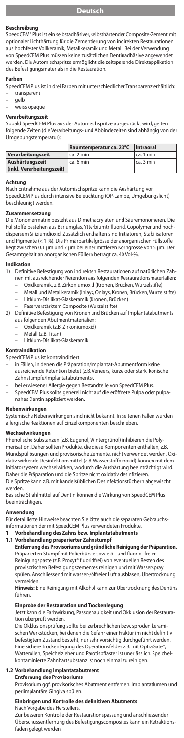# Deutsch

## Beschreibung

SpeedCEM® Plus ist ein selbstadhäsiver, selbsthärtender Composite-Zement mit optionaler Lichthärtung für die Zementierung von indirekten Restaurationen aus hochfester Vollkeramik, Metallkeramik und Metall. Bei der Verwendung von SpeedCEM Plus müssen keine zusätzlichen Dentinadhäsive angewendet werden. Die Automischspritze ermöglicht die zeitsparende Direktapplikation des Befestigungsmaterials in die Restauration.

## Farben

SpeedCEM Plus ist in drei Farben mit unterschiedlicher Transparenz erhältlich:
- transparent
- gelb
- weiss opaque

## Verarbeitungszeit

Sobald SpeedCEM Plus aus der Automischspritze ausgedrückt wird, gelten folgende Zeiten (die Verarbeitungs- und Abbindezeiten sind abhängig von der Umgebungstemperatur):

| | Raumtemperatur ca. 23°C | Intraoral |
|---|---|---|
| Verarbeitungszeit | ca. 2 min | ca. 1 min |
| Aushärtungszeit (inkl. Verarbeitungszeit) | ca. 6 min | ca. 3 min |

## Achtung

Nach Entnahme aus der Automischspritze kann die Aushärtung von SpeedCEM Plus durch intensive Beleuchtung (OP-Lampe, Umgebungslicht) beschleunigt werden.

## Zusammensetzung

Die Monomermatrix besteht aus Dimethacrylaten und Säuremonomeren. Die Füllstoffe bestehen aus Bariumglas, Ytterbiumtrifluorid, Copolymer und hochdispersem Siliziumdioxid. Zusätzlich enthalten sind Initiatoren, Stabilisatoren und Pigmente (< 1 %). Die Primärpartikelgrösse der anorganischen Füllstoffe liegt zwischen 0.1 µm und 7 µm bei einer mittleren Korngrösse von 5 µm. Der Gesamtgehalt an anorganischen Füllern beträgt ca. 40 Vol-%.

## Indikation

1) Definitive Befestigung von indirekten Restaurationen auf natürlichen Zähnen mit ausreichender Retention aus folgenden Restaurationsmaterialien:
   - Oxidkeramik, z.B. Zirkoniumoxid (Kronen, Brücken, Wurzelstifte)
   - Metall und Metallkeramik (Inlays, Onlays, Kronen, Brücken, Wurzelstifte)
   - Lithium-Disilikat-Glaskeramik (Kronen, Brücken)
   - Faserverstärktem Composite (Wurzelstifte)
2) Definitive Befestigung von Kronen und Brücken auf Implantatabutments aus folgenden Abutmentmaterialien:
   - Oxidkeramik (z.B. Zirkoniumoxid)
   - Metall (z.B. Titan)
   - Lithium-Disilikat-Glaskeramik

## Kontraindikation

SpeedCEM Plus ist kontraindiziert
- in Fällen, in denen die Präparation/Implantat-Abutmentform keine ausreichende Retention bietet (z.B. Veneers, kurze oder stark konische Zahnstümpfe/Implantatabutments).
- bei erwiesener Allergie gegen Bestandteile von SpeedCEM Plus.
- SpeedCEM Plus sollte generell nicht auf die eröffnete Pulpa oder pulpanahes Dentin appliziert werden.

## Nebenwirkungen

Systemische Nebenwirkungen sind nicht bekannt. In seltenen Fällen wurden allergische Reaktionen auf Einzelkomponenten beschrieben.

## Wechselwirkungen

Phenolische Substanzen (z.B. Eugenol, Wintergrünöl) inhibieren die Polymerisation. Daher sollten Produkte, die diese Komponenten enthalten, z.B. Mundspüllösungen und provisorische Zemente, nicht verwendet werden. Oxidativ wirkende Desinfektionsmittel (z.B. Wasserstoffperoxid) können mit dem Initiatorsystem wechselwirken, wodurch die Aushärtung beeinträchtigt wird. Daher die Präparation und die Spritze nicht oxidativ desinfizieren. Die Spritze kann z.B. mit handelsüblichen Desinfektionstüchern abgewischt werden.

Basische Strahlmittel auf Dentin können die Wirkung von SpeedCEM Plus beeinträchtigen.

## Anwendung

Für detaillierte Hinweise beachten Sie bitte auch die separaten Gebrauchsinformationen der mit SpeedCEM Plus verwendeten Produkte.

### 1 Vorbehandlung des Zahns bzw. Implantatabutments

### 1.1 Vorbehandlung präparierter Zahnstumpf

**Entfernung des Provisoriums und gründliche Reinigung der Präparation.**
Präparierten Stumpf mit Polierbürste sowie öl- und fluorid- freier Reinigungspaste (z.B. Proxyt® fluoridfrei) von eventuellen Resten des provisorischen Befestigungszementes reinigen und mit Wasserspray spülen. Anschliessend mit wasser-/ölfreier Luft ausblasen, Übertrocknung vermeiden.

**Hinweis:** Eine Reinigung mit Alkohol kann zur Übertrocknung des Dentins führen.

**Einprobe der Restauration und Trockenlegung**

Jetzt kann die Farbwirkung, Passgenauigkeit und Okklusion der Restauration überprüft werden.

Die Okklusionsprüfung sollte bei zerbrechlichen bzw. spröden keramischen Werkstücken, bei denen die Gefahr einer Fraktur im nicht definitiv befestigtem Zustand besteht, nur sehr vorsichtig durchgeführt werden. Eine sichere Trockenlegung des Operationsfeldes z.B. mit OptraGate®, Watterollen, Speichelzieher und Parotispflaster ist unerlässlich. Speichelkontaminierte Zahnhartsubstanz ist noch einmal zu reinigen.

### 1.2 Vorbehandlung Implantatabutment

**Entfernung des Provisoriums**

Provisorium ggf. provisorisches Abutment entfernen. Implantatlumen und periimplantäre Gingiva spülen.

**Einbringen und Kontrolle des definitiven Abutments**

Nach Vorgabe des Herstellers.

Zur besseren Kontrolle der Restaurationspassung und anschliessender Überschussentfernung des Befestigungscomposites kann ein Retraktionsfaden gelegt werden.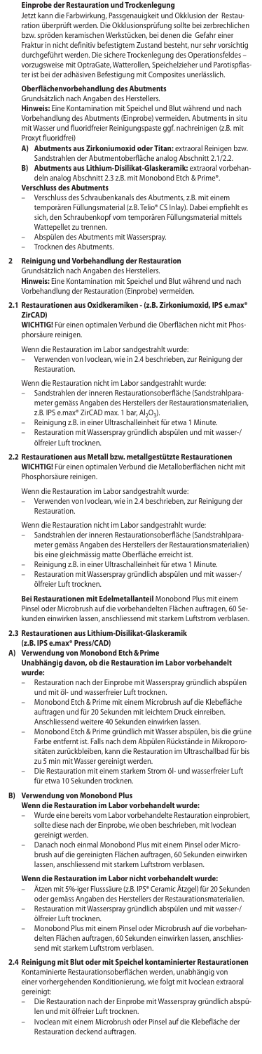**Einprobe der Restauration und Trockenlegung**

Jetzt kann die Farbwirkung, Passgenauigkeit und Okklusion der Restauration überprüft werden. Die Okklusionsprüfung sollte bei zerbrechlichen bzw. spröden keramischen Werkstücken, bei denen die Gefahr einer Fraktur in nicht definitiv befestigtem Zustand besteht, nur sehr vorsichtig durchgeführt werden. Die sichere Trockenlegung des Operationsfeldes – vorzugsweise mit OptraGate, Watterollen, Speichelzieher und Parotispflaster ist bei der adhäsiven Befestigung mit Composites unerlässlich.

**Oberflächenvorbehandlung des Abutments**

Grundsätzlich nach Angaben des Herstellers.

**Hinweis:** Eine Kontamination mit Speichel und Blut während und nach Vorbehandlung des Abutments (Einprobe) vermeiden. Abutments in situ mit Wasser und fluoridfreier Reinigungspaste ggf. nachreinigen (z.B. mit Proxyt fluoridfrei)

**A) Abutments aus Zirkoniumoxid oder Titan:** extraoral Reinigen bzw. Sandstrahlen der Abutmentoberfläche analog Abschnitt 2.1/2.2.

**B) Abutments aus Lithium-Disilikat-Glaskeramik:** extraoral vorbehandeln analog Abschnitt 2.3 z.B. mit Monobond Etch & Prime®.

**Verschluss des Abutments**

- Verschluss des Schraubenkanals des Abutments, z.B. mit einem temporären Füllungsmaterial (z.B. Telio® CS Inlay). Dabei empfiehlt es sich, den Schraubenkopf vom temporären Füllungsmaterial mittels Wattepellet zu trennen.
- Abspülen des Abutments mit Wasserspray.
- Trocknen des Abutments.

## 2 Reinigung und Vorbehandlung der Restauration

Grundsätzlich nach Angaben des Herstellers.

**Hinweis:** Eine Kontamination mit Speichel und Blut während und nach Vorbehandlung der Restauration (Einprobe) vermeiden.

### 2.1 Restaurationen aus Oxidkeramiken - (z.B. Zirkoniumoxid, IPS e.max® ZirCAD)

**WICHTIG!** Für einen optimalen Verbund die Oberflächen nicht mit Phosphorsäure reinigen.

Wenn die Restauration im Labor sandgestrahlt wurde:

- Verwenden von Ivoclean, wie in 2.4 beschrieben, zur Reinigung der Restauration.

Wenn die Restauration nicht im Labor sandgestrahlt wurde:

- Sandstrahlen der inneren Restaurationsoberfläche (Sandstrahlparameter gemäss Angaben des Herstellers der Restaurationsmaterialien, z.B. IPS e.max® ZirCAD max. 1 bar, $Al_2O_3$).
- Reinigung z.B. in einer Ultraschalleinheit für etwa 1 Minute.
- Restauration mit Wasserspray gründlich abspülen und mit wasser-/ölfreier Luft trocknen.

### 2.2 Restaurationen aus Metall bzw. metallgestützte Restaurationen

**WICHTIG!** Für einen optimalen Verbund die Metalloberflächen nicht mit Phosphorsäure reinigen.

Wenn die Restauration im Labor sandgestrahlt wurde:

- Verwenden von Ivoclean, wie in 2.4 beschrieben, zur Reinigung der Restauration.

Wenn die Restauration nicht im Labor sandgestrahlt wurde:

- Sandstrahlen der inneren Restaurationsoberfläche (Sandstrahlparameter gemäss Angaben des Herstellers der Restaurationsmaterialien) bis eine gleichmässig matte Oberfläche erreicht ist.
- Reinigung z.B. in einer Ultraschalleinheit für etwa 1 Minute.
- Restauration mit Wasserspray gründlich abspülen und mit wasser-/ölfreier Luft trocknen.

**Bei Restaurationen mit Edelmetallanteil** Monobond Plus mit einem Pinsel oder Microbrush auf die vorbehandelten Flächen auftragen, 60 Sekunden einwirken lassen, anschliessend mit starkem Luftstrom verblasen.

### 2.3 Restaurationen aus Lithium-Disilikat-Glaskeramik (z.B. IPS e.max® Press/CAD)

**A) Verwendung von Monobond Etch & Prime**
**Unabhängig davon, ob die Restauration im Labor vorbehandelt wurde:**

- Restauration nach der Einprobe mit Wasserspray gründlich abspülen und mit öl- und wasserfreier Luft trocknen.
- Monobond Etch & Prime mit einem Microbrush auf die Klebefläche auftragen und für 20 Sekunden mit leichtem Druck einreiben. Anschliessend weitere 40 Sekunden einwirken lassen.
- Monobond Etch & Prime gründlich mit Wasser abspülen, bis die grüne Farbe entfernt ist. Falls nach dem Abspülen Rückstände in Mikroporositäten zurückbleiben, kann die Restauration im Ultraschallbad für bis zu 5 min mit Wasser gereinigt werden.
- Die Restauration mit einem starken Strom öl- und wasserfreier Luft für etwa 10 Sekunden trocknen.

**B) Verwendung von Monobond Plus**
**Wenn die Restauration im Labor vorbehandelt wurde:**

- Wurde eine bereits vom Labor vorbehandelte Restauration einprobiert, sollte diese nach der Einprobe, wie oben beschrieben, mit Ivoclean gereinigt werden.
- Danach noch einmal Monobond Plus mit einem Pinsel oder Microbrush auf die gereinigten Flächen auftragen, 60 Sekunden einwirken lassen, anschliessend mit starkem Luftstrom verblasen.

**Wenn die Restauration im Labor nicht vorbehandelt wurde:**

- Ätzen mit 5%-iger Flusssäure (z.B. IPS® Ceramic Ätzgel) für 20 Sekunden oder gemäss Angaben des Herstellers der Restaurationsmaterialien.
- Restauration mit Wasserspray gründlich abspülen und mit wasser-/ölfreier Luft trocknen.
- Monobond Plus mit einem Pinsel oder Microbrush auf die vorbehandelten Flächen auftragen, 60 Sekunden einwirken lassen, anschliessend mit starkem Luftstrom verblasen.

### 2.4 Reinigung mit Blut oder mit Speichel kontaminierter Restaurationen

Kontaminierte Restaurationsoberflächen werden, unabhängig von einer vorhergehenden Konditionierung, wie folgt mit Ivoclean extraoral gereinigt:

- Die Restauration nach der Einprobe mit Wasserspray gründlich abspülen und mit ölfreier Luft trocknen.
- Ivoclean mit einem Microbrush oder Pinsel auf die Klebefläche der Restauration deckend auftragen.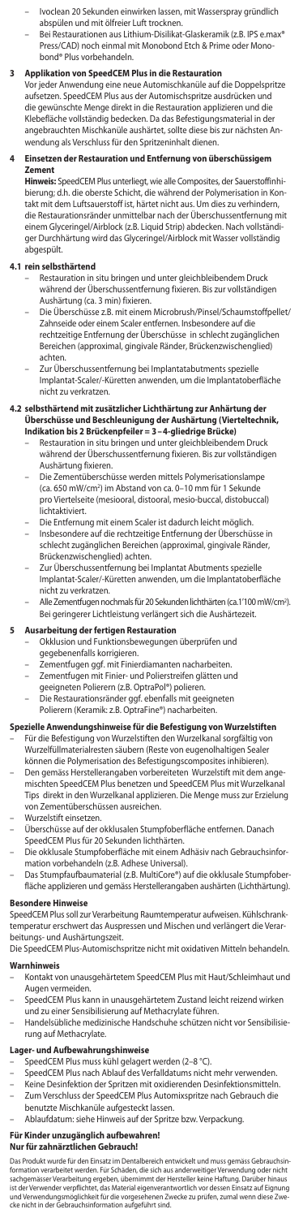- Ivoclean 20 Sekunden einwirken lassen, mit Wasserspray gründlich abspülen und mit ölfreier Luft trocknen.
- Bei Restaurationen aus Lithium-Disilikat-Glaskeramik (z.B. IPS e.max® Press/CAD) noch einmal mit Monobond Etch & Prime oder Monobond® Plus vorbehandeln.

## 3 Applikation von SpeedCEM Plus in die Restauration

Vor jeder Anwendung eine neue Automischkanüle auf die Doppelspritze aufsetzen. SpeedCEM Plus aus der Automischspritze ausdrücken und die gewünschte Menge direkt in die Restauration applizieren und die Klebefläche vollständig bedecken. Da das Befestigungsmaterial in der angebrauchten Mischkanüle aushärtet, sollte diese bis zur nächsten Anwendung als Verschluss für den Spritzeninhalt dienen.

## 4 Einsetzen der Restauration und Entfernung von überschüssigem Zement

**Hinweis:** SpeedCEM Plus unterliegt, wie alle Composites, der Sauerstoffinhibierung; d.h. die oberste Schicht, die während der Polymerisation in Kontakt mit dem Luftsauerstoff ist, härtet nicht aus. Um dies zu verhindern, die Restaurationsränder unmittelbar nach der Überschussentfernung mit einem Glyceringel/Airblock (z.B. Liquid Strip) abdecken. Nach vollständiger Durchhärtung wird das Glyceringel/Airblock mit Wasser vollständig abgespült.

### 4.1 rein selbsthärtend

- Restauration in situ bringen und unter gleichbleibendem Druck während der Überschussentfernung fixieren. Bis zur vollständigen Aushärtung (ca. 3 min) fixieren.
- Die Überschüsse z.B. mit einem Microbrush/Pinsel/Schaumstoffpellet/Zahnseide oder einem Scaler entfernen. Insbesondere auf die rechtzeitige Entfernung der Überschüsse in schlecht zugänglichen Bereichen (approximal, gingivale Ränder, Brückenzwischenglied) achten.
- Zur Überschussentfernung bei Implantatabutments spezielle Implantat-Scaler/-Küretten anwenden, um die Implantatoberfläche nicht zu verkratzen.

### 4.2 selbsthärtend mit zusätzlicher Lichthärtung zur Anhärtung der Überschüsse und Beschleunigung der Aushärtung (Vierteltechnik, Indikation bis 2 Brückenpfeiler = 3–4-gliedrige Brücke)

- Restauration in situ bringen und unter gleichbleibendem Druck während der Überschussentfernung fixieren. Bis zur vollständigen Aushärtung fixieren.
- Die Zementüberschüsse werden mittels Polymerisationslampe (ca. 650 mW/cm²) im Abstand von ca. 0–10 mm für 1 Sekunde pro Viertelseite (mesiooral, distooral, mesio-buccal, distobuccal) lichtaktiviert.
- Die Entfernung mit einem Scaler ist dadurch leicht möglich.
- Insbesondere auf die rechtzeitige Entfernung der Überschüsse in schlecht zugänglichen Bereichen (approximal, gingivale Ränder, Brückenzwischenglied) achten.
- Zur Überschussentfernung bei Implantat Abutments spezielle Implantat-Scaler/-Küretten anwenden, um die Implantatoberfläche nicht zu verkratzen.
- Alle Zementfugen nochmals für 20 Sekunden lichthärten (ca.1'100 mW/cm²). Bei geringerer Lichtleistung verlängert sich die Aushärtezeit.

## 5 Ausarbeitung der fertigen Restauration

- Okklusion und Funktionsbewegungen überprüfen und gegebenenfalls korrigieren.
- Zementfugen ggf. mit Finierdiamanten nacharbeiten.
- Zementfugen mit Finier- und Polierstreifen glätten und geeigneten Polierern (z.B. OptraPol®) polieren.
- Die Restaurationsränder ggf. ebenfalls mit geeigneten Polierern (Keramik: z.B. OptraFine®) nacharbeiten.

## Spezielle Anwendungshinweise für die Befestigung von Wurzelstiften

- Für die Befestigung von Wurzelstiften den Wurzelkanal sorgfältig von Wurzelfüllmaterialresten säubern (Reste von eugenolhaltigen Sealer können die Polymerisation des Befestigungscomposites inhibieren).
- Den gemäss Herstellerangaben vorbereiteten Wurzelstift mit dem angemischten SpeedCEM Plus benetzen und SpeedCEM Plus mit Wurzelkanal Tips direkt in den Wurzelkanal applizieren. Die Menge muss zur Erzielung von Zementüberschüssen ausreichen.
- Wurzelstift einsetzen.
- Überschüsse auf der okklusalen Stumpfoberfläche entfernen. Danach SpeedCEM Plus für 20 Sekunden lichthärten.
- Die okklusale Stumpfoberfläche mit einem Adhäsiv nach Gebrauchsinformation vorbehandeln (z.B. Adhese Universal).
- Das Stumpfaufbaumaterial (z.B. MultiCore®) auf die okklusale Stumpfoberfläche applizieren und gemäss Herstellerangaben aushärten (Lichthärtung).

## Besondere Hinweise

SpeedCEM Plus soll zur Verarbeitung Raumtemperatur aufweisen. Kühlschranktemperatur erschwert das Auspressen und Mischen und verlängert die Verarbeitungs- und Aushärtungszeit.

Die SpeedCEM Plus-Automischspritze nicht mit oxidativen Mitteln behandeln.

## Warnhinweis

- Kontakt von unausgehärtetem SpeedCEM Plus mit Haut/Schleimhaut und Augen vermeiden.
- SpeedCEM Plus kann in unausgehärtetem Zustand leicht reizend wirken und zu einer Sensibilisierung auf Methacrylate führen.
- Handelsübliche medizinische Handschuhe schützen nicht vor Sensibilisierung auf Methacrylate.

## Lager- und Aufbewahrungshinweise

- SpeedCEM Plus muss kühl gelagert werden (2–8 °C).
- SpeedCEM Plus nach Ablauf des Verfalldatums nicht mehr verwenden.
- Keine Desinfektion der Spritzen mit oxidierenden Desinfektionsmitteln.
- Zum Verschluss der SpeedCEM Plus Automixspritze nach Gebrauch die benutzte Mischkanüle aufgesteckt lassen.
- Ablaufdatum: siehe Hinweis auf der Spritze bzw. Verpackung.

**Für Kinder unzugänglich aufbewahren!**
**Nur für zahnärztlichen Gebrauch!**

Das Produkt wurde für den Einsatz im Dentalbereich entwickelt und muss gemäss Gebrauchsinformation verarbeitet werden. Für Schäden, die sich aus anderweitiger Verwendung oder nicht sachgemässer Verarbeitung ergeben, übernimmt der Hersteller keine Haftung. Darüber hinaus ist der Verwender verpflichtet, das Material eigenverantwortlich vor dessen Einsatz auf Eignung und Verwendungsmöglichkeit für die vorgesehenen Zwecke zu prüfen, zumal wenn diese Zwecke nicht in der Gebrauchsinformation aufgeführt sind.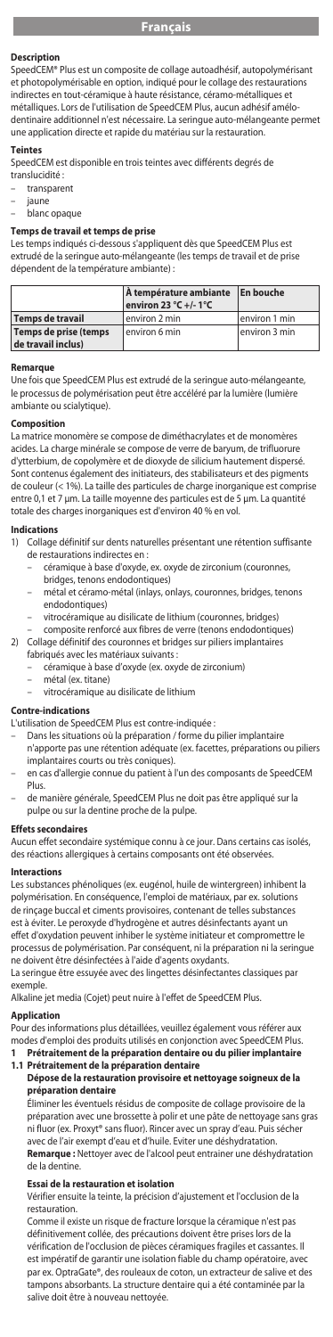# Français

## Description

SpeedCEM® Plus est un composite de collage autoadhésif, autopolymérisant et photopolymérisable en option, indiqué pour le collage des restaurations indirectes en tout-céramique à haute résistance, céramo-métalliques et métalliques. Lors de l'utilisation de SpeedCEM Plus, aucun adhésif amélo-dentinaire additionnel n'est nécessaire. La seringue auto-mélangeante permet une application directe et rapide du matériau sur la restauration.

### Teintes

SpeedCEM est disponible en trois teintes avec différents degrés de translucidité :

- transparent
- jaune
- blanc opaque

### Temps de travail et temps de prise

Les temps indiqués ci-dessous s'appliquent dès que SpeedCEM Plus est extrudé de la seringue auto-mélangeante (les temps de travail et de prise dépendent de la température ambiante) :

| | **À température ambiante environ 23 °C +/- 1°C** | **En bouche** |
|---|---|---|
| **Temps de travail** | environ 2 min | environ 1 min |
| **Temps de prise (temps de travail inclus)** | environ 6 min | environ 3 min |

### Remarque

Une fois que SpeedCEM Plus est extrudé de la seringue auto-mélangeante, le processus de polymérisation peut être accéléré par la lumière (lumière ambiante ou scialytique).

### Composition

La matrice monomère se compose de diméthacrylates et de monomères acides. La charge minérale se compose de verre de baryum, de trifluorure d'ytterbium, de copolymère et de dioxyde de silicium hautement dispersé. Sont contenus également des initiateurs, des stabilisateurs et des pigments de couleur (< 1%). La taille des particules de charge inorganique est comprise entre 0,1 et 7 µm. La taille moyenne des particules est de 5 µm. La quantité totale des charges inorganiques est d'environ 40 % en vol.

### Indications

1) Collage définitif sur dents naturelles présentant une rétention suffisante de restaurations indirectes en :
   - céramique à base d'oxyde, ex. oxyde de zirconium (couronnes, bridges, tenons endodontiques)
   - métal et céramo-métal (inlays, onlays, couronnes, bridges, tenons endodontiques)
   - vitrocéramique au disilicate de lithium (couronnes, bridges)
   - composite renforcé aux fibres de verre (tenons endodontiques)
2) Collage définitif des couronnes et bridges sur piliers implantaires fabriqués avec les matériaux suivants :
   - céramique à base d'oxyde (ex. oxyde de zirconium)
   - métal (ex. titane)
   - vitrocéramique au disilicate de lithium

### Contre-indications

L'utilisation de SpeedCEM Plus est contre-indiquée :

- Dans les situations où la préparation / forme du pilier implantaire n'apporte pas une rétention adéquate (ex. facettes, préparations ou piliers implantaires courts ou très coniques).
- en cas d'allergie connue du patient à l'un des composants de SpeedCEM Plus.
- de manière générale, SpeedCEM Plus ne doit pas être appliqué sur la pulpe ou sur la dentine proche de la pulpe.

### Effets secondaires

Aucun effet secondaire systémique connu à ce jour. Dans certains cas isolés, des réactions allergiques à certains composants ont été observées.

### Interactions

Les substances phénoliques (ex. eugénol, huile de wintergreen) inhibent la polymérisation. En conséquence, l'emploi de matériaux, par ex. solutions de rinçage buccal et ciments provisoires, contenant de telles substances est à éviter. Le peroxyde d'hydrogène et autres désinfectants ayant un effet d'oxydation peuvent inhiber le système initiateur et compromettre le processus de polymérisation. Par conséquent, ni la préparation ni la seringue ne doivent être désinfectées à l'aide d'agents oxydants.

La seringue être essuyée avec des lingettes désinfectantes classiques par exemple.

Alkaline jet media (Cojet) peut nuire à l'effet de SpeedCEM Plus.

### Application

Pour des informations plus détaillées, veuillez également vous référer aux modes d'emploi des produits utilisés en conjonction avec SpeedCEM Plus.

**1 Prétraitement de la préparation dentaire ou du pilier implantaire**

**1.1 Prétraitement de la préparation dentaire**

**Dépose de la restauration provisoire et nettoyage soigneux de la préparation dentaire**

Éliminer les éventuels résidus de composite de collage provisoire de la préparation avec une brossette à polir et une pâte de nettoyage sans gras ni fluor (ex. Proxyt® sans fluor). Rincer avec un spray d'eau. Puis sécher avec de l'air exempt d'eau et d'huile. Eviter une déshydratation.

**Remarque :** Nettoyer avec de l'alcool peut entraîner une déshydratation de la dentine.

**Essai de la restauration et isolation**

Vérifier ensuite la teinte, la précision d'ajustement et l'occlusion de la restauration.

Comme il existe un risque de fracture lorsque la céramique n'est pas définitivement collée, des précautions doivent être prises lors de la vérification de l'occlusion de pièces céramiques fragiles et cassantes. Il est impératif de garantir une isolation fiable du champ opératoire, avec par ex. OptraGate®, des rouleaux de coton, un extracteur de salive et des tampons absorbants. La structure dentaire qui a été contaminée par la salive doit être à nouveau nettoyée.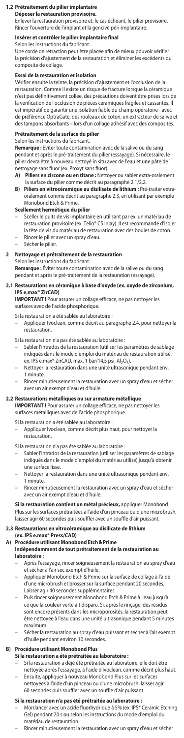### 1.2 Prétraitement du pilier implantaire

**Déposer la restauration provisoire.**

Enlever la restauration provisoire et, le cas échéant, le pilier provisoire. Rincer l'ouverture de l'implant et la gencive péri-implantaire.

**Insérer et contrôler le pilier implantaire final**

Selon les instructions du fabricant.

Une corde de rétraction peut être placée afin de mieux pouvoir vérifier la précision d'ajustement de la restauration et éliminer les excédents du composite de collage.

**Essai de la restauration et isolation**

Vérifier ensuite la teinte, la précision d'ajustement et l'occlusion de la restauration. Comme il existe un risque de fracture lorsque la céramique n'est pas définitivement collée, des précautions doivent être prises lors de la vérification de l'occlusion de pièces céramiques fragiles et cassantes. Il est impératif de garantir une isolation fiable du champ opératoire - avec de préférence OptraGate, des rouleaux de coton, un extracteur de salive et des tampons absorbants – lors d'un collage adhésif avec des composites.

**Prétraitement de la surface du pilier**

Selon les instructions du fabricant.

**Remarque :** Éviter toute contamination avec de la salive ou du sang pendant et après le pré-traitement du pilier (essayage). Si nécessaire, le pilier devra être à nouveau nettoyé in situ avec de l'eau et une pâte de nettoyage sans fluor (ex. Proxyt sans fluor).

- **A) Piliers en zircone ou en titane :** Nettoyer ou sabler extra-oralement la surface du pilier comme décrit au paragraphe 2.1/2.2.
- **B) Piliers en vitrocéramique au disilicate de lithium :** Pré-traiter extra-oralement comme décrit au paragraphe 2.3, en utilisant par exemple Monobond Etch & Prime.

**Scellement hermétique du pilier**

- Sceller le puits de vis implantaire en utilisant par ex. un matériau de restauration provisoire (ex. Telio® CS Inlay). Il est recommandé d'isoler la tête de vis du matériau de restauration avec des boules de coton.
- Rincer le pilier avec un spray d'eau.
- Sécher le pilier.

## 2 Nettoyage et prétraitement de la restauration

Selon les instructions du fabricant.

**Remarque :** Éviter toute contamination avec de la salive ou du sang pendant et après le pré-traitement de la restauration (essayage).

### 2.1 Restaurations en céramique à base d'oxyde (ex. oxyde de zirconium, IPS e.max® ZirCAD)

**IMPORTANT !** Pour assurer un collage efficace, ne pas nettoyer les surfaces avec de l'acide phosphorique.

Si la restauration a été sablée au laboratoire :

- Appliquer Ivoclean, comme décrit au paragraphe 2.4, pour nettoyer la restauration.

Si la restauration n'a pas été sablée au laboratoire :

- Sabler l'intrados de la restauration (utiliser les paramètres de sablage indiqués dans le mode d'emploi du matériau de restauration utilisé, ex. IPS e.max® ZirCAD, max. 1 bar/14,5 psi, $Al_2O_3$).
- Nettoyer la restauration dans une unité ultrasonique pendant env. 1 minute.
- Rincer minutieusement la restauration avec un spray d'eau et sécher avec un air exempt d'eau et d'huile.

### 2.2 Restaurations métalliques ou sur armature métallique

**IMPORTANT !** Pour assurer un collage efficace, ne pas nettoyer les surfaces métalliques avec de l'acide phosphorique.

Si la restauration a été sablée au laboratoire :

- Appliquer Ivoclean, comme décrit plus haut, pour nettoyer la restauration.

Si la restauration n'a pas été sablée au laboratoire :

- Sabler l'intrados de la restauration (utiliser les paramètres de sablage indiqués dans le mode d'emploi du matériau utilisé) jusqu'à obtenir une surface lisse.
- Nettoyer la restauration dans une unité ultrasonique pendant env. 1 minute.
- Rincer minutieusement la restauration avec un spray d'eau et sécher avec un air exempt d'eau et d'huile.

**Si la restauration contient un métal précieux,** appliquer Monobond Plus sur les surfaces prétraitées à l'aide d'un pinceau ou d'une microbrush, laisser agir 60 secondes puis souffler avec un souffle d'air puissant.

### 2.3 Restaurations en vitrocéramique au disilicate de lithium (ex. IPS e.max® Press/CAD)

**A) Procédure utilisant Monobond Etch & Prime**

**Indépendamment de tout prétraitement de la restauration au laboratoire :**

- Après l'essayage, rincer soigneusement la restauration au spray d'eau et sécher à l'air sec exempt d'huile.
- Appliquer Monobond Etch & Prime sur la surface de collage à l'aide d'une microbrush et brosser sur la surface pendant 20 secondes. Laisser agir 40 secondes supplémentaires.
- Puis rincer soigneusement Monobond Etch & Prime à l'eau jusqu'à ce que la couleur verte ait disparu. Si, après le rinçage, des résidus sont encore présents dans les microporosités, la restauration peut être nettoyée à l'eau dans une unité ultrasonique pendant 5 minutes maximum.
- Sécher la restauration au spray d'eau puissant et sécher à l'air exempt d'huile pendant environ 10 secondes.

**B) Procédure utilisant Monobond Plus**

**Si la restauration a été prétraitée au laboratoire :**

- Si la restauration a déjà été prétraitée au laboratoire, elle doit être nettoyée après l'essayage, à l'aide d'Ivoclean, comme décrit plus haut.
- Ensuite, appliquer à nouveau Monobond Plus sur les surfaces nettoyées à l'aide d'un pinceau ou d'une microbrush, laisser agir 60 secondes puis souffler avec un souffle d'air puissant.

**Si la restauration n'a pas été prétraitée au laboratoire :**

- Mordancer avec un acide fluorhydrique à 5% (ex. IPS® Ceramic Etching Gel) pendant 20 s ou selon les instructions du mode d'emploi du matériau de restauration.
- Rincer minutieusement la restauration avec un spray d'eau et sécher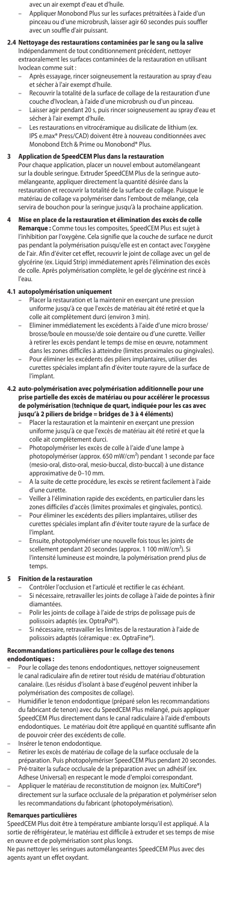avec un air exempt d'eau et d'huile.

- Appliquer Monobond Plus sur les surfaces prétraitées à l'aide d'un pinceau ou d'une microbrush, laisser agir 60 secondes puis souffler avec un souffle d'air puissant.

**2.4 Nettoyage des restaurations contaminées par le sang ou la salive**

Indépendamment de tout conditionnement précédent, nettoyer extraoralement les surfaces contaminées de la restauration en utilisant Ivoclean comme suit :

- Après essayage, rincer soigneusement la restauration au spray d'eau et sécher à l'air exempt d'huile.
- Recouvrir la totalité de la surface de collage de la restauration d'une couche d'Ivoclean, à l'aide d'une microbrush ou d'un pinceau.
- Laisser agir pendant 20 s, puis rincer soigneusement au spray d'eau et sécher à l'air exempt d'huile.
- Les restaurations en vitrocéramique au disilicate de lithium (ex. IPS e.max® Press/CAD) doivent être à nouveau conditionnées avec Monobond Etch & Prime ou Monobond® Plus.

**3 Application de SpeedCEM Plus dans la restauration**

Pour chaque application, placer un nouvel embout automélangeant sur la double seringue. Extruder SpeedCEM Plus de la seringue auto-mélangeante, appliquer directement la quantité désirée dans la restauration et recouvrir la totalité de la surface de collage. Puisque le matériau de collage va polymériser dans l'embout de mélange, cela servira de bouchon pour la seringue jusqu'à la prochaine application.

**4 Mise en place de la restauration et élimination des excès de colle**

**Remarque :** Comme tous les composites, SpeedCEM Plus est sujet à l'inhibition par l'oxygène. Cela signifie que la couche de surface ne durcit pas pendant la polymérisation puisqu'elle est en contact avec l'oxygène de l'air. Afin d'éviter cet effet, recouvrir le joint de collage avec un gel de glycérine (ex. Liquid Strip) immédiatement après l'élimination des excès de colle. Après polymérisation complète, le gel de glycérine est rincé à l'eau.

**4.1 autopolymérisation uniquement**

- Placer la restauration et la maintenir en exerçant une pression uniforme jusqu'à ce que l'excès de matériau ait été retiré et que la colle ait complètement durci (environ 3 min).
- Eliminer immédiatement les excédents à l'aide d'une micro brosse/ brosse/boule en mousse/de soie dentaire ou d'une curette. Veiller à retirer les excès pendant le temps de mise en œuvre, notamment dans les zones difficiles à atteindre (limites proximales ou gingivales).
- Pour éliminer les excédents des piliers implantaires, utiliser des curettes spéciales implant afin d'éviter toute rayure de la surface de l'implant.

**4.2 auto-polymérisation avec polymérisation additionnelle pour une prise partielle des excès de matériau ou pour accélérer le processus de polymérisation (technique de quart, indiquée pour les cas avec jusqu'à 2 piliers de bridge = bridges de 3 à 4 éléments)**

- Placer la restauration et la maintenir en exerçant une pression uniforme jusqu'à ce que l'excès de matériau ait été retiré et que la colle ait complètement durci.
- Photopolymériser les excès de colle à l'aide d'une lampe à photopolymériser (approx. 650 mW/cm²) pendant 1 seconde par face (mesio-oral, disto-oral, mesio-buccal, disto-buccal) à une distance approximative de 0–10 mm.
- A la suite de cette procédure, les excès se retirent facilement à l'aide d'une curette.
- Veiller à l'élimination rapide des excédents, en particulier dans les zones difficiles d'accès (limites proximales et gingivales, pontics).
- Pour éliminer les excédents des piliers implantaires, utiliser des curettes spéciales implant afin d'éviter toute rayure de la surface de l'implant.
- Ensuite, photopolymériser une nouvelle fois tous les joints de scellement pendant 20 secondes (approx. 1 100 mW/cm²). Si l'intensité lumineuse est moindre, la polymérisation prend plus de temps.

**5 Finition de la restauration**

- Contrôler l'occlusion et l'articulé et rectifier le cas échéant.
- Si nécessaire, retravailler les joints de collage à l'aide de pointes à finir diamantées.
- Polir les joints de collage à l'aide de strips de polissage puis de polissoirs adaptés (ex. OptraPol®).
- Si nécessaire, retravailler les limites de la restauration à l'aide de polissoirs adaptés (céramique : ex. OptraFine®).

**Recommandations particulières pour le collage des tenons endodontiques :**

- Pour le collage des tenons endodontiques, nettoyer soigneusement le canal radiculaire afin de retirer tout résidu de matériau d'obturation canalaire. (Les résidus d'isolant à base d'eugénol peuvent inhiber la polymérisation des composites de collage).
- Humidifier le tenon endodontique (préparé selon les recommandations du fabricant de tenon) avec du SpeedCEM Plus mélangé, puis appliquer SpeedCEM Plus directement dans le canal radiculaire à l'aide d'embouts endodontiques. Le matériau doit être appliqué en quantité suffisante afin de pouvoir créer des excédents de colle.
- Insérer le tenon endodontique.
- Retirer les excès de matériau de collage de la surface occlusale de la préparation. Puis photopolymériser SpeedCEM Plus pendant 20 secondes.
- Pré-traiter la suface occlusale de la préparation avec un adhésif (ex. Adhese Universal) en respectant le mode d'emploi correspondant.
- Appliquer le matériau de reconstitution de moignon (ex. MultiCore®) directement sur la surface occlusale de la préparation et polymériser selon les recommandations du fabricant (photopolymérisation).

**Remarques particulières**

SpeedCEM Plus doit être à température ambiante lorsqu'il est appliqué. A la sortie de réfrigérateur, le matériau est difficile à extruder et ses temps de mise en œuvre et de polymérisation sont plus longs.

Ne pas nettoyer les seringues automélangeantes SpeedCEM Plus avec des agents ayant un effet oxydant.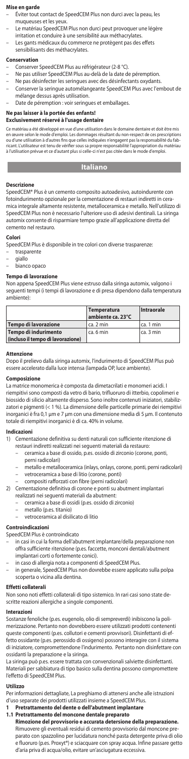**Mise en garde**

- Éviter tout contact de SpeedCEM Plus non durci avec la peau, les muqueuses et les yeux.
- Le matériau SpeedCEM Plus non durci peut provoquer une légère irritation et conduire à une sensibilité aux méthacrylates.
- Les gants médicaux du commerce ne protègent pas des effets sensibilisants des méthacrylates.

**Conservation**

- Conserver SpeedCEM Plus au réfrigérateur (2-8 °C).
- Ne pas utiliser SpeedCEM Plus au-delà de la date de péremption.
- Ne pas désinfecter les seringues avec des désinfectants oxydants.
- Conserver la seringue automélangeante SpeedCEM Plus avec l'embout de mélange dessus après utilisation.
- Date de péremption : voir seringues et emballages.

**Ne pas laisser à la portée des enfants!**
**Exclusivement réservé à l'usage dentaire**

Ce matériau a été développé en vue d'une utilisation dans le domaine dentaire et doit être mis en œuvre selon le mode d'emploi. Les dommages résultant du non-respect de ces prescriptions ou d'une utilisation à d'autres fins que celles indiquées n'engagent pas la responsabilité du fabricant. L'utilisateur est tenu de vérifier sous sa propre responsabilité l'appropriation du matériau à l'utilisation prévue et ce d'autant plus si celle-ci n'est pas citée dans le mode d'emploi.

## Italiano

**Descrizione**

SpeedCEM® Plus è un cemento composito autoadesivo, autoindurente con fotoindurimento opzionale per la cementazione di restauri indiretti in ceramica integrale altamente resistente, metalloceramica e metallo. Nell'utilizzo di SpeedCEM Plus non è necessario l'ulteriore uso di adesivi dentinali. La siringa automix consente di risparmiare tempo grazie all'applicazione diretta del cemento nel restauro.

**Colori**

SpeedCEM Plus è disponibile in tre colori con diverse trasparenze:

- trasparente
- giallo
- bianco opaco

**Tempo di lavorazione**

Non appena SpeedCEM Plus viene estruso dalla siringa automix, valgono i seguenti tempi (i tempi di lavorazione e di presa dipendono dalla temperatura ambiente):

| | Temperatura ambiente ca. 23°C | Intraorale |
|---|---|---|
| Tempo di lavorazione | ca. 2 min | ca. 1 min |
| Tempo di indurimento (incluso il tempo di lavorazione) | ca. 6 min | ca. 3 min |

**Attenzione**

Dopo il prelievo dalla siringa automix, l'indurimento di SpeedCEM Plus può essere accelerato dalla luce intensa (lampada OP, luce ambiente).

**Composizione**

La matrice monomerica è composta da dimetacrilati e monomeri acidi. I riempitivi sono composti da vetro di bario, trifluoruro di itterbio, copolimeri e biossido di silicio altamente disperso. Sono inoltre contenuti iniziatori, stabilizzatori e pigmenti (< 1 %). La dimensione delle particelle primarie dei riempitivi inorganici è fra 0,1 µm e 7 µm con una dimensione media di 5 µm. Il contenuto totale di riempitivi inorganici è di ca. 40% in volume.

**Indicazioni**

1) Cementazione definitiva su denti naturali con sufficiente ritenzione di restauri indiretti realizzati nei seguenti materiali da restauro:
   - ceramica a base di ossido, p.es. ossido di zirconio (corone, ponti, perni radicolari)
   - metallo e metalloceramica (inlays, onlays, corone, ponti, perni radicolari)
   - vetroceramica a base di litio (corone, ponti)
   - compositi rafforzati con fibre (perni radicolari)
2) Cementazione definitiva di corone e ponti su abutment implantari realizzati nei seguenti materiali da abutment:
   - ceramica a base di ossidi (p.es. ossido di zirconio)
   - metallo (p.es. titanio)
   - vetroceramica al disilicato di litio

**Controindicazioni**

SpeedCEM Plus è controindicato

- in casi in cui la forma dell'abutment implantare/della preparazione non offra sufficiente ritenzione (p.es. faccette, monconi dentali/abutment implantari corti o fortemente conici).
- in caso di allergia nota a componenti di SpeedCEM Plus.
- in generale, SpeedCEM Plus non dovrebbe essere applicato sulla polpa scoperta o vicina alla dentina.

**Effetti collaterali**

Non sono noti effetti collaterali di tipo sistemico. In rari casi sono state descritte reazioni allergiche a singole componenti.

**Interazioni**

Sostanze fenoliche (p.es. eugenolo, olio di sempreverdi) inibiscono la polimerizzazione. Pertanto non dovrebbero essere utilizzati prodotti contenenti queste componenti (p.es. collutori e cementi provvisori). Disinfettanti di effetto ossidante (p.es. perossido di ossigeno) possono interagire con il sistema di iniziatore, compromettendone l'indurimento. Pertanto non disinfettare con ossidanti la preparazione e la siringa.
La siringa può p.es. essere trattata con convenzionali salviette disinfettanti. Materiali per sabbiatura di tipo basico sulla dentina possono compromettere l'effetto di SpeedCEM Plus.

**Utilizzo**

Per informazioni dettagliate, La preghiamo di attenersi anche alle istruzioni d'uso separate dei prodotti utilizzati insieme a SpeedCEM Plus.

**1 Pretrattamento del dente o dell'abutment implantare**

**1.1 Pretrattamento del moncone dentale preparato**

**Rimozione del provvisorio e accurata detersione della preparazione.**
Rimuovere gli eventuali residui di cemento provvisorio dal moncone preparato con spazzolino per lucidatura nonché pasta detergente priva di olio e fluoruro (p.es. Proxyt®) e sciacquare con spray acqua. Infine passare getto d'aria priva di acqua/olio, evitare un'asciugatura eccessiva.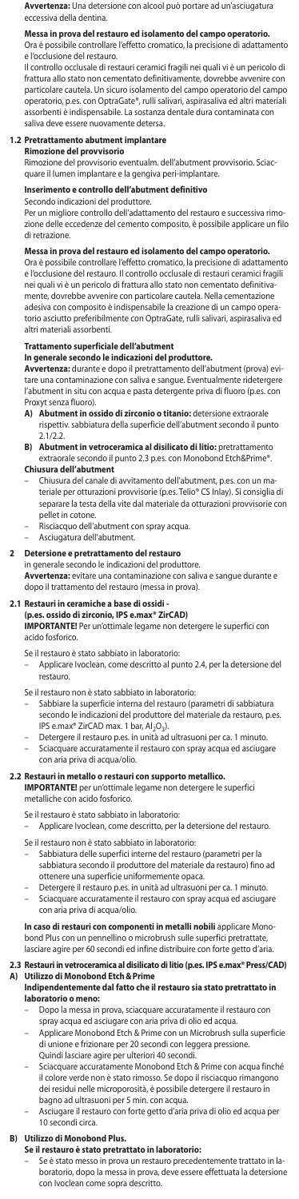**Avvertenza:** Una detersione con alcool può portare ad un'asciugatura eccessiva della dentina.

**Messa in prova del restauro ed isolamento del campo operatorio.**
Ora è possibile controllare l'effetto cromatico, la precisione di adattamento e l'occlusione del restauro.
Il controllo occlusale di restauri ceramici fragili nei quali vi è un pericolo di frattura allo stato non cementato definitivamente, dovrebbe avvenire con particolare cautela. Un sicuro isolamento del campo operatorio del campo operatorio, p.es. con OptraGate®, rulli salivari, aspirasaliva ed altri materiali assorbenti è indispensabile. La sostanza dentale dura contaminata con saliva deve essere nuovamente detersa.

## 1.2 Pretrattamento abutment implantare

**Rimozione del provvisorio**
Rimozione del provvisorio eventualm. dell'abutment provvisorio. Sciacquare il lumen implantare e la gengiva peri-implantare.

**Inserimento e controllo dell'abutment definitivo**
Secondo indicazioni del produttore.
Per un migliore controllo dell'adattamento del restauro e successiva rimozione delle eccedenze del cemento composito, è possibile applicare un filo di retrazione.

**Messa in prova del restauro ed isolamento del campo operatorio.**
Ora è possibile controllare l'effetto cromatico, la precisione di adattamento e l'occlusione del restauro. Il controllo occlusale di restauri ceramici fragili nei quali vi è un pericolo di frattura allo stato non cementato definitivamente, dovrebbe avvenire con particolare cautela. Nella cementazione adesiva con composito è indispensabile la creazione di un campo operatorio asciutto preferibilmente con OptraGate, rulli salivari, aspirasaliva ed altri materiali assorbenti.

**Trattamento superficiale dell'abutment**
**In generale secondo le indicazioni del produttore.**
**Avvertenza:** durante e dopo il pretrattamento dell'abutment (prova) evitare una contaminazione con saliva e sangue. Eventualmente ridetergere l'abutment in situ con acqua e pasta detergente priva di fluoro (p.es. con Proxyt senza fluoro).

**A) Abutment in ossido di zirconio o titanio:** detersione extraorale rispettiv. sabbiatura della superficie dell'abutment secondo il punto 2.1/2.2.

**B) Abutment in vetroceramica al disilicato di litio:** pretrattamento extraorale secondo il punto 2.3 p.es. con Monobond Etch&Prime®.

**Chiusura dell'abutment**
- Chiusura del canale di avvitamento dell'abutment, p.es. con un materiale per otturazioni provvisorie (p.es. Telio® CS Inlay). Si consiglia di separare la testa della vite dal materiale da otturazioni provvisorie con pellet in cotone.
- Risciacquo dell'abutment con spray acqua.
- Asciugatura dell'abutment.

## 2 Detersione e pretrattamento del restauro

in generale secondo le indicazioni del produttore.
**Avvertenza:** evitare una contaminazione con saliva e sangue durante e dopo il trattamento del restauro (messa in prova).

### 2.1 Restauri in ceramiche a base di ossidi - (p.es. ossido di zirconio, IPS e.max® ZirCAD)

**IMPORTANTE!** Per un'ottimale legame non detergere le superfici con acido fosforico.

Se il restauro è stato sabbiato in laboratorio:
- Applicare Ivoclean, come descritto al punto 2.4, per la detersione del restauro.

Se il restauro non è stato sabbiato in laboratorio:
- Sabbiare la superficie interna del restauro (parametri di sabbiatura secondo le indicazioni del produttore del materiale da restauro, p.es. IPS e.max® ZirCAD max. 1 bar, $Al_2O_3$).
- Detergere il restauro p.es. in unità ad ultrasuoni per ca. 1 minuto.
- Sciacquare accuratamente il restauro con spray acqua ed asciugare con aria priva di acqua/olio.

### 2.2 Restauri in metallo o restauri con supporto metallico.

**IMPORTANTE!** per un'ottimale legame non detergere le superfici metalliche con acido fosforico.

Se il restauro è stato sabbiato in laboratorio:
- Applicare Ivoclean, come descritto, per la detersione del restauro.

Se il restauro non è stato sabbiato in laboratorio:
- Sabbiatura delle superfici interne del restauro (parametri per la sabbiatura secondo il produttore del materiale da restauro) fino ad ottenere una superficie uniformemente opaca.
- Detergere il restauro p.es. in unità ad ultrasuoni per ca. 1 minuto.
- Sciacquare accuratamente il restauro con spray acqua ed asciugare con aria priva di acqua/olio.

**In caso di restauri con componenti in metalli nobili** applicare Monobond Plus con un pennellino o microbrush sulle superfici pretrattate, lasciare agire per 60 secondi ed infine distribuire con forte getto d'aria.

### 2.3 Restauri in vetroceramica al disilicato di litio (p.es. IPS e.max® Press/CAD)

**A) Utilizzo di Monobond Etch & Prime**
**Indipendentemente dal fatto che il restauro sia stato pretrattato in laboratorio o meno:**
- Dopo la messa in prova, sciacquare accuratamente il restauro con spray acqua ed asciugare con aria priva di olio ed acqua.
- Applicare Monobond Etch & Prime con un Microbrush sulla superficie di unione e frizionare per 20 secondi con leggera pressione. Quindi lasciare agire per ulteriori 40 secondi.
- Sciacquare accuratamente Monobond Etch & Prime con acqua finché il colore verde non è stato rimosso. Se dopo il risciacquo rimangono dei residui nelle microporosità, è possibile detergere il restauro in bagno ad ultrasuoni per 5 min. con acqua.
- Asciugare il restauro con forte getto d'aria priva di olio ed acqua per 10 secondi circa.

**B) Utilizzo di Monobond Plus.**
**Se il restauro è stato pretrattato in laboratorio:**
- Se è stato messo in prova un restauro precedentemente trattato in laboratorio, dopo la messa in prova, deve essere effettuata la detersione con Ivoclean come sopra descritto.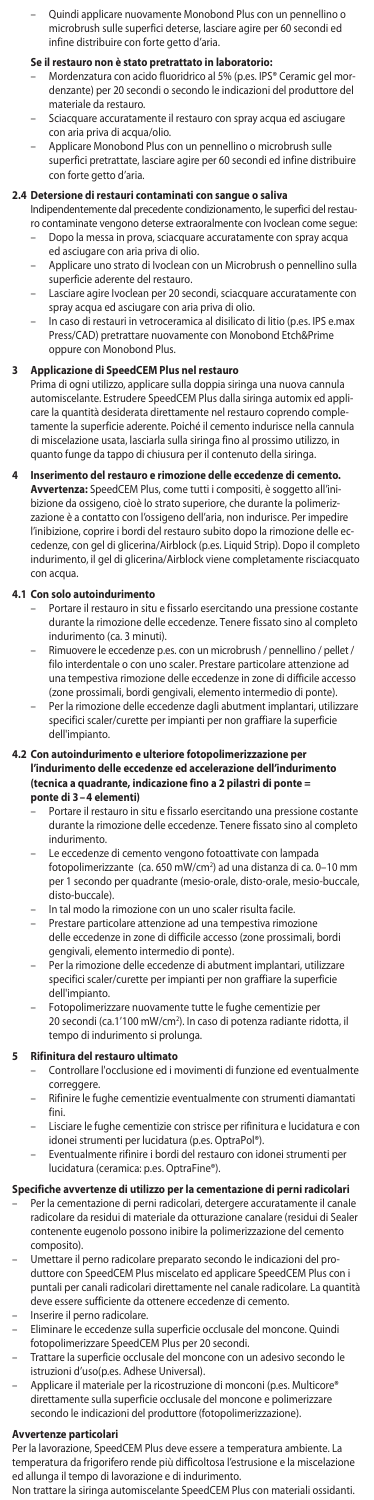- Quindi applicare nuovamente Monobond Plus con un pennellino o microbrush sulle superfici deterse, lasciare agire per 60 secondi ed infine distribuire con forte getto d'aria.

**Se il restauro non è stato pretrattato in laboratorio:**

- Mordenzatura con acido fluoridrico al 5% (p.es. IPS® Ceramic gel mordenzante) per 20 secondi o secondo le indicazioni del produttore del materiale da restauro.
- Sciacquare accuratamente il restauro con spray acqua ed asciugare con aria priva di acqua/olio.
- Applicare Monobond Plus con un pennellino o microbrush sulle superfici pretrattate, lasciare agire per 60 secondi ed infine distribuire con forte getto d'aria.

### 2.4 Detersione di restauri contaminati con sangue o saliva

Indipendentemente dal precedente condizionamento, le superfici del restauro contaminate vengono deterse extraoralmente con Ivoclean come segue:

- Dopo la messa in prova, sciacquare accuratamente con spray acqua ed asciugare con aria priva di olio.
- Applicare uno strato di Ivoclean con un Microbrush o pennellino sulla superficie aderente del restauro.
- Lasciare agire Ivoclean per 20 secondi, sciacquare accuratamente con spray acqua ed asciugare con aria priva di olio.
- In caso di restauri in vetroceramica al disilicato di litio (p.es. IPS e.max Press/CAD) pretrattare nuovamente con Monobond Etch&Prime oppure con Monobond Plus.

## 3 Applicazione di SpeedCEM Plus nel restauro

Prima di ogni utilizzo, applicare sulla doppia siringa una nuova cannula automiscelante. Estrudere SpeedCEM Plus dalla siringa automix ed applicare la quantità desiderata direttamente nel restauro coprendo completamente la superficie aderente. Poiché il cemento indurisce nella cannula di miscelazione usata, lasciarla sulla siringa fino al prossimo utilizzo, in quanto funge da tappo di chiusura per il contenuto della siringa.

## 4 Inserimento del restauro e rimozione delle eccedenze di cemento.

**Avvertenza:** SpeedCEM Plus, come tutti i compositi, è soggetto all'inibizione da ossigeno, cioè lo strato superiore, che durante la polimerizzazione è a contatto con l'ossigeno dell'aria, non indurisce. Per impedire l'inibizione, coprire i bordi del restauro subito dopo la rimozione delle eccedenze, con gel di glicerina/Airblock (p.es. Liquid Strip). Dopo il completo indurimento, il gel di glicerina/Airblock viene completamente risciacquato con acqua.

### 4.1 Con solo autoindurimento

- Portare il restauro in situ e fissarlo esercitando una pressione costante durante la rimozione delle eccedenze. Tenere fissato sino al completo indurimento (ca. 3 minuti).
- Rimuovere le eccedenze p.es. con un microbrush / pennellino / pellet / filo interdentale o con uno scaler. Prestare particolare attenzione ad una tempestiva rimozione delle eccedenze in zone di difficile accesso (zone prossimali, bordi gengivali, elemento intermedio di ponte).
- Per la rimozione delle eccedenze dagli abutment implantari, utilizzare specifici scaler/curette per impianti per non graffiare la superficie dell'impianto.

### 4.2 Con autoindurimento e ulteriore fotopolimerizzazione per l'indurimento delle eccedenze ed accelerazione dell'indurimento (tecnica a quadrante, indicazione fino a 2 pilastri di ponte = ponte di 3 – 4 elementi)

- Portare il restauro in situ e fissarlo esercitando una pressione costante durante la rimozione delle eccedenze. Tenere fissato sino al completo indurimento.
- Le eccedenze di cemento vengono fotoattivate con lampada fotopolimerizzante (ca. 650 mW/cm²) ad una distanza di ca. 0–10 mm per 1 secondo per quadrante (mesio-orale, disto-orale, mesio-buccale, disto-buccale).
- In tal modo la rimozione con uno scaler risulta facile.
- Prestare particolare attenzione ad una tempestiva rimozione delle eccedenze in zone di difficile accesso (zone prossimali, bordi gengivali, elemento intermedio di ponte).
- Per la rimozione delle eccedenze di abutment implantari, utilizzare specifici scaler/curette per impianti per non graffiare la superficie dell'impianto.
- Fotopolimerizzare nuovamente tutte le fughe cementizie per 20 secondi (ca.1'100 mW/cm²). In caso di potenza radiante ridotta, il tempo di indurimento si prolunga.

## 5 Rifinitura del restauro ultimato

- Controllare l'occlusione ed i movimenti di funzione ed eventualmente correggere.
- Rifinire le fughe cementizie eventualmente con strumenti diamantati fini.
- Lisciare le fughe cementizie con strisce per rifinitura e lucidatura e con idonei strumenti per lucidatura (p.es. OptraPol®).
- Eventualmente rifinire i bordi del restauro con idonei strumenti per lucidatura (ceramica: p.es. OptraFine®).

### Specifiche avvertenze di utilizzo per la cementazione di perni radicolari

- Per la cementazione di perni radicolari, detergere accuratamente il canale radicolare da residui di materiale da otturazione canalare (residui di Sealer contenente eugenolo possono inibire la polimerizzazione del cemento composito).
- Umettare il perno radicolare preparato secondo le indicazioni del produttore con SpeedCEM Plus miscelato ed applicare SpeedCEM Plus con i puntali per canali radicolari direttamente nel canale radicolare. La quantità deve essere sufficiente da ottenere eccedenze di cemento.
- Inserire il perno radicolare.
- Eliminare le eccedenze sulla superficie occlusale del moncone. Quindi fotopolimerizzare SpeedCEM Plus per 20 secondi.
- Trattare la superficie occlusale del moncone con un adesivo secondo le istruzioni d'uso(p.es. Adhese Universal).
- Applicare il materiale per la ricostruzione di monconi (p.es. Multicore® direttamente sulla superficie occlusale del moncone e polimerizzare secondo le indicazioni del produttore (fotopolimerizzazione).

### Avvertenze particolari

Per la lavorazione, SpeedCEM Plus deve essere a temperatura ambiente. La temperatura da frigorifero rende più difficoltosa l'estrusione e la miscelazione ed allunga il tempo di lavorazione e di indurimento.
Non trattare la siringa automiscelante SpeedCEM Plus con materiali ossidanti.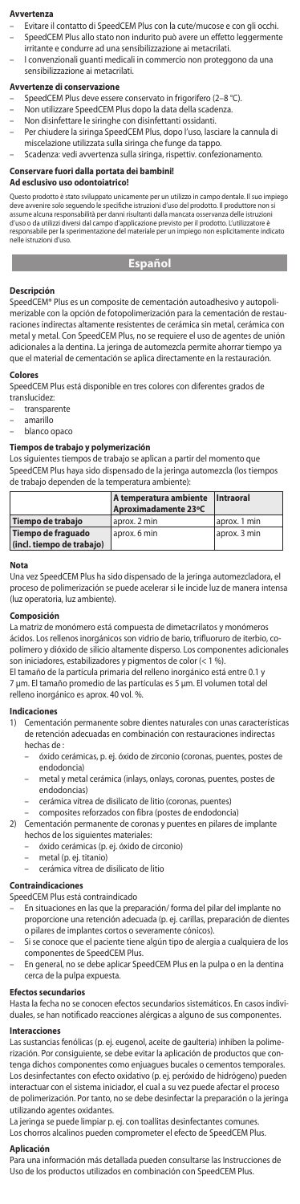#### Avvertenza

- Evitare il contatto di SpeedCEM Plus con la cute/mucose e con gli occhi.
- SpeedCEM Plus allo stato non indurito può avere un effetto leggermente irritante e condurre ad una sensibilizzazione ai metacrilati.
- I convenzionali guanti medicali in commercio non proteggono da una sensibilizzazione ai metacrilati.

#### Avvertenze di conservazione

- SpeedCEM Plus deve essere conservato in frigorifero (2–8 °C).
- Non utilizzare SpeedCEM Plus dopo la data della scadenza.
- Non disinfettare le siringhe con disinfettanti ossidanti.
- Per chiudere la siringa SpeedCEM Plus, dopo l'uso, lasciare la cannula di miscelazione utilizzata sulla siringa che funge da tappo.
- Scadenza: vedi avvertenza sulla siringa, rispettiv. confezionamento.

**Conservare fuori dalla portata dei bambini!**
**Ad esclusivo uso odontoiatrico!**

Questo prodotto è stato sviluppato unicamente per un utilizzo in campo dentale. Il suo impiego deve avvenire solo seguendo le specifiche istruzioni d'uso del prodotto. Il produttore non si assume alcuna responsabilità per danni risultanti dalla mancata osservanza delle istruzioni d'uso o da utilizzi diversi dal campo d'applicazione previsto per il prodotto. L'utilizzatore è responsabile per la sperimentazione del materiale per un impiego non esplicitamente indicato nelle istruzioni d'uso.

## Español

#### Descripción

SpeedCEM® Plus es un composite de cementación autoadhesivo y autopolimerizable con la opción de fotopolimerización para la cementación de restauraciones indirectas altamente resistentes de cerámica sin metal, cerámica con metal y metal. Con SpeedCEM Plus, no se require el uso de agentes de unión adicionales a la dentina. La jeringa de automezcla permite ahorrar tiempo ya que el material de cementación se aplica directamente en la restauración.

#### Colores

SpeedCEM Plus está disponible en tres colores con diferentes grados de translucidez:
- transparente
- amarillo
- blanco opaco

#### Tiempos de trabajo y polymerizacion

Los siguientes tiempos de trabajo se aplican a partir del momento que SpeedCEM Plus haya sido dispensado de la jeringa automezcla (los tiempos de trabajo dependen de la temperatura ambiente):

| | A temperatura ambiente Aproximadamente 23ºC | Intraoral |
|---|---|---|
| **Tiempo de trabajo** | aprox. 2 min | aprox. 1 min |
| **Tiempo de fraguado (incl. tiempo de trabajo)** | aprox. 6 min | aprox. 3 min |

#### Nota

Una vez SpeedCEM Plus ha sido dispensado de la jeringa automezcladora, el proceso de polimerización se puede acelerar si le incide luz de manera intensa (luz operatoria, luz ambiente).

#### Composición

La matriz de monómero está compuesta de dimetacrilatos y monómeros ácidos. Los rellenos inorgánicos son vidrio de bario, trifluoruro de iterbio, copolímero y dióxido de silicio altamente disperso. Los componentes adicionales son iniciadores, estabilizadores y pigmentos de color (< 1 %).
El tamaño de la partícula primaria del relleno inorgánico está entre 0.1 y 7 µm. El tamaño promedio de las partículas es 5 µm. El volumen total del relleno inorgánico es aprox. 40 vol. %.

#### Indicaciones

1) Cementación permanente sobre dientes naturales con unas características de retención adecuadas en combinación con restauraciones indirectas hechas de :
   - óxido cerámicas, p. ej. óxido de zirconio (coronas, puentes, postes de endodoncia)
   - metal y metal cerámica (inlays, onlays, coronas, puentes, postes de endodoncias)
   - cerámica vítrea de disilicato de litio (coronas, puentes)
   - composites reforzados con fibra (postes de endodoncia)
2) Cementación permanente de coronas y puentes en pilares de implante hechos de los siguientes materiales:
   - óxido cerámicas (p. ej. óxido de circonio)
   - metal (p. ej. titanio)
   - cerámica vítrea de disilicato de litio

#### Contraindicaciones

SpeedCEM Plus está contraindicado
- En situaciones en las que la preparación/ forma del pilar del implante no proporcione una retención adecuada (p. ej. carillas, preparación de dientes o pilares de implantes cortos o severamente cónicos).
- Si se conoce que el paciente tiene algún tipo de alergia a cualquiera de los componentes de SpeedCEM Plus.
- En general, no se debe aplicar SpeedCEM Plus en la pulpa o en la dentina cerca de la pulpa expuesta.

#### Efectos secundarios

Hasta la fecha no se conocen efectos secundarios sistemáticos. En casos individuales, se han notificado reacciones alérgicas a alguno de sus componentes.

#### Interacciones

Las sustancias fenólicas (p. ej. eugenol, aceite de gaulteria) inhiben la polimerización. Por consiguiente, se debe evitar la aplicación de productos que contenga dichos componentes como enjuagues bucales o cementos temporales. Los desinfectantes con efecto oxidativo (p. ej. peróxido de hidrógeno) pueden interactuar con el sistema iniciador, el cual a su vez puede afectar el proceso de polimerización. Por tanto, no se debe desinfectar la preparación o la jeringa utilizando agentes oxidantes.
La jeringa se puede limpiar p. ej. con toallitas desinfectantes comunes.
Los chorros alcalinos pueden comprometer el efecto de SpeedCEM Plus.

#### Aplicación

Para una información más detallada pueden consultarse las Instrucciones de Uso de los productos utilizados en combinación con SpeedCEM Plus.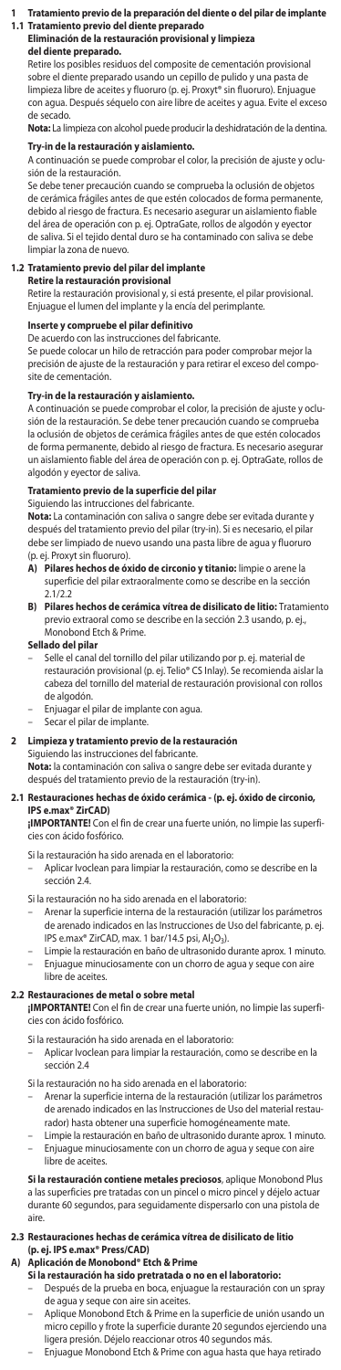# 1 Tratamiento previo de la preparación del diente o del pilar de implante

## 1.1 Tratamiento previo del diente preparado

**Eliminación de la restauración provisional y limpieza del diente preparado.**

Retire los posibles residuos del composite de cementación provisional sobre el diente preparado usando un cepillo de pulido y una pasta de limpieza libre de aceites y fluoruro (p. ej. Proxyt® sin fluoruro). Enjuague con agua. Después séquelo con aire libre de aceites y agua. Evite el exceso de secado.

**Nota:** La limpieza con alcohol puede producir la deshidratación de la dentina.

**Try-in de la restauración y aislamiento.**

A continuación se puede comprobar el color, la precisión de ajuste y oclusión de la restauración.

Se debe tener precaución cuando se comprueba la oclusión de objetos de cerámica frágiles antes de que estén colocados de forma permanente, debido al riesgo de fractura. Es necesario asegurar un aislamiento fiable del área de operación con p. ej. OptraGate, rollos de algodón y eyector de saliva. Si el tejido dental duro se ha contaminado con saliva se debe limpiar la zona de nuevo.

## 1.2 Tratamiento previo del pilar del implante

**Retire la restauración provisional**

Retire la restauración provisional y, si está presente, el pilar provisional. Enjuague el lumen del implante y la encía del perimplante.

**Inserte y compruebe el pilar definitivo**

De acuerdo con las instrucciones del fabricante.

Se puede colocar un hilo de retracción para poder comprobar mejor la precisión de ajuste de la restauración y para retirar el exceso del composite de cementación.

**Try-in de la restauración y aislamiento.**

A continuación se puede comprobar el color, la precisión de ajuste y oclusión de la restauración. Se debe tener precaución cuando se comprueba la oclusión de objetos de cerámica frágiles antes de que estén colocados de forma permanente, debido al riesgo de fractura. Es necesario asegurar un aislamiento fiable del área de operación con p. ej. OptraGate, rollos de algodón y eyector de saliva.

**Tratamiento previo de la superficie del pilar**

Siguiendo las intrucciones del fabricante.

**Nota:** La contaminación con saliva o sangre debe ser evitada durante y después del tratamiento previo del pilar (try-in). Si es necesario, el pilar debe ser limpiado de nuevo usando una pasta libre de agua y fluoruro (p. ej. Proxyt sin fluoruro).

**A) Pilares hechos de óxido de circonio y titanio:** limpie o arene la superficie del pilar extraoralmente como se describe en la sección 2.1/2.2

**B) Pilares hechos de cerámica vítrea de disilicato de litio:** Tratamiento previo extraoral como se describe en la sección 2.3 usando, p. ej., Monobond Etch & Prime.

**Sellado del pilar**

- Selle el canal del tornillo del pilar utilizando por p. ej. material de restauración provisional (p. ej. Telio® CS Inlay). Se recomienda aislar la cabeza del tornillo del material de restauración provisional con rollos de algodón.
- Enjuagar el pilar de implante con agua.
- Secar el pilar de implante.

# 2 Limpieza y tratamiento previo de la restauración

Siguiendo las instrucciones del fabricante.

**Nota:** la contaminación con saliva o sangre debe ser evitada durante y después del tratamiento previo de la restauración (try-in).

## 2.1 Restauraciones hechas de óxido cerámica - (p. ej. óxido de circonio, IPS e.max® ZirCAD)

**¡IMPORTANTE!** Con el fin de crear una fuerte unión, no limpie las superficies con ácido fosfórico.

Si la restauración ha sido arenada en el laboratorio:
- Aplicar Ivoclean para limpiar la restauración, como se describe en la sección 2.4.

Si la restauración no ha sido arenada en el laboratorio:
- Arenar la superficie interna de la restauración (utilizar los parámetros de arenado indicados en las Instrucciones de Uso del fabricante, p. ej. IPS e.max® ZirCAD, max. 1 bar/14.5 psi, $Al_2O_3$).
- Limpie la restauración en baño de ultrasonido durante aprox. 1 minuto.
- Enjuague minuciosamente con un chorro de agua y seque con aire libre de aceites.

## 2.2 Restauraciones de metal o sobre metal

**¡IMPORTANTE!** Con el fin de crear una fuerte unión, no limpie las superficies con ácido fosfórico.

Si la restauración ha sido arenada en el laboratorio:
- Aplicar Ivoclean para limpiar la restauración, como se describe en la sección 2.4

Si la restauración no ha sido arenada en el laboratorio:
- Arenar la superficie interna de la restauración (utilizar los parámetros de arenado indicados en las Instrucciones de Uso del material restaurador) hasta obtener una superficie homogéneamente mate.
- Limpie la restauración en baño de ultrasonido durante aprox. 1 minuto.
- Enjuague minuciosamente con un chorro de agua y seque con aire libre de aceites.

**Si la restauración contiene metales preciosos**, aplique Monobond Plus a las superficies pre tratadas con un pincel o micro pincel y déjelo actuar durante 60 segundos, para seguidamente dispersarlo con una pistola de aire.

## 2.3 Restauraciones hechas de cerámica vítrea de disilicato de litio (p. ej. IPS e.max® Press/CAD)

**A) Aplicación de Monobond® Etch & Prime**

**Si la restauración ha sido pretratada o no en el laboratorio:**
- Después de la prueba en boca, enjuague la restauración con un spray de agua y seque con aire sin aceites.
- Aplique Monobond Etch & Prime en la superficie de unión usando un micro cepillo y frote la superficie durante 20 segundos ejerciendo una ligera presión. Déjelo reaccionar otros 40 segundos más.
- Enjuague Monobond Etch & Prime con agua hasta que haya retirado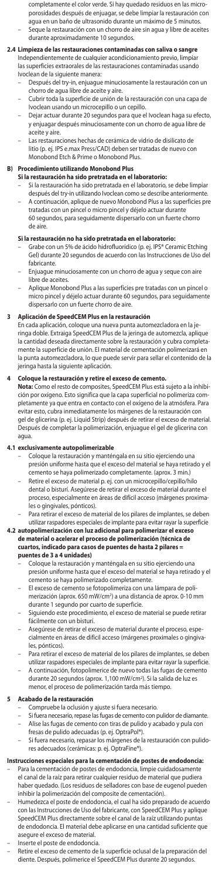completamente el color verde. Si hay quedado residuos en las microporosidades después de enjuagar, se debe limpiar la restauración con agua en un baño de ultrasonido durante un máximo de 5 minutos.
– Seque la restauración con un chorro de aire sin agua y libre de aceites durante aproximadamente 10 segundos.

**2.4 Limpieza de las restauraciones contaminadas con saliva o sangre**
Independientemente de cualquier acondicionamiento previo, limpiar las superficies extraorales de las restauraciones contaminadas usando Ivoclean de la siguiente manera:
– Después del try-in, enjuague minuciosamente la restauración con un chorro de agua libre de aceite y aire.
– Cubrir toda la superficie de unión de la restauración con una capa de Ivoclean usando un microcepillo o un cepillo.
– Dejar actuar durante 20 segundos para que el Ivoclean haga su efecto, y enjuagar después minuciosamente con un chorro de agua libre de aceite y aire.
– Las restauraciones hechas de cerámica de vidrio de disilicato de litio (p. ej. IPS e.max Press/CAD) deben ser tratadas de nuevo con Monobond Etch & Prime o Monobond Plus.

**B) Procedimiento utilizando Monobond Plus**

**Si la restauración ha sido pretratada en el laboratorio:**
– Si la restauración ha sido pretratada en el laboratorio, se debe limpiar después del try-in utilizando Ivoclean como se describe anteriormente.
– A continuación, aplique de nuevo Monobond Plus a las superficies pre tratadas con un pincel o micro pincel y déjelo actuar durante 60 segundos, para seguidamente dispersarlo con un fuerte chorro de aire.

**Si la restauración no ha sido pretratada en el laboratorio:**
– Grabe con un 5% de ácido hidrofluorídico (p. ej. IPS® Ceramic Etching Gel) durante 20 segundos de acuerdo con las Instrucciones de Uso del fabricante.
– Enjuague minuciosamente con un chorro de agua y seque con aire libre de aceites.
– Aplique Monobond Plus a las superficies pre tratadas con un pincel o micro pincel y déjelo actuar durante 60 segundos, para seguidamente dispersarlo con un fuerte chorro de aire.

**3 Aplicación de SpeedCEM Plus en la restauración**
En cada aplicación, coloque una nueva punta automezcladora en la jeringa doble. Extraiga SpeedCEM Plus de la jeringa de automezcla, aplique la cantidad deseada directamente sobre la restauración y cubra completamente la superficie de unión. El material de cementación polimerizará en la punta automezcladora, lo que puede servir para sellar el contenido de la jeringa hasta la siguiente aplicación.

**4 Coloque la restauración y retire el exceso de cemento.**
**Nota:** Como el resto de composites, SpeedCEM Plus está sujeto a la inhibición por oxígeno. Esto significa que la capa superficial no polimeriza completamente ya que entra en contacto con el oxígeno de la atmósfera. Para evitar esto, cubra inmediatamente los márgenes de la restauración con gel de glicerina (p. ej. Liquid Strip) después de retirar el exceso de material. Después de completar la polimerización, enjuague el gel de glicerina con agua.

**4.1 exclusivamente autopolimerizable**
– Coloque la restauración y manténgala en su sitio ejerciendo una presión uniforme hasta que el exceso del material se haya retirado y el cemento se haya polimerizado completamente. (aprox. 3 min.)
– Retire el exceso de material p. ej. con un microcepillo/cepillo/hilo dental o bisturí. Asegúrese de retirar el exceso de material durante el proceso, especialmente en áreas de difícil acceso (márgenes proximales o gingivales, pónticos).
– Para retirar el exceso de material de los pilares de implantes, se deben utilizar raspadores especiales de implante para evitar rayar la superficie

**4.2 autopolimerización con luz adicional para polimerizar el exceso de material o acelerar el proceso de polimerización (técnica de cuartos, indicado para casos de puentes de hasta 2 pilares = puentes de 3 a 4 unidades)**
– Coloque la restauración y manténgala en su sitio ejerciendo una presión uniforme hasta que el exceso del material se haya retirado y el cemento se haya polimerizado completamente.
– El exceso de cemento se fotopolimeriza con una lámpara de polimerización (aprox. 650 mW/cm²) a una distancia de aprox. 0-10 mm durante 1 segundo por cuarto de superficie.
– Siguiendo este procedimiento, el exceso de material se puede retirar fácilmente con un bisturí.
– Asegúrese de retirar el exceso de material durante el proceso, especialmente en áreas de difícil acceso (márgenes proximales o gingivales, pónticos).
– Para retirar el exceso de material de los pilares de implantes, se deben utilizar raspadores especiales de implante para evitar rayar la superficie.
– A continuación, fotopolimerice de nuevo todas las fugas de cemento durante 20 segundos (aprox. 1,100 mW/cm²). Si la salida de luz es menor, el proceso de polimerización tarda más tiempo.

**5 Acabado de la restauración**
– Compruebe la oclusión y ajuste si fuera necesario.
– Si fuera necesario, repase las fugas de cemento con pulidor de diamante.
– Alise las fugas de cemento con tiras de pulido y acabado y pula con fresas de pulido adecuadas (p. ej. OptraPol®).
– Si fuera necesario, repasar los márgenes de la restauración con pulidores adecuados (cerámicas: p. ej. OptraFine®).

**Instrucciones especiales para la cementación de postes de endodoncia:**
– Para la cementación de postes de endodoncia, limpie cuidadosamente el canal de la raíz para retirar cualquier residuo de material que pudiera haber quedado. (Los residuos de selladores con base de eugenol pueden inhibir la polimerización del composite de cementación).
– Humedezca el poste de endodoncia, el cual ha sido preparado de acuerdo con las Instrucciones de Uso del fabricante, con SpeedCEM Plus y aplique SpeedCEM Plus directamente sobre el canal de la raíz utilizando puntas de endodoncia. El material debe aplicarse en una cantidad suficiente que asegure el exceso de material.
– Inserte el poste de endodoncia.
– Retire el exceso de cemento de la superficie oclusal de la preparación del diente. Después, polimerice el SpeedCEM Plus durante 20 segundos.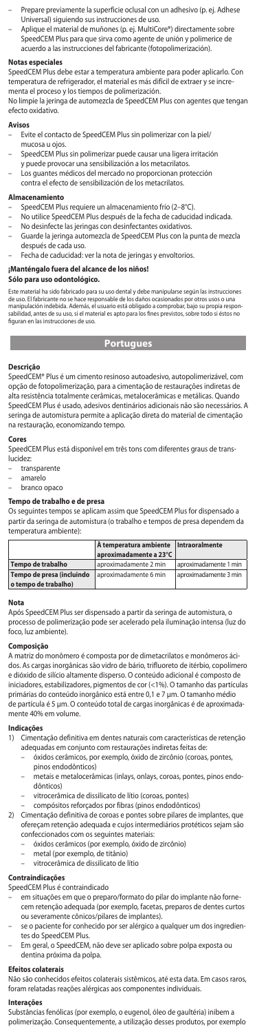- Prepare previamente la superficie oclusal con un adhesivo (p. ej. Adhese Universal) siguiendo sus instrucciones de uso.
- Aplique el material de muñones (p. ej. MultiCore®) directamente sobre SpeedCEM Plus para que sirva como agente de unión y polimerice de acuerdo a las instrucciones del fabricante (fotopolimerización).

**Notas especiales**

SpeedCEM Plus debe estar a temperatura ambiente para poder aplicarlo. Con temperatura de refrigerador, el material es más difícil de extraer y se incrementa el proceso y los tiempos de polimerización.
No limpie la jeringa de automezcla de SpeedCEM Plus con agentes que tengan efecto oxidativo.

**Avisos**

- Evite el contacto de SpeedCEM Plus sin polimerizar con la piel/ mucosa u ojos.
- SpeedCEM Plus sin polimerizar puede causar una ligera irritación y puede provocar una sensibilización a los metacrilatos.
- Los guantes médicos del mercado no proporcionan protección contra el efecto de sensibilización de los metacrilatos.

**Almacenamiento**

- SpeedCEM Plus requiere un almacenamiento frío (2–8°C).
- No utilice SpeedCEM Plus después de la fecha de caducidad indicada.
- No desinfecte las jeringas con desinfectantes oxidativos.
- Guarde la jeringa automezcla de SpeedCEM Plus con la punta de mezcla después de cada uso.
- Fecha de caducidad: ver la nota de jeringas y envoltorios.

**¡Manténgalo fuera del alcance de los niños!**
**Sólo para uso odontológico.**

Este material ha sido fabricado para su uso dental y debe manipularse según las instrucciones de uso. El fabricante no se hace responsable de los daños ocasionados por otros usos o una manipulación indebida. Además, el usuario está obligado a comprobar, bajo su propia responsabilidad, antes de su uso, si el material es apto para los fines previstos, sobre todo si éstos no figuran en las instrucciones de uso.

## Portugues

**Descrição**

SpeedCEM® Plus é um cimento resinoso autoadesivo, autopolimerizável, com opção de fotopolimerização, para a cimentação de restaurações indiretas de alta resistência totalmente cerâmicas, metalocerâmicas e metálicas. Quando SpeedCEM Plus é usado, adesivos dentinários adicionais não são necessários. A seringa de automistura permite a aplicação direta do material de cimentação na restauração, economizando tempo.

**Cores**

SpeedCEM Plus está disponível em três tons com diferentes graus de translucidez:
- transparente
- amarelo
- branco opaco

**Tempo de trabalho e de presa**

Os seguintes tempos se aplicam assim que SpeedCEM Plus for dispensado a partir da seringa de automistura (o trabalho e tempos de presa dependem da temperatura ambiente):

| | À temperatura ambiente aproximadamente a 23°C | Intraoralmente |
|---|---|---|
| **Tempo de trabalho** | aproximadamente 2 min | aproximadamente 1 min |
| **Tempo de presa (incluindo o tempo de trabalho)** | aproximadamente 6 min | aproximadamente 3 min |

**Nota**

Após SpeedCEM Plus ser dispensado a partir da seringa de automistura, o processo de polimerização pode ser acelerado pela iluminação intensa (luz do foco, luz ambiente).

**Composição**

A matriz do monômero é composta por de dimetacrilatos e monômeros ácidos. As cargas inorgânicas são vidro de bário, trifluoreto de itérbio, copolímero e dióxido de silício altamente disperso. O conteúdo adicional é composto de iniciadores, estabilizadores, pigmentos de cor (<1%). O tamanho das partículas primárias do conteúdo inorgânico está entre 0,1 e 7 μm. O tamanho médio de partícula é 5 μm. O conteúdo total de cargas inorgânicas é de aproximadamente 40% em volume.

**Indicações**

1) Cimentação definitiva em dentes naturais com características de retenção adequadas em conjunto com restaurações indiretas feitas de:
   - óxidos cerâmicos, por exemplo, óxido de zircônio (coroas, pontes, pinos endodônticos)
   - metais e metalocerâmicas (inlays, onlays, coroas, pontes, pinos endodônticos)
   - vitrocerâmica de dissilicato de lítio (coroas, pontes)
   - compósitos reforçados por fibras (pinos endodônticos)
2) Cimentação definitiva de coroas e pontes sobre pilares de implantes, que ofereçam retenção adequada e cujos intermediários protéticos sejam são confeccionados com os seguintes materiais:
   - óxidos cerâmicos (por exemplo, óxido de zircônio)
   - metal (por exemplo, de titânio)
   - vitrocerâmica de dissilicato de lítio

**Contraindicações**

SpeedCEM Plus é contraindicado
- em situações em que o preparo/formato do pilar do implante não fornecem retenção adequada (por exemplo, facetas, preparos de dentes curtos ou severamente cônicos/pilares de implantes).
- se o paciente for conhecido por ser alérgico a qualquer um dos ingredientes do SpeedCEM Plus.
- Em geral, o SpeedCEM, não deve ser aplicado sobre polpa exposta ou dentina próxima da polpa.

**Efeitos colaterais**

Não são conhecidos efeitos colaterais sistêmicos, até esta data. Em casos raros, foram relatadas reações alérgicas aos componentes individuais.

**Interações**

Substâncias fenólicas (por exemplo, o eugenol, óleo de gaultéria) inibem a polimerização. Consequentemente, a utilização desses produtos, por exemplo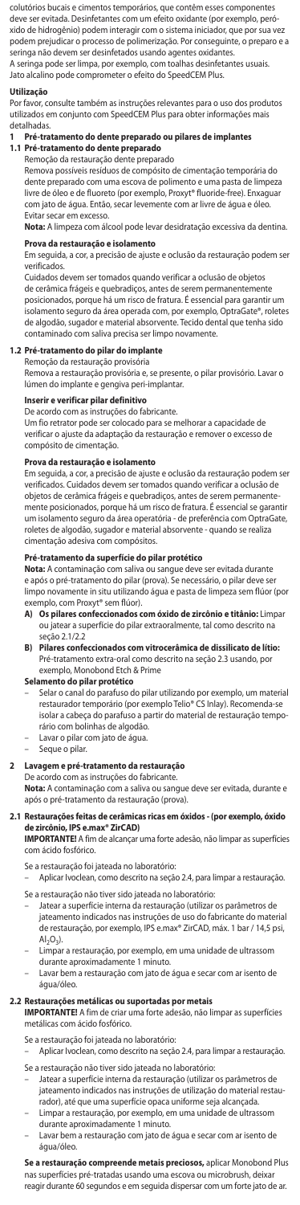colutórios bucais e cimentos temporários, que contêm esses componentes deve ser evitada. Desinfetantes com um efeito oxidante (por exemplo, peróxido de hidrogênio) podem interagir com o sistema iniciador, que por sua vez podem prejudicar o processo de polimerização. Por conseguinte, o preparo e a seringa não devem ser desinfetados usando agentes oxidantes.
A seringa pode ser limpa, por exemplo, com toalhas desinfetantes usuais. Jato alcalino pode comprometer o efeito do SpeedCEM Plus.

**Utilização**

Por favor, consulte também as instruções relevantes para o uso dos produtos utilizados em conjunto com SpeedCEM Plus para obter informações mais detalhadas.

## 1 Pré-tratamento do dente preparado ou pilares de implantes

### 1.1 Pré-tratamento do dente preparado

Remoção da restauração dente preparado

Remova possíveis resíduos de compósito de cimentação temporária do dente preparado com uma escova de polimento e uma pasta de limpeza livre de óleo e de fluoreto (por exemplo, Proxyt® fluoride-free). Enxaguar com jato de água. Então, secar levemente com ar livre de água e óleo. Evitar secar em excesso.

**Nota:** A limpeza com álcool pode levar desidratação excessiva da dentina.

**Prova da restauração e isolamento**

Em seguida, a cor, a precisão de ajuste e oclusão da restauração podem ser verificados.

Cuidados devem ser tomados quando verificar a oclusão de objetos de cerâmica frágeis e quebradiços, antes de serem permanentemente posicionados, porque há um risco de fratura. É essencial para garantir um isolamento seguro da área operada com, por exemplo, OptraGate®, roletes de algodão, sugador e material absorvente. Tecido dental que tenha sido contaminado com saliva precisa ser limpo novamente.

### 1.2 Pré-tratamento do pilar do implante

Remoção da restauração provisória

Remova a restauração provisória e, se presente, o pilar provisório. Lavar o lúmen do implante e gengiva peri-implantar.

**Inserir e verificar pilar definitivo**

De acordo com as instruções do fabricante.

Um fio retrator pode ser colocado para se melhorar a capacidade de verificar o ajuste da adaptação da restauração e remover o excesso de compósito de cimentação.

**Prova da restauração e isolamento**

Em seguida, a cor, a precisão de ajuste e oclusão da restauração podem ser verificados. Cuidados devem ser tomados quando verificar a oclusão de objetos de cerâmica frágeis e quebradiços, antes de serem permanentemente posicionados, porque há um risco de fratura. É essencial se garantir um isolamento seguro da área operatória - de preferência com OptraGate, roletes de algodão, sugador e material absorvente - quando se realiza cimentação adesiva com compósitos.

**Pré-tratamento da superfície do pilar protético**

**Nota:** A contaminação com saliva ou sangue deve ser evitada durante e após o pré-tratamento do pilar (prova). Se necessário, o pilar deve ser limpo novamente in situ utilizando água e pasta de limpeza sem flúor (por exemplo, com Proxyt® sem flúor).

**A) Os pilares confeccionados com óxido de zircônio e titânio:** Limpar ou jatear a superfície do pilar extraoralmente, tal como descrito na seção 2.1/2.2

**B) Pilares confeccionados com vitrocerâmica de dissilicato de lítio:** Pré-tratamento extra-oral como descrito na seção 2.3 usando, por exemplo, Monobond Etch & Prime

**Selamento do pilar protético**

- Selar o canal do parafuso do pilar utilizando por exemplo, um material restaurador temporário (por exemplo Telio® CS Inlay). Recomenda-se isolar a cabeça do parafuso a partir do material de restauração temporário com bolinhas de algodão.
- Lavar o pilar com jato de água.
- Seque o pilar.

## 2 Lavagem e pré-tratamento da restauração

De acordo com as instruções do fabricante.

**Nota:** A contaminação com a saliva ou sangue deve ser evitada, durante e após o pré-tratamento da restauração (prova).

### 2.1 Restaurações feitas de cerâmicas ricas em óxidos - (por exemplo, óxido de zircônio, IPS e.max® ZirCAD)

**IMPORTANTE!** A fim de alcançar uma forte adesão, não limpar as superfícies com ácido fosfórico.

Se a restauração foi jateada no laboratório:

- Aplicar Ivoclean, como descrito na seção 2.4, para limpar a restauração.

Se a restauração não tiver sido jateada no laboratório:

- Jatear a superfície interna da restauração (utilizar os parâmetros de jateamento indicados nas instruções de uso do fabricante do material de restauração, por exemplo, IPS e.max® ZirCAD, máx. 1 bar / 14,5 psi, $Al_2O_3$).
- Limpar a restauração, por exemplo, em uma unidade de ultrassom durante aproximadamente 1 minuto.
- Lavar bem a restauração com jato de água e secar com ar isento de água/óleo.

### 2.2 Restaurações metálicas ou suportadas por metais

**IMPORTANTE!** A fim de criar uma forte adesão, não limpar as superfícies metálicas com ácido fosfórico.

Se a restauração foi jateada no laboratório:

- Aplicar Ivoclean, como descrito na seção 2.4, para limpar a restauração.

Se a restauração não tiver sido jateada no laboratório:

- Jatear a superfície interna da restauração (utilizar os parâmetros de jateamento indicados nas instruções de utilização do material restaurador), até que uma superfície opaca uniforme seja alcançada.
- Limpar a restauração, por exemplo, em uma unidade de ultrassom durante aproximadamente 1 minuto.
- Lavar bem a restauração com jato de água e secar com ar isento de água/óleo.

**Se a restauração compreende metais preciosos,** aplicar Monobond Plus nas superfícies pré-tratadas usando uma escova ou microbrush, deixar reagir durante 60 segundos e em seguida dispersar com um forte jato de ar.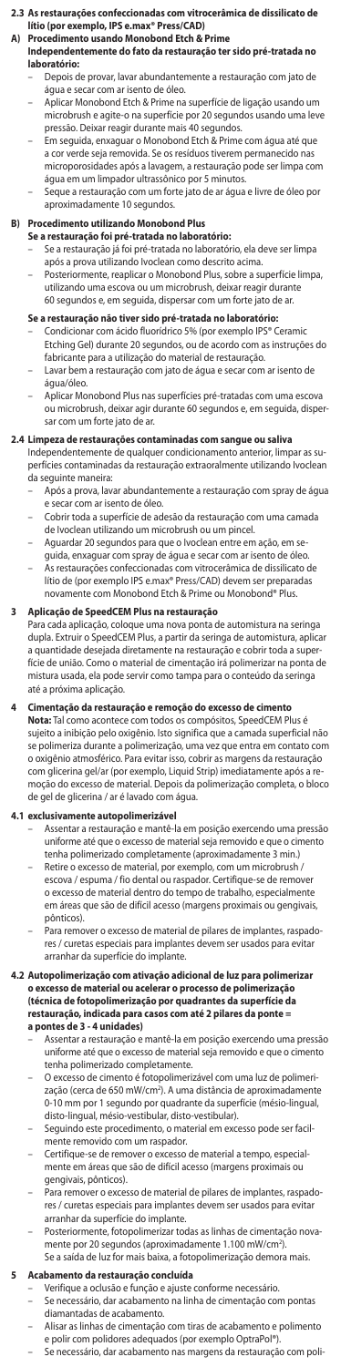### 2.3 As restaurações confeccionadas com vitrocerâmica de dissilicato de lítio (por exemplo, IPS e.max® Press/CAD)

**A) Procedimento usando Monobond Etch & Prime**
**Independentemente do fato da restauração ter sido pré-tratada no laboratório:**

- Depois de provar, lavar abundantemente a restauração com jato de água e secar com ar isento de óleo.
- Aplicar Monobond Etch & Prime na superfície de ligação usando um microbrush e agite-o na superfície por 20 segundos usando uma leve pressão. Deixar reagir durante mais 40 segundos.
- Em seguida, enxaguar o Monobond Etch & Prime com água até que a cor verde seja removida. Se os resíduos tiverem permanecido nas microporosidades após a lavagem, a restauração pode ser limpa com água em um limpador ultrassônico por 5 minutos.
- Seque a restauração com um forte jato de ar água e livre de óleo por aproximadamente 10 segundos.

**B) Procedimento utilizando Monobond Plus**
**Se a restauração foi pré-tratada no laboratório:**

- Se a restauração já foi pré-tratada no laboratório, ela deve ser limpa após a prova utilizando Ivoclean como descrito acima.
- Posteriormente, reaplicar o Monobond Plus, sobre a superfície limpa, utilizando uma escova ou um microbrush, deixar reagir durante 60 segundos e, em seguida, dispersar com um forte jato de ar.

**Se a restauração não tiver sido pré-tratada no laboratório:**

- Condicionar com ácido fluorídrico 5% (por exemplo IPS® Ceramic Etching Gel) durante 20 segundos, ou de acordo com as instruções do fabricante para a utilização do material de restauração.
- Lavar bem a restauração com jato de água e secar com ar isento de água/óleo.
- Aplicar Monobond Plus nas superfícies pré-tratadas com uma escova ou microbrush, deixar agir durante 60 segundos e, em seguida, dispersar com um forte jato de ar.

### 2.4 Limpeza de restaurações contaminadas com sangue ou saliva

Independentemente de qualquer condicionamento anterior, limpar as superfícies contaminadas da restauração extraoralmente utilizando Ivoclean da seguinte maneira:

- Após a prova, lavar abundantemente a restauração com spray de água e secar com ar isento de óleo.
- Cobrir toda a superfície de adesão da restauração com uma camada de Ivoclean utilizando um microbrush ou um pincel.
- Aguardar 20 segundos para que o Ivoclean entre em ação, em seguida, enxaguar com spray de água e secar com ar isento de óleo.
- As restaurações confeccionadas com vitrocerâmica de dissilicato de lítio de (por exemplo IPS e.max® Press/CAD) devem ser preparadas novamente com Monobond Etch & Prime ou Monobond® Plus.

## 3 Aplicação de SpeedCEM Plus na restauração

Para cada aplicação, coloque uma nova ponta de automistura na seringa dupla. Extruir o SpeedCEM Plus, a partir da seringa de automistura, aplicar a quantidade desejada diretamente na restauração e cobrir toda a superfície de união. Como o material de cimentação irá polimerizar na ponta de mistura usada, ela pode servir como tampa para o conteúdo da seringa até a próxima aplicação.

## 4 Cimentação da restauração e remoção do excesso de cimento

**Nota:** Tal como acontece com todos os compósitos, SpeedCEM Plus é sujeito a inibição pelo oxigênio. Isto significa que a camada superficial não se polimeriza durante a polimerização, uma vez que entre em contato com o oxigênio atmosférico. Para evitar isso, cobrir as margens da restauração com glicerina gel/ar (por exemplo, Liquid Strip) imediatamente após a remoção do excesso de material. Depois da polimerização completa, o bloco de gel de glicerina / ar é lavado com água.

### 4.1 exclusivamente autopolimerizável

- Assentar a restauração e mantê-la em posição exercendo uma pressão uniforme até que o excesso de material seja removido e que o cimento tenha polimerizado completamente (aproximadamente 3 min.)
- Retire o excesso de material, por exemplo, com um microbrush / escova / espuma / fio dental ou raspador. Certifique-se de remover o excesso de material dentro do tempo de trabalho, especialmente em áreas que são de difícil acesso (margens proximais ou gengivais, pônticos).
- Para remover o excesso de material de pilares de implantes, raspadores / curetas especiais para implantes devem ser usados para evitar arranhar da superfície do implante.

### 4.2 Autopolimerização com ativação adicional de luz para polimerizar o excesso de material ou acelerar o processo de polimerização (técnica de fotopolimerização por quadrantes da superfície da restauração, indicada para casos com até 2 pilares da ponte = a pontes de 3 - 4 unidades)

- Assentar a restauração e mantê-la em posição exercendo uma pressão uniforme até que o excesso de material seja removido e que o cimento tenha polimerizado completamente.
- O excesso de cimento é fotopolimerizado com uma luz de polimerização (cerca de 650 mW/cm²). A uma distância de aproximadamente 0-10 mm por 1 segundo por quadrante da superfície (mésio-lingual, disto-lingual, mésio-vestibular, disto-vestibular).
- Seguindo este procedimento, o material em excesso pode ser facilmente removido com um raspador.
- Certifique-se de remover o excesso de material a tempo, especialmente em áreas que são de difícil acesso (margens proximais ou gengivais, pônticos).
- Para remover o excesso de material de pilares de implantes, raspadores / curetas especiais para implantes devem ser usados para evitar arranhar da superfície do implante.
- Posteriormente, fotopolimerizar todas as linhas de cimentação novamente por 20 segundos (aproximadamente 1.100 mW/cm²). Se a saída de luz for mais baixa, a fotopolimerização demora mais.

## 5 Acabamento da restauração concluída

- Verifique a oclusão e função e ajuste conforme necessário.
- Se necessário, dar acabamento na linha de cimentação com pontas diamantadas de acabamento.
- Alisar as linhas de cimentação com tiras de acabamento e polimento e polir com polidores adequados (por exemplo OptraPol®).
- Se necessário, dar acabamento nas margens da restauração com poli-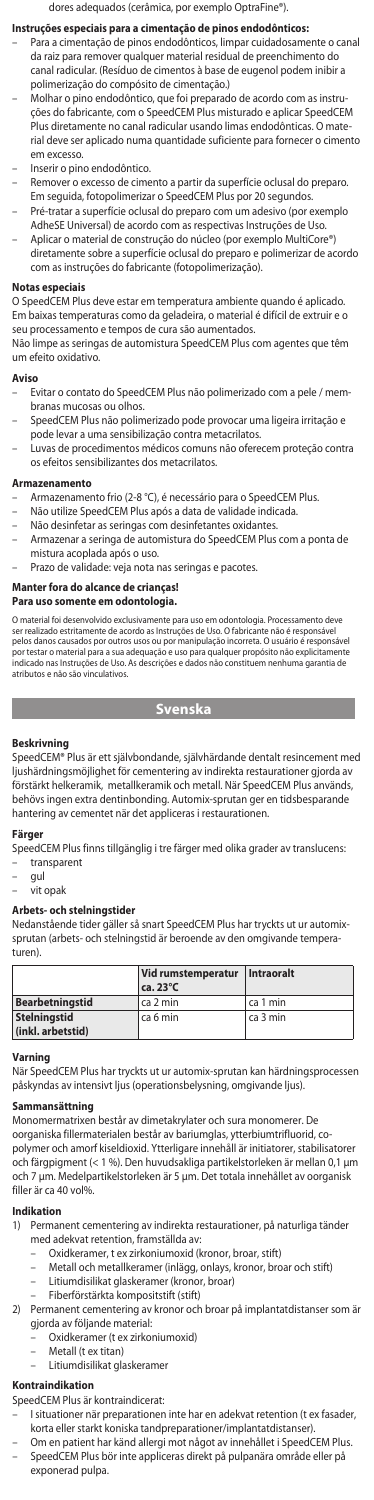dores adequados (cerâmica, por exemplo OptraFine®).

**Instruções especiais para a cimentação de pinos endodônticos:**

- Para a cimentação de pinos endodônticos, limpar cuidadosamente o canal da raiz para remover qualquer material residual de preenchimento do canal radicular. (Resíduo de cimentos à base de eugenol podem inibir a polimerização do compósito de cimentação.)
- Molhar o pino endodôntico, que foi preparado de acordo com as instruções do fabricante, com o SpeedCEM Plus misturado e aplicar SpeedCEM Plus diretamente no canal radicular usando limas endodônticas. O material deve ser aplicado numa quantidade suficiente para fornecer o cimento em excesso.
- Inserir o pino endodôntico.
- Remover o excesso de cimento a partir da superfície oclusal do preparo. Em seguida, fotopolimerizar o SpeedCEM Plus por 20 segundos.
- Pré-tratar a superfície oclusal do preparo com um adesivo (por exemplo AdheSE Universal) de acordo com as respectivas Instruções de Uso.
- Aplicar o material de construção do núcleo (por exemplo MultiCore®) diretamente sobre a superfície oclusal do preparo e polimerizar de acordo com as instruções do fabricante (fotopolimerização).

**Notas especiais**

O SpeedCEM Plus deve estar em temperatura ambiente quando é aplicado. Em baixas temperaturas como da geladeira, o material é difícil de extruir e o seu processamento e tempos de cura são aumentados.
Não limpe as seringas de automistura SpeedCEM Plus com agentes que têm um efeito oxidativo.

**Aviso**

- Evitar o contato do SpeedCEM Plus não polimerizado com a pele / membranas mucosas ou olhos.
- SpeedCEM Plus não polimerizado pode provocar uma ligeira irritação e pode levar a uma sensibilização contra metacrilatos.
- Luvas de procedimentos médicos comuns não oferecem proteção contra os efeitos sensibilizantes dos metacrilatos.

**Armazenamento**

- Armazenamento frio (2-8 °C), é necessário para o SpeedCEM Plus.
- Não utilize SpeedCEM Plus após a data de validade indicada.
- Não desinfetar as seringas com desinfetantes oxidantes.
- Armazenar a seringa de automistura do SpeedCEM Plus com a ponta de mistura acoplada após o uso.
- Prazo de validade: veja nota nas seringas e pacotes.

**Manter fora do alcance de crianças!**
**Para uso somente em odontologia.**

O material foi desenvolvido exclusivamente para uso em odontologia. Processamento deve ser realizado estritamente de acordo as Instruções de Uso. O fabricante não é responsável pelos danos causados por outros usos ou por manipulação incorreta. O usuário é responsável por testar o material para a sua adequação e uso para qualquer propósito não explicitamente indicado nas Instruções de Uso. As descrições e dados não constituem nenhuma garantia de atributos e não são vinculativos.

## Svenska

**Beskrivning**

SpeedCEM® Plus är ett självbondande, självhärdande dentalt resincement med ljushärdningsmöjlighet för cementering av indirekta restaurationer gjorda av förstärkt helkeramik, metallkeramik och metall. När SpeedCEM Plus används, behövs ingen extra dentinbonding. Automix-sprutan ger en tidsbesparande hantering av cementet när det appliceras i restaurationen.

**Färger**

SpeedCEM Plus finns tillgänglig i tre färger med olika grader av translucens:

- transparent
- gul
- vit opak

**Arbets- och stelningstider**

Nedanstående tider gäller så snart SpeedCEM Plus har tryckts ut ur automix-sprutan (arbets- och stelningstid är beroende av den omgivande temperaturen).

| | Vid rumstemperatur ca. 23°C | Intraoralt |
|---|---|---|
| **Bearbetningstid** | ca 2 min | ca 1 min |
| **Stelningstid (inkl. arbetstid)** | ca 6 min | ca 3 min |

**Varning**

När SpeedCEM Plus har tryckts ut ur automix-sprutan kan härdningsprocessen påskyndas av intensivt ljus (operationsbelysning, omgivande ljus).

**Sammansättning**

Monomermatrixen består av dimetakrylater och sura monomerer. De oorganiska fillermaterialen består av bariumglas, ytterbiumtrifluorid, copolymer och amorf kiseldioxid. Ytterligare innehåll är initiatorer, stabilisatorer och färgpigment (< 1 %). Den huvudsakliga partikelstorleken är mellan 0,1 µm och 7 µm. Medelpartikelstorleken är 5 µm. Det totala innehållet av oorganisk filler är ca 40 vol%.

**Indikation**

1) Permanent cementering av indirekta restaurationer, på naturliga tänder med adekvat retention, framställda av:
   - Oxidkeramer, t ex zirkoniumoxid (kronor, broar, stift)
   - Metall och metallkeramer (inlägg, onlays, kronor, broar och stift)
   - Litiumdisilikat glaskeramer (kronor, broar)
   - Fiberförstärkta kompositstift (stift)
2) Permanent cementering av kronor och broar på implantatdistanser som är gjorda av följande material:
   - Oxidkeramer (t ex zirkoniumoxid)
   - Metall (t ex titan)
   - Litiumdisilikat glaskeramer

**Kontraindikation**

SpeedCEM Plus är kontraindicerat:

- I situationer när preparationen inte har en adekvat retention (t ex fasader, korta eller starkt koniska tandpreparationer/implantatdistanser).
- Om en patient har känd allergi mot något av innehållet i SpeedCEM Plus.
- SpeedCEM Plus bör inte appliceras direkt på pulpanära område eller på exponerad pulpa.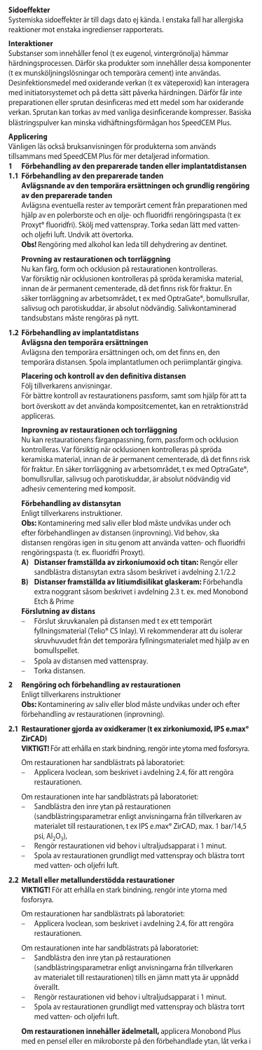### Sidoeffekter

Systemiska sidoeffekter är till dags dato ej kända. I enstaka fall har allergiska reaktioner mot enstaka ingredienser rapporterats.

### Interaktioner

Substanser som innehåller fenol (t ex eugenol, vintergrönolja) hämmar härdningsprocessen. Därför ska produkter som innehåller dessa komponenter (t ex munsköljningslösningar och temporära cement) inte användas. Desinfektionsmedel med oxiderande verkan (t ex väteperoxid) kan interagera med initiatorsystemet och på detta sätt påverka härdningen. Därför får inte preparationen eller sprutan desinficeras med ett medel som har oxiderande verkan. Sprutan kan torkas av med vanliga desinficerande kompresser. Basiska blästringspulver kan minska vidhäftningsförmågan hos SpeedCEM Plus.

### Applicering

Vänligen läs också bruksanvisningen för produkterna som används tillsammans med SpeedCEM Plus för mer detaljerad information.

**1 Förbehandling av den preparerade tanden eller implantatdistansen**

**1.1 Förbehandling av den preparerade tanden**

**Avlägsnande av den temporära ersättningen och grundlig rengöring av den preparerade tanden**

Avlägsna eventuella rester av temporärt cement från preparationen med hjälp av en polerborste och en olje- och fluoridfri rengöringspasta (t ex Proxyt® fluoridfri). Skölj med vattenspray. Torka sedan lätt med vatten- och oljefri luft. Undvik att övertorka.

**Obs!** Rengöring med alkohol kan leda till dehydrering av dentinet.

**Provning av restaurationen och torrläggning**

Nu kan färg, form och occlusion på restaurationen kontrolleras. Var försiktig när occlusionen kontrolleras på spröda keramiska material, innan de är permanent cementerade, då det finns risk för fraktur. En säker torrläggning av arbetsområdet, t ex med OptraGate®, bomullsrullar, salivsug och parotiskuddar, är absolut nödvändig. Salivkontaminerad tandsubstans måste rengöras på nytt.

**1.2 Förbehandling av implantatdistans**

**Avlägsna den temporära ersättningen**

Avlägsna den temporära ersättningen och, om det finns en, den temporära distansen. Spola implantatlumen och periimplantär gingiva.

**Placering och kontroll av den definitiva distansen**

Följ tillverkarens anvisningar.

För bättre kontroll av restaurationens passform, samt som hjälp för att ta bort överskott av det använda kompositcementet, kan en retraktionstråd appliceras.

**Inprovning av restaurationen och torrläggning**

Nu kan restaurationens färganpassning, form, passform och occlusion kontrolleras. Var försiktig när occlusionen kontrolleras på spröda keramiska material, innan de är permanent cementerade, då det finns risk för fraktur. En säker torrläggning av arbetsområdet, t ex med OptraGate®, bomullsrullar, salivsug och parotiskuddar, är absolut nödvändig vid adhesiv cementering med komposit.

**Förbehandling av distansytan**

Enligt tillverkarens instruktioner.

**Obs:** Kontaminering med saliv eller blod måste undvikas under och efter förbehandlingen av distansen (inprovning). Vid behov, ska distansen rengöras igen in situ genom att använda vatten- och fluoridfri rengöringspasta (t.ex. fluoridfri Proxyt).

**A) Distanser framställda av zirkoniumoxid och titan:** Rengör eller sandblästra distansytan extra såsom beskrivet i avdelning 2.1/2.2

**B) Distanser framställda av litiumdisilikat glaskeram:** Förbehandla extra noggrant såsom beskrivet i avdelning 2.3 t. ex. med Monobond Etch & Prime

**Förslutning av distans**

- Förslut skruvkanalen på distansen med t ex ett temporärt fyllningsmaterial (Telio® CS Inlay). Vi rekommenderar att du isolerar skruvhuvudet från det temporära fyllningsmaterialet med hjälp av en bomullspellet.
- Spola av distansen med vattenspray.
- Torka distansen.

**2 Rengöring och förbehandling av restaurationen**

Enligt tillverkarens instruktioner

**Obs:** Kontaminering av saliv eller blod måste undvikas under och efter förbehandling av restaurationen (inprovning).

**2.1 Restaurationer gjorda av oxidkeramer (t ex zirkoniumoxid, IPS e.max® ZirCAD)**

**VIKTIGT!** För att erhålla en stark bindning, rengör inte ytorna med fosforsyra.

Om restaurationen har sandblästrats på laboratoriet:

- Applicera Ivoclean, som beskrivet i avdelning 2.4, för att rengöra restaurationen.

Om restaurationen inte har sandblästrats på laboratoriet:

- Sandblästra den inre ytan på restaurationen (sandblästringsparametrar enligt anvisningarna från tillverkaren av materialet till restaurationen, t ex IPS e.max® ZirCAD, max. 1 bar/14,5 psi, $Al_2O_3$),
- Rengör restaurationen vid behov i ultraljudsapparat i 1 minut.
- Spola av restaurationen grundligt med vattenspray och blästra torrt med vatten- och oljefri luft.

**2.2 Metall eller metallunderstödda restaurationer**

**VIKTIGT!** För att erhålla en stark bindning, rengör inte ytorna med fosforsyra.

Om restaurationen har sandblästrats på laboratoriet:

- Applicera Ivoclean, som beskrivet i avdelning 2.4, för att rengöra restaurationen.

Om restaurationen inte har sandblästrats på laboratoriet:

- Sandblästra den inre ytan på restaurationen (sandblästringsparametrar enligt anvisningarna från tillverkaren av materialet till restaurationen) tills en jämn matt yta är uppnådd överallt.
- Rengör restaurationen vid behov i ultraljudsapparat i 1 minut.
- Spola av restaurationen grundligt med vattenspray och blästra torrt med vatten- och oljefri luft.

**Om restaurationen innehåller ädelmetall,** applicera Monobond Plus med en pensel eller en mikroborste på den förbehandlade ytan, låt verka i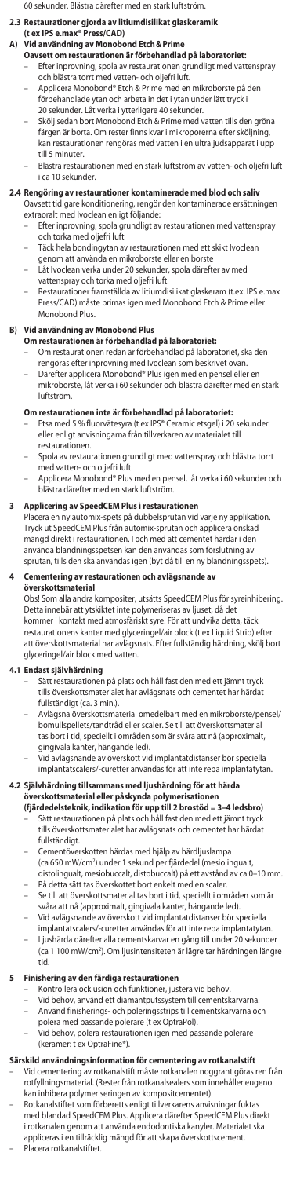60 sekunder. Blästra därefter med en stark luftström.

### 2.3 Restaurationer gjorda av litiumdisilikat glaskeramik (t ex IPS e.max® Press/CAD)

#### A) Vid användning av Monobond Etch & Prime

**Oavsett om restaurationen är förbehandlad på laboratoriet:**

- Efter inprovning, spola av restaurationen grundligt med vattenspray och blästra torrt med vatten- och oljefri luft.
- Applicera Monobond® Etch & Prime med en mikroborste på den förbehandlade ytan och arbeta in det i ytan under lätt tryck i 20 sekunder. Låt verka i ytterligare 40 sekunder.
- Skölj sedan bort Monobond Etch & Prime med vatten tills den gröna färgen är borta. Om rester finns kvar i mikroporerna efter sköljning, kan restaurationen rengöras med vatten i en ultraljudsapparat i upp till 5 minuter.
- Blästra restaurationen med en stark luftström av vatten- och oljefri luft i ca 10 sekunder.

### 2.4 Rengöring av restaurationer kontaminerade med blod och saliv

Oavsett tidigare konditionering, rengör den kontaminerade ersättningen extraoralt med Ivoclean enligt följande:

- Efter inprovning, spola grundligt av restaurationen med vattenspray och torka med oljefri luft
- Täck hela bondingytan av restaurationen med ett skikt Ivoclean genom att använda en mikroborste eller en borste
- Låt Ivoclean verka under 20 sekunder, spola därefter av med vattenspray och torka med oljefri luft.
- Restaurationer framställda av litiumdisilikat glaskeram (t.ex. IPS e.max Press/CAD) måste primas igen med Monobond Etch & Prime eller Monobond Plus.

#### B) Vid användning av Monobond Plus

**Om restaurationen är förbehandlad på laboratoriet:**

- Om restaurationen redan är förbehandlad på laboratoriet, ska den rengöras efter inprovning med Ivoclean som beskrivet ovan.
- Därefter appliceras Monobond® Plus igen med en pensel eller en mikroborste, låt verka i 60 sekunder och blästra därefter med en stark luftström.

**Om restaurationen inte är förbehandlad på laboratoriet:**

- Etsa med 5 % fluorvätesyra (t ex IPS® Ceramic etsgel) i 20 sekunder eller enligt anvisningarna från tillverkaren av materialet till restaurationen.
- Spola av restaurationen grundligt med vattenspray och blästra torrt med vatten- och oljefri luft.
- Applicera Monobond® Plus med en pensel, låt verka i 60 sekunder och blästra därefter med en stark luftström.

### 3 Applicering av SpeedCEM Plus i restaurationen

Placera en ny automix-spets på dubbelsprutan vid varje ny applikation. Tryck ut SpeedCEM Plus från automix-sprutan och applicera önskad mängd direkt i restaurationen. I och med att cementet härdar i den använda blandningsspetsen kan den användas som förslutning av sprutan, tills den ska användas igen (byt då till en ny blandningsspets).

### 4 Cementering av restaurationen och avlägsnande av överskottsmaterial

Obs! Som alla andra kompositer, utsätts SpeedCEM Plus för syreinhibering. Detta innebär att ytskiktet inte polymeriseras av ljuset, då det kommer i kontakt med atmosfäriskt syre. För att undvika detta, täck restaurationens kanter med glyceringel/air block (t ex Liquid Strip) efter att överskottsmaterial har avlägsnats. Efter fullständig härdning, skölj bort glyceringel/air block med vatten.

### 4.1 Endast självhärdning

- Sätt restaurationen på plats och håll fast den med ett jämnt tryck tills överskottsmaterialet har avlägsnats och cementet har härdat fullständigt (ca. 3 min.).
- Avlägsna överskottsmaterial omedelbart med en mikroborste/pensel/bomullspellets/tandtråd eller scaler. Se till att överskottsmaterial tas bort i tid, speciellt i områden som är svåra att nå (approximalt, gingivala kanter, hängande led).
- Vid avlägsnande av överskott vid implantatdistanser bör speciella implantatscalers/-curetter användas för att inte repa implantatytan.

### 4.2 Självhärdning tillsammans med ljushärdning för att härda överskottsmaterial eller påskynda polymerisationen (fjärdedelsteknik, indikation för upp till 2 brostöd = 3–4 ledsbro)

- Sätt restaurationen på plats och håll fast den med ett jämnt tryck tills överskottsmaterialet har avlägsnats och cementet har härdat fullständigt.
- Cementöverskotten härdas med hjälp av härdljuslampa (ca 650 mW/cm²) under 1 sekund per fjärdedel (mesiolingualt, distolingualt, mesiobuccalt, distobuccalt) på ett avstånd av ca 0–10 mm.
- På detta sätt tas överskottet bort enkelt med en scaler.
- Se till att överskottsmaterial tas bort i tid, speciellt i områden som är svåra att nå (approximalt, gingivala kanter, hängande led).
- Vid avlägsnande av överskott vid implantatdistanser bör speciella implantatscalers/-curetter användas för att inte repa implantatytan.
- Ljushärda därefter alla cementkarvar en gång till under 20 sekunder (ca 1 100 mW/cm²). Om ljusintensiteten är lägre tar härdningen längre tid.

### 5 Finishering av den färdiga restaurationen

- Kontrollera ocklusion och funktioner, justera vid behov.
- Vid behov, använd ett diamantputssystem till cementskarvarna.
- Använd finisherings- och poleringsstrips till cementskarvarna och polera med passande polerare (t ex OptraPol).
- Vid behov, polera restaurationen igen med passande polerare (keramer: t ex OptraFine®).

**Särskild användningsinformation för cementering av rotkanalstift**

- Vid cementering av rotkanalstift måste rotkanalen noggrant göras ren från rotfyllningsmaterial. (Rester från rotkanalsealers som innehåller eugenol kan inhibera polymeriseringen av kompositcementet).
- Rotkanalstiftet som förberetts enligt tillverkarens anvisningar fuktas med blandad SpeedCEM Plus. Applicera därefter SpeedCEM Plus direkt i rotkanalen genom att använda endodontiska kanyler. Materialet ska appliceras i en tillräcklig mängd för att skapa överskottscement.
- Placera rotkanalstiftet.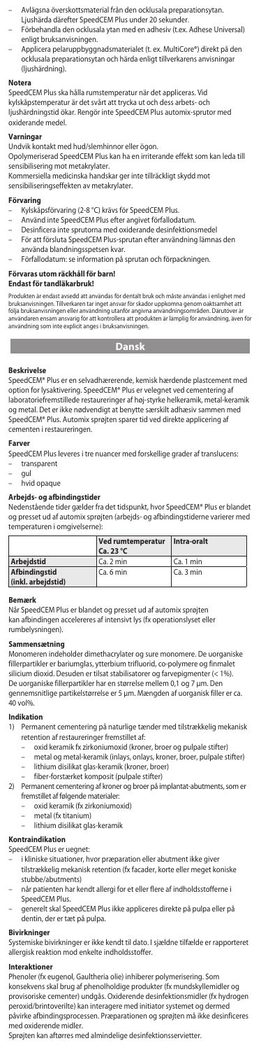- Avlägsna överskottsmaterial från den ocklusala preparationsytan. Ljushärda därefter SpeedCEM Plus under 20 sekunder.
- Förbehandla den ocklusala ytan med en adhesiv (t.ex. Adhese Universal) enligt bruksanvisningen.
- Applicera pelaruppbyggnadsmaterialet (t. ex. MultiCore®) direkt på den ocklusala preparationsytan och härda enligt tillverkarens anvisningar (ljushärdning).

**Notera**

SpeedCEM Plus ska hålla rumstemperatur när det appliceras. Vid kylskåpstemperatur är det svårt att trycka ut och dess arbets- och ljushärdningstid ökar. Rengör inte SpeedCEM Plus automix-sprutor med oxiderande medel.

**Varningar**

Undvik kontakt med hud/slemhinnor eller ögon.
Opolymeriserad SpeedCEM Plus kan ha en irriterande effekt som kan leda till sensibilisering mot metakrylater.
Kommersiella medicinska handskar ger inte tillräckligt skydd mot sensibiliseringseffekten av metakrylater.

**Förvaring**

- Kylskåpsförvaring (2-8 °C) krävs för SpeedCEM Plus.
- Använd inte SpeedCEM Plus efter angivet förfallodatum.
- Desinficera inte sprutorna med oxiderande desinfektionsmedel
- För att försluta SpeedCEM Plus-sprutan efter användning lämnas den använda blandningsspetsen kvar.
- Förfallodatum: se information på sprutan och förpackningen.

**Förvaras utom räckhåll för barn!**
**Endast för tandläkarbruk!**

Produkten är endast avsedd att användas för dentalt bruk och måste användas i enlighet med bruksanvisningen. Tillverkaren tar inget ansvar för skador uppkomna genom oaktsamhet att följa bruksanvisningen eller användning utanför angivna användningsområden. Därutöver är användaren ensam ansvarig för att kontrollera att produkten är lämplig för användning, även för användning som inte explicit anges i bruksanvisningen.

## Dansk

**Beskrivelse**

SpeedCEM® Plus er en selvadhærerende, kemisk hærdende plastcement med option for lysaktivering. SpeedCEM® Plus er velegnet ved cementering af laboratoriefremstillede restaureringer af høj-styrke helkeramik, metal-keramik og metal. Det er ikke nødvendigt at benytte særskilt adhæsiv sammen med SpeedCEM® Plus. Automix sprøjten sparer tid ved direkte applicering af cementen i restaureringen.

**Farver**

SpeedCEM Plus leveres i tre nuancer med forskellige grader af translucens:
- transparent
- gul
- hvid opaque

**Arbejds- og afbindingstider**

Nedenstående tider gælder fra det tidspunkt, hvor SpeedCEM® Plus er blandet og presset ud af automix sprøjten (arbejds- og afbindingstiderne varierer med temperaturen i omgivelserne):

| | Ved rumtemperatur Ca. 23 °C | Intra-oralt |
|---|---|---|
| **Arbejdstid** | Ca. 2 min | Ca. 1 min |
| **Afbindingstid (inkl. arbejdstid)** | Ca. 6 min | Ca. 3 min |

**Bemærk**

Når SpeedCEM Plus er blandet og presset ud af automix sprøjten kan afbindingen accelereres af intensivt lys (fx operationslyset eller rumbelysningen).

**Sammensætning**

Monomeren indeholder dimethacrylater og sure monomere. De uorganiske fillerpartikler er bariumglas, ytterbium trifluorid, co-polymere og finmalet silicium dioxid. Desuden er tilsat stabilisatorer og farvepigmenter (< 1%). De uorganiske fillerpartikler har en størrelse mellem 0,1 og 7 µm. Den gennemsnitlige partikelstørrelse er 5 µm. Mængden af uorganisk filler er ca. 40 vol%.

**Indikation**

1) Permanent cementering på naturlige tænder med tilstrækkelig mekanisk retention af restaureringer fremstillet af:
   - oxid keramik fx zirkoniumoxid (kroner, broer og pulpale stifter)
   - metal og metal-keramik (inlays, onlays, kroner, broer, pulpale stifter)
   - lithium disilikat glas-keramik (kroner, broer)
   - fiber-forstærket komposit (pulpale stifter)
2) Permanent cementering af kroner og broer på implantat-abutments, som er fremstillet af følgende materialer:
   - oxid keramik (fx zirkoniumoxid)
   - metal (fx titanium)
   - lithium disilikat glas-keramik

**Kontraindikation**

SpeedCEM Plus er uegnet:
- i kliniske situationer, hvor præparation eller abutment ikke giver tilstrækkelig mekanisk retention (fx facader, korte eller meget koniske stubbe/abutments)
- når patienten har kendt allergi for et eller flere af indholdsstofferne i SpeedCEM Plus.
- generelt skal SpeedCEM Plus ikke appliceres direkte på pulpa eller på dentin, der er tæt på pulpa.

**Bivirkninger**

Systemiske bivirkninger er ikke kendt til dato. I sjældne tilfælde er rapporteret allergisk reaktion mod enkelte indholdsstoffer.

**Interaktioner**

Phenoler (fx eugenol, Gaultheria olie) inhiberer polymerisering. Som konsekvens skal brug af phenolholdige produkter (fx mundskyllemidler og provisoriske cementer) undgås. Oxiderende desinfektionsmidler (fx hydrogen peroxid/brintoverilte) kan interagere med initiator systemet og dermed påvirke afbindingsprocessen. Præparationen og sprøjten må ikke desinficeres med oxiderende midler.
Sprøjten kan aftørres med almindelige desinfektionsservietter.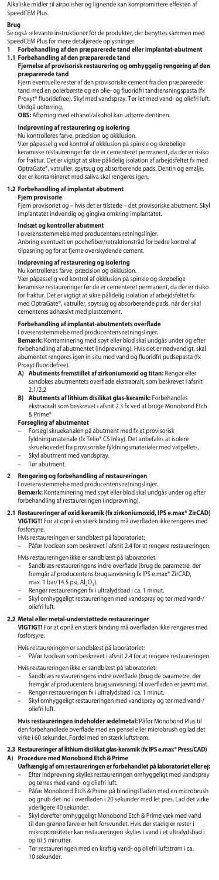Alkaliske midler til airpolisher og lignende kan kompromittere effekten af SpeedCEM Plus.

## Brug

Se også relevante instruktioner for de produkter, der benyttes sammen med SpeedCEM Plus for mere detaljerede oplysninger.

### 1 Forbehandling af den præparerede tand eller implantat-abutment

### 1.1 Forbehandling af den præparerede tand

**Fjernelse af provisorisk restaurering og omhyggelig rengøring af den præparerede tand**

Fjern eventuelle rester af den provisoriske cement fra den præparerede tand med en polérbørste og en olie- og fluoridfri tandrensningspasta (fx Proxyt® fluoridefree). Skyl med vandspray. Tør let med vand- og oliefri luft. Undgå udtørring.

**OBS:** Aftørring med ethanol/alkohol kan udtørre dentinen.

**Indprøvning af restaurering og isolering**

Nu kontrolleres farve, præcision og okklusion.

Vær påpasselig ved kontrol af okklusion på spinkle og skrøbelige keramiske restaureringer før de er cementeret permanent, da der er risiko for fraktur. Det er vigtigt at sikre pålidelig isolation af arbejdsfeltet fx med OptraGate®, vatruller, spytsug og absorberende pads. Dentin og emalje, der er kontamineret med saliva skal rengøres igen.

### 1.2 Forbehandling af implantat abutment

**Fjern provisorie**

Fjern provisoriet og – hvis det er tilstede – det provisoriske abutment. Skyl implantatet indvendig og gingiva omkring implantatet.

**Indsæt og kontroller abutment**

I overensstemmelse med producentens retningslinjer.

Anbring eventuelt en pochefiber/retraktionstråd for bedre kontrol af tilpasning og for at fjerne overskydende cement.

**Indprøvning af restaurering og isolering**

Nu kontrolleres farve, præcision og okklusion.

Vær påpasselig ved kontrol af okklusion på spinkle og skrøbelige keramiske restaureringer før de er cementeret permanent, da der er risiko for fraktur. Det er vigtigt at sikre pålidelig isolation af arbejdsfeltet fx med OptraGate®, vatruller, spytsug og absorberende pads, når der skal cementeres adhæsivt med plastcement.

**Forbehandling af implantat-abutmentets overflade**

I overensstemmelse med producentens retningslinjer.

**Bemærk:** Kontaminering med spyt eller blod skal undgås under og efter forbehandling af abutmentet (indprøvning). Hvis det er nødvendigt, skal abumentet rengøres igen in situ med vand og fluoridfri pudsepasta (fx Proxyt fluoridefree).

- **A) Abutments fremstillet af zirkoniumoxid og titan:** Rengør eller sandblæs abutmentets overflade ekstraoralt, som beskrevet i afsnit 2.1/2.2
- **B) Abutments af lithium disilikat glas-keramik:** Forbehandles ekstraoralt som beskrevet i afsnit 2.3 fx ved at bruge Monobond Etch & Prime®

**Forsegling af abutmentet**

- Forsegl skruekanalen på abutment med fx et provisorisk fyldningsmateriale (fx Telio® CS Inlay). Det anbefales at isolere skruehovedet fra provisoriske fyldningsmaterialer med vatpellets.
- Skyl abutment med vandspray.
- Tør abutment.

### 2 Rengøring og forbehandling af restaureringen

I overensstemmelse med producentens retningslinjer.

**Bemærk:** Kontaminering med spyt eller blod skal undgås under og efter forbehandling af restaureringen (indprøvning).

### 2.1 Restaureringer af oxid keramik (fx zirkoniumoxid, IPS e.max® ZirCAD)

**VIGTIGT!** For at opnå en stærk binding må overfladen ikke rengøres med fosforsyre.

Hvis restaureringen er sandblæst på laboratoriet:

- Påfør Ivoclean som beskrevet i afsnit 2.4 for at rengøre restaureringen.

Hvis restaureringen ikke er sandblæst på laboratoriet:

- Sandblæs restaureringens indre overflade (brug de parametre, der fremgår af producentens brugsanvisning fx IPS e.max® ZirCAD, max. 1 bar/14.5 psi, $Al_2O_3$).
- Rengør restaureringen fx i ultralydsbad i ca. 1 minut.
- Skyl omhyggeligt restaureringen med vandspray og tør med vand-/oliefri luft.

### 2.2 Metal eller metal-understøttede restaureringer

**VIGTIGT!** For at opnå en stærk binding må overfladen ikke rengøres med fosforsyre.

Hvis restaureringen er sandblæst på laboratoriet:

- Påfør Ivoclean som beskrevet i afsnit 2.4 for at rengøre restaureringen.

Hvis restaureringen ikke er sandblæst på laboratoriet:

- Sandblæs restaureringens indre overflade (brug de parametre, der fremgår af producentens brugsanvisning) til overfladen er jævnt mat.
- Rengør restaureringen fx i ultralydsbad i ca. 1 minut.
- Skyl omhyggeligt restaureringen med vandspray og tør med vand-/oliefri luft.

**Hvis restaureringen indeholder ædelmetal:** Påfør Monobond Plus til den forbehandlede overflade med en pensel eller microbrush og lad det virke i 60 sekunder. Fordel med en stærk luftstrøm.

### 2.3 Restaureringer af lithium disilikat glas-keramik (fx IPS e.max® Press/CAD)

**A) Procedure med Monobond Etch & Prime**

**Uafhængig af om restaureringen er forbehandlet på laboratoriet eller ej:**

- Efter indprøvning skylles restaureringen omhyggeligt med vandspray og tørres med vand- og oliefri luft.
- Påfør Monobond Etch & Prime på bindingsfladen med en microbrush og gnub det ind i overfladen i 20 sekunder med let pres. Lad det virke yderligere 40 sekunder.
- Skyl derefter omhyggeligt Monobond Etch & Prime væk med vand til den grønne farve er helt forsvundet. Hvis der stadig er rester i mikroporøsiteter kan restaureringen skylles i vand i et ultralydsbad i op til 5 minutter.
- Tør restaureringen med en kraftig vand- og oliefri luftstrøm i ca. 10 sekunder.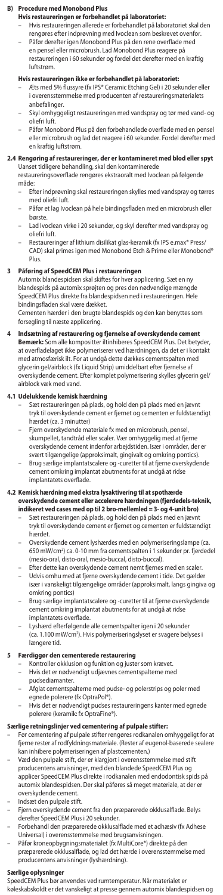#### B) Procedure med Monobond Plus

**Hvis restaureringen er forbehandlet på laboratoriet:**

- Hvis restaureringen allerede er forbehandlet på laboratoriet skal den rengøres efter indprøvning med Ivoclean som beskrevet ovenfor.
- Påfør derefter igen Monobond Plus på den rene overflade med en pensel eller microbrush. Lad Monobond Plus reagere på restaureringen i 60 sekunder og fordel det derefter med en kraftig luftstrøm.

**Hvis restaureringen ikke er forbehandlet på laboratoriet:**

- Æts med 5% flussyre (fx IPS® Ceramic Etching Gel) i 20 sekunder eller i overensstemmelse med producenten af restaureringsmaterialets anbefalinger.
- Skyl omhyggeligt restaureringen med vandspray og tør med vand- og oliefri luft.
- Påfør Monobond Plus på den forbehandlede overflade med en pensel eller microbrush og lad det reagere i 60 sekunder. Fordel det derefter med en kraftig luftstrøm.

### 2.4 Rengøring af restaureringer, der er kontamineret med blod eller spyt

Uanset tidligere behandling, skal den kontaminerede restaureringsoverflade rengøres ekstraoralt med Ivoclean på følgende måde:

- Efter indprøvning skal restaureringen skylles med vandspray og tørres med oliefri luft.
- Påfør et lag Ivoclean på hele bindingsfladen med en microbrush eller børste.
- Lad Ivoclean virke i 20 sekunder, og skyl derefter med vandspray og oliefri luft.
- Restaureringer af lithium disilikat glas-keramik (fx IPS e.max® Press/CAD) skal primes igen med Monobond Etch & Prime eller Monobond® Plus.

## 3 Påføring af SpeedCEM Plus i restaureringen

Automix blandespidsen skal skiftes for hver applicering. Sæt en ny blandespids på automix sprøjten og pres den nødvendige mængde SpeedCEM Plus direkte fra blandespidsen ned i restaureringen. Hele bindingsfladen skal være dækket.
Cementen hærder i den brugte blandespids og den kan benyttes som forsegling til næste applicering.

## 4 Indsætning af restaurering og fjernelse af overskydende cement

**Bemærk:** Som alle komposititter iltinhiberes SpeedCEM Plus. Det betyder, at overfladelaget ikke polymeriserer ved hærdningen, da det er i kontakt med atmosfærisk ilt. For at undgå dette dækkes cementspalten med glycerin gel/airblock (fx Liquid Strip) umiddelbart efter fjernelse af overskydende cement. Efter komplet polymerisering skylles glycerin gel/ airblock væk med vand.

### 4.1 Udelukkende kemisk hærdning

- Sæt restaureringen på plads, og hold den på plads med et jævnt tryk til overskydende cement er fjernet og cementen er fuldstændigt hærdet (ca. 3 minutter)
- Fjern overskydende materiale fx med en microbrush, pensel, skumpellet, tandtråd eller scaler. Vær omhyggelig med at fjerne overskydende cement indenfor arbejdstiden. Især i områder, der er svært tilgængelige (approksimalt, gingivalt og omkring pontics)
- Brug særlige implantatscalere og -curetter til at fjerne overskydende cement omkring implantat abutments for at undgå at ridse implantatets overflade.

### 4.2 Kemisk hærdning med ekstra lysaktivering til at spothærde overskydende cement eller accelerere hærdningen (fjerdedels-teknik, indikeret ved cases med op til 2 bro-mellemled = 3- og 4-unit bro)

- Sæt restaureringen på plads, og hold den på plads med en jævnt tryk til overskydende cement er fjernet og cementen er fuldstændigt hærdet.
- Overskydende cement lyshærdes med en polymeriseringslampe (ca. 650 mW/cm²) ca. 0-10 mm fra cementspalten i 1 sekunder pr. fjerdedel (mesio-oral, disto-oral, mesio-buccal, disto-buccal).
- Efter dette kan overskydende cement nemt fjernes med en scaler.
- Udvis omhu med at fjerne overskydende cement i tide. Det gælder især i vanskeligt tilgængelige områder (approksimalt, langs gingiva og omkring pontics)
- Brug særlige implantatscalere og -curetter til at fjerne overskydende cement omkring implantat abutments for at undgå at ridse implantatets overflade.
- Lyshærd efterfølgende alle cementspalter igen i 20 sekunder (ca. 1.100 mW/cm²). Hvis polymeriseringslyset er svagere belyses i længere tid.

## 5 Færdiggør den cementerede restaurering

- Kontroller okklusion og funktion og juster som krævet.
- Hvis det er nødvendigt udjævnes cementspalterne med pudsediamanter.
- Afglat cementspalterne med pudse- og polerstrips og poler med egnede polerere (fx OptraPol®).
- Hvis det er nødvendigt pudses restaureringens kanter med egnede polerere (keramik: fx OptraFine®).

**Særlige retningslinjer ved cementering af pulpale stifter:**

- Før cementering af pulpale stifter rengøres rodkanalen omhyggeligt for at fjerne rester af rodfyldningsmateriale. (Rester af eugenol-baserede sealere kan inhibere polymeriseringen af plastcementen.)
- Væd den pulpale stift, der er klargjort i overensstemmelse med stift producentens anvisninger, med den blandede SpeedCEM Plus og applicer SpeedCEM Plus direkte i rodkanalen med endodontisk spids på automix blandespidsen. Der skal påføres så meget materiale, at der er overskydende cement.
- Indsæt den pulpale stift.
- Fjern overskydende cement fra den præparerede okklusalflade. Belys derefter SpeedCEM Plus i 20 sekunder.
- Forbehandl den præparerede okklusalflade med et adhæsiv (fx Adhese Universal) i overensstemmelse med brugsanvisningen.
- Påfør kroneopbygningsmaterialet (fx MultiCore®) direkte på den præparerede okklusalflade, og lad det hærde i overensstemmelse med producentens anvisninger (lyshærdning).

**Særlige oplysninger**

SpeedCEM Plus bør anvendes ved rumtemperatur. Når materialet er køleskabskoldt er det vanskeligt at presse gennem automix blandespidsen og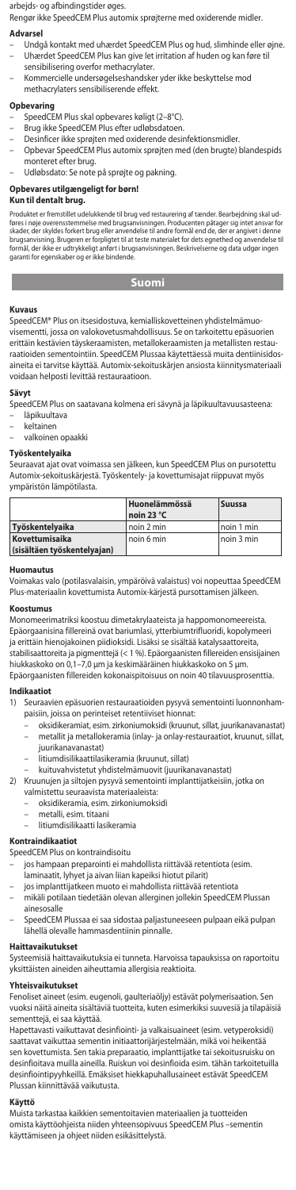arbejds- og afbindingstider øges.
Rengør ikke SpeedCEM Plus automix sprøjterne med oxiderende midler.

**Advarsel**

- Undgå kontakt med uhærdet SpeedCEM Plus og hud, slimhinde eller øjne.
- Uhærdet SpeedCEM Plus kan give let irritation af huden og kan føre til sensibilisering overfor methacrylater.
- Kommercielle undersøgelseshandsker yder ikke beskyttelse mod methacrylaters sensibiliserende effekt.

**Opbevaring**

- SpeedCEM Plus skal opbevares køligt (2–8°C).
- Brug ikke SpeedCEM Plus efter udløbsdatoen.
- Desinficer ikke sprøjten med oxiderende desinfektionsmidler.
- Opbevar SpeedCEM Plus automix sprøjten med (den brugte) blandespids monteret efter brug.
- Udløbsdato: Se note på sprøjte og pakning.

**Opbevares utilgængeligt for børn!**
**Kun til dentalt brug.**

Produktet er fremstillet udelukkende til brug ved restaurering af tænder. Bearbejdning skal udføres i nøje overensstemmelse med brugsanvisningen. Producenten påtager sig intet ansvar for skader, der skyldes forkert brug eller anvendelse til andre formål end de, der er angivet i denne brugsanvisning. Brugeren er forpligtet til at teste materialet for dets egnethed og anvendelse til formål, der ikke er udtrykkeligt anført i brugsanvisningen. Beskrivelserne og data udgør ingen garanti for egenskaber og er ikke bindende.

## Suomi

**Kuvaus**

SpeedCEM® Plus on itsesidostuva, kemialliskovetteinen yhdistelmämuovisementti, jossa on valokovetusmahdollisuus. Se on tarkoitettu epäsuorien erittäin kestävien täyskeraamisten, metallokeraamisten ja metallisten restauraatioiden sementointiin. SpeedCEM Plussaa käytettäessä muita dentiinisidosaineita ei tarvitse käyttää. Automix-sekoituskärjen ansiosta kiinnitysmateriaali voidaan helposti levittää restauraatioon.

**Sävyt**

SpeedCEM Plus on saatavana kolmena eri sävynä ja läpikuultavuusasteena:

- läpikuultava
- keltainen
- valkoinen opaakki

**Työskentelyaika**

Seuraavat ajat ovat voimassa sen jälkeen, kun SpeedCEM Plus on pursotettu Automix-sekoituskärjestä. Työskentely- ja kovettumisajat riippuvat myös ympäristön lämpötilasta.

| | Huonelämmössä noin 23 °C | Suussa |
|---|---|---|
| **Työskentelyaika** | noin 2 min | noin 1 min |
| **Kovettumisaika (sisältäen työskentelyajan)** | noin 6 min | noin 3 min |

**Huomautus**

Voimakas valo (potilasvalaisin, ympäröivä valaistus) voi nopeuttaa SpeedCEM Plus-materiaalin kovettumista Automix-kärjestä pursottamisen jälkeen.

**Koostumus**

Monomeerimatriksi koostuu dimetakrylaateista ja happomonomeereista. Epäorgaanisina fillereinä ovat bariumlasi, ytterbiumtrifluoridi, kopolymeeri ja erittäin hienojakoinen piidioksidi. Lisäksi se sisältää katalysaattoreita, stabilisaattoreita ja pigmenttejä (< 1 %). Epäorgaanisten fillereiden ensisijainen hiukkaskoko on 0,1–7,0 µm ja keskimääräinen hiukkaskoko on 5 µm. Epäorgaanisten fillereiden kokonaispitoisuus on noin 40 tilavuusprosenttia.

**Indikaatiot**

1) Seuraavien epäsuorien restauraatioiden pysyvä sementointi luonnonhampaisiin, jossa on perinteiset retentiiviset hionnat:
   - oksidikeramiat, esim. zirkoniumoksidi (kruunut, sillat, juurikanavanastat)
   - metallit ja metallokeramia (inlay- ja onlay-restauraatiot, kruunut, sillat, juurikanavanastat)
   - litiumdisilikaattilasikeramia (kruunut, sillat)
   - kuituvahvistetut yhdistelmämuovit (juurikanavanastat)
2) Kruunujen ja siltojen pysyvä sementointi implanttijatkeisiin, jotka on valmistettu seuraavista materiaaleista:
   - oksidikeramia, esim. zirkoniumoksidi
   - metalli, esim. titaani
   - litiumdisilikaatti lasikeramia

**Kontraindikaatiot**

SpeedCEM Plus on kontraindisoitu

- jos hampaan preparointi ei mahdollista riittävää retentiota (esim. laminaatit, lyhyet ja aivan liian kapeiksi hiotut pilarit)
- jos implanttijatkeen muoto ei mahdollista riittävää retentiota
- mikäli potilaan tiedetään olevan allerginen jollekin SpeedCEM Plussan ainesosalle
- SpeedCEM Plussaa ei saa sidostaa paljastuneeseen pulpaan eikä pulpan lähellä olevalle hammasdentiinin pinnalle.

**Haittavaikutukset**

Systeemisiä haittavaikutuksia ei tunneta. Harvoissa tapauksissa on raportoitu yksittäisten aineiden aiheuttamia allergisia reaktioita.

**Yhteisvaikutukset**

Fenoliset aineet (esim. eugenoli, gaultheriaöljy) estävät polymerisaation. Sen vuoksi näitä aineita sisältäviä tuotteita, kuten esimerkiksi suuvesiä ja tilapäisiä sementtejä, ei saa käyttää.
Hapettavasti vaikuttavat desinfiointi- ja valkaisuaineet (esim. vetyperoksidi) saattavat vaikuttaa sementin initiaattorijärjestelmään, mikä voi heikentää sen kovettumista. Sen takia preparaatio, implanttijatke tai sekoitusruisku on desinfioitava muilla aineilla. Ruiskun voi desinfioida esim. tähän tarkoitetuilla desinfiointipyyhkeillä. Emäksiset hiekkapuhallusaineet estävät SpeedCEM Plussan kiinnittävää vaikutusta.

**Käyttö**

Muista tarkastaa kaikkien sementoitavien materiaalien ja tuotteiden omista käyttöohjeista niiden yhteensopivuus SpeedCEM Plus –sementin käyttämiseen ja ohjeet niiden esikäsittelystä.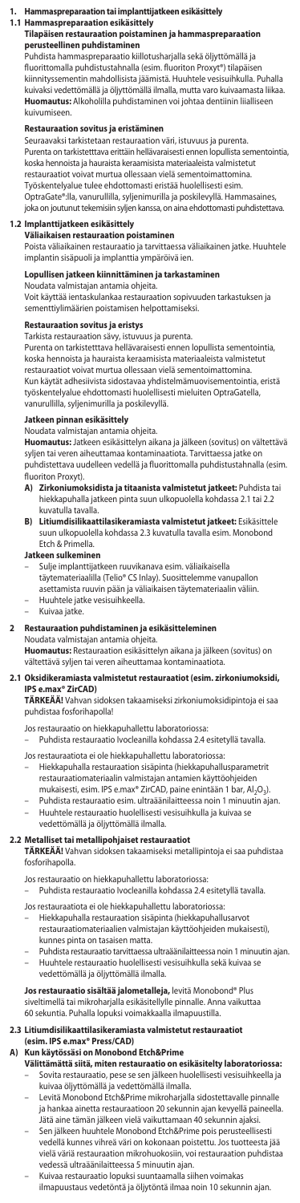## 1. Hammaspreparaation tai implanttijatkeen esikäsittely

### 1.1 Hammaspreparaation esikäsittely

**Tilapäisen restauraation poistaminen ja hammaspreparaation perusteellinen puhdistaminen**

Puhdista hammaspreparaatio kiillotusharjalla sekä öljyttömällä ja fluorittomalla puhdistustahnalla (esim. fluoriton Proxyt®) tilapäisen kiinnityssementin mahdollisista jäämistä. Huuhtele vesisuihkulla. Puhalla kuivaksi vedettömällä ja öljyttömällä ilmalla, mutta varo kuivaamasta liikaa.
**Huomautus:** Alkoholilla puhdistaminen voi johtaa dentiinin liialliseen kuivumiseen.

**Restauraation sovitus ja eristäminen**

Seuraavaksi tarkistetaan restauraation väri, istuvuus ja purenta. Purenta on tarkistettava erittäin hellävaraisesti ennen lopullista sementointia, koska hennoista ja hauraista keraamisista materiaaleista valmistetut restauraatiot voivat murtua ollessaan vielä sementoimattomina. Työskentelyalue tulee ehdottomasti eristää huolellisesti esim. OptraGate®:lla, vanurullilla, syljenimurilla ja poskilevyllä. Hammaspinta, joka on joutunut tekemisiin syljen kanssa, on aina ehdottomasti puhdistettava.

### 1.2 Implanttijatkeen esikäsittely

**Väliaikaisen restauraation poistaminen**

Poista väliaikainen restauraatio ja tarvittaessa väliaikainen jatke. Huuhtele implantin sisäpuoli ja implanttia ympäröivä ien.

**Lopullisen jatkeen kiinnittäminen ja tarkastaminen**

Noudata valmistajan antamia ohjeita.
Voit käyttää ientaskulankaa restauraation sopivuuden tarkastuksen ja sementtiylimäärien poistamisen helpottamiseksi.

**Restauraation sovitus ja eristys**

Tarkista restauraation sävy, istuvuus ja purenta.
Purenta on tarkistettava hellävaraisesti ennen lopullista sementointia, koska hennoista ja hauraista keraamisista materiaaleista valmistetut restauraatiot voivat murtua ollessaan vielä sementoimattomina.
Kun käytät adhesiivista sidostavaa yhdistelmämuovisementtiä, eristä työskentelyalue ehdottomasti huolellisesti mieluiten OptraGatella, vanurullilla, syljenimurilla ja poskilevyllä.

**Jatkeen pinnan esikäsittely**

Noudata valmistajan antamia ohjeita.
**Huomautus:** Jatkeen esikäsittelyn aikana ja jälkeen (sovitus) on vältettävä syljen tai veren aiheuttamaa kontaminaatiota. Tarvittaessa jatke on puhdistettava uudelleen vedellä ja fluorittomalla puhdistustahnalla (esim. fluoriton Proxyt).

- **A) Zirkoniumoksidista ja titaanista valmistetut jatkeet:** Puhdista tai hiekkapuhalla jatkeen pinta suun ulkopuolella kohdassa 2.1 tai 2.2 kuvatulla tavalla.
- **B) Litiumdisilikaattilasikeramiasta valmistetut jatkeet:** Esikäsittele suun ulkopuolella kohdassa 2.3 kuvatulla tavalla esim. Monobond Etch & Primella.

**Jatkeen sulkeminen**

- Sulje implanttijatkeen ruuvikanava esim. väliaikaisella täytemateriaalilla (Telio® CS Inlay). Suosittelemme vanupallon asettamista ruuvin pään ja väliaikaisen täytemateriaalin väliin.
- Huuhtele jatke vesisuihkeella.
- Kuivaa jatke.

## 2 Restauraation puhdistaminen ja esikäsitteleminen

Noudata valmistajan antamia ohjeita.
**Huomautus:** Restauraation esikäsittelyn aikana ja jälkeen (sovitus) on vältettävä syljen tai veren aiheuttamaa kontaminaatiota.

### 2.1 Oksidikeramiasta valmistetut restauraatiot (esim. zirkoniumoksidi, IPS e.max® ZirCAD)

**TÄRKEÄÄ!** Vahvan sidoksen takaamiseksi zirkoniumoksidipintoja ei saa puhdistaa fosforihapolla!

Jos restauraatio on hiekkapuhallettu laboratoriossa:
- Puhdista restauraatio Ivocleanilla kohdassa 2.4 esitetyllä tavalla.

Jos restauraatiota ei ole hiekkapuhallettu laboratoriossa:
- Hiekkapuhalla restauraation sisäpinta (hiekkapuhallusparametrit restauraatiomateriaalin valmistajan antamien käyttöohjeiden mukaisesti, esim. IPS e.max® ZirCAD, paine enintään 1 bar, $Al_2O_3$).
- Puhdista restauraatio esim. ultraäänilaitteessa noin 1 minuutin ajan.
- Huuhtele restauraatio huolellisesti vesisuihkulla ja kuivaa se vedettömällä ja öljyttömällä ilmalla.

### 2.2 Metalliset tai metallipohjaiset restauraatiot

**TÄRKEÄÄ!** Vahvan sidoksen takaamiseksi metallipintoja ei saa puhdistaa fosforihapolla.

Jos restauraatio on hiekkapuhallettu laboratoriossa:
- Puhdista restauraatio Ivocleanilla kohdassa 2.4 esitetyllä tavalla.

Jos restauraatiota ei ole hiekkapuhallettu laboratoriossa:
- Hiekkapuhalla restauraation sisäpinta (hiekkapuhallusarvot restauraatiomateriaalien valmistajan käyttöohjeiden mukaisesti), kunnes pinta on tasaisen matta.
- Puhdista restauraatio tarvittaessa ultraäänilaitteessa noin 1 minuutin ajan.
- Huuhtele restauraatio huolellisesti vesisuihkulla sekä kuivaa se vedettömällä ja öljyttömällä ilmalla.

**Jos restauraatio sisältää jalometalleja,** levitä Monobond® Plus siveltimellä tai mikroharjalla esikäsitellyille pinnalle. Anna vaikuttaa 60 sekuntia. Puhalla lopuksi voimakkaalla ilmapuustilla.

### 2.3 Litiumdisilikaattilasikeramiasta valmistetut restauraatiot (esim. IPS e.max® Press/CAD)

**A) Kun käytössäsi on Monobond Etch&Prime**

**Välittämättä siitä, miten restauraatio on esikäsitelty laboratoriossa:**
- Sovita restauraatio, pese se sen jälkeen huolellisesti vesisuihkeella ja kuivaa öljyttömällä ja vedettömällä ilmalla.
- Levitä Monobond Etch&Prime mikroharjalla sidostettavalle pinnalle ja hankaa ainetta restauraatioon 20 sekunnin ajan kevyellä paineella. Jätä aine tämän jälkeen vielä vaikuttamaan 40 sekunnin ajaksi.
- Sen jälkeen huuhtele Monobond Etch&Prime pois perusteellisesti vedellä kunnes vihreä väri on kokonaan poistettu. Jos tuotteesta jää vielä väriä restauraation mikrohuokosiin, voi restauraation puhdistaa vedessä ultraäänilaitteessa 5 minuutin ajan.
- Kuivaa restauraatio lopuksi suuntaamalla siihen voimakas ilmapuustaus vedetöntä ja öljytöntä ilmaa noin 10 sekunnin ajan.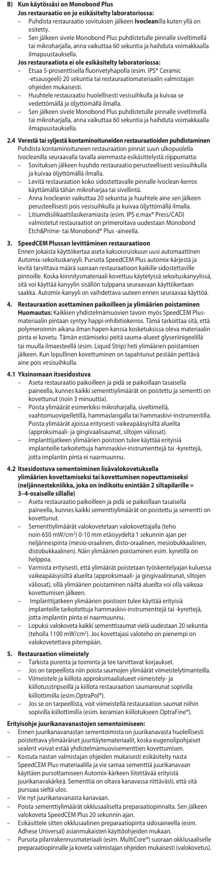### B) Kun käytössäsi on Monobond Plus

**Jos restauraatio on jo esikäsitelty laboratoriossa:**

- Puhdista restauraatio sovituksen jälkeen **Ivoclean**illa kuten yllä on esitetty.
- Sen jälkeen sivele Monobond Plus puhdistetulle pinnalle siveltimellä tai mikroharjalla, anna vaikuttaa 60 sekuntia ja haihduta voimakkaalla ilmapuustauksella.

**Jos restauraatiota ei ole esikäsitelty laboratoriossa:**

- Etsaa 5-prosenttisella fluorivetyhapolla (esim. IPS® Ceramic -etsausgeeli) 20 sekuntia tai restauraatiomateriaalin valmistajan ohjeiden mukaisesti.
- Huuhtele restauraatio huolellisesti vesisuihkulla ja kuivaa se vedettömällä ja öljyttömällä ilmalla.
- Sen jälkeen sivele Monobond Plus puhdistetulle pinnalle siveltimellä tai mikroharjalla, anna vaikuttaa 60 sekuntia ja haihduta voimakkaalla ilmapuustauksella.

#### 2.4 Verestä tai syljestä kontaminoituneiden restauraatioiden puhdistaminen

Puhdista kontaminoituneen restauraation pinnat suun ulkopuolella Ivoclean illa seuraavalla tavalla aiemmasta esikäsittelystä riippumatta:

- Sovituksen jälkeen huuhdo restauraatio perusteellisesti vesisuihkulla ja kuivaa öljyttömällä ilmalla.
- Levitä restauraation koko sidostettavalle pinnalle Ivoclean-kerros käyttämällä tähän mikroharjaa tai sivellintä.
- Anna Ivocleanin vaikuttaa 20 sekuntia ja huuhtele aine sen jälkeen perusteellisesti pois vesisuihkulla ja kuivaa öljyttömällä ilmalla.
- Litiumdisilikaattilasikeramiasta (esim. IPS e.max® Press/CAD) valmistetut restauraatiot on primeroitava uudestaan Monobond Etch&Prime- tai Monobond® Plus -aineella.

### 3. SpeedCEM Plussan levittäminen restauraatioon

Ennen jokaista käyttökertaa aseta kaksoisruiskuun uusi automaattinen Automix-sekoituskanyyli. Pursota SpeedCEM Plus automix-kärjestä ja levitä tarvittava määrä suoraan restauraatioon kaikille sidostettaville pinnoille. Koska kiinnitysmateriaali kovettuu käytetyssä sekoituskanyylissä, sitä voi käyttää kanyylin sisällön tulppana seuraavaan käyttökertaan saakka. Automix-kanyyli on vaihdettava uuteen ennen seuraavaa käyttöä.

### 4. Restauraation asettaminen paikoilleen ja ylimäärien poistaminen

**Huomautus:** Kaikkien yhdistelmämuovien tavoin myös SpeedCEM Plus-materiaalin pintaan syntyy happi-inhibitiokerros. Tämä tarkoittaa sitä, että polymeroinnin aikana ilman hapen kanssa kosketuksissa oleva materiaalin pinta ei kovetu. Tämän estämiseksi peitä sauma-alueet glyseriinigeelillä tai muulla ilmaeristeellä (esim. Liquid Strip) heti ylimäärien poistamisen jälkeen. Kun lopullinen kovettuminen on tapahtunut pestään peittävä aine pois vesisuihkulla.

#### 4.1 Yksinomaan itsesidostuva

- Aseta restauraatio paikoilleen ja pidä se paikoillaan tasaisella paineella, kunnes kaikki sementtiylimäärät on poistettu ja sementti on kovettunut (noin 3 minuuttia).
- Poista ylimäärät esimerkiksi mikroharjalla, siveltimellä, vaahtomuovipelletillä, hammaslangalla tai hammaskivi-instrumentilla. Poista ylimäärät ajoissa erityisesti vaikeapääsyisiltä alueilta (approksimaali- ja gingivaalisaumat, siltojen väliosat).
- Implanttijatkeen ylimäärien poistoon tulee käyttää erityisiä implanteille tarkoitettuja hammaskivi-instrumenttejä tai -kyretteja, jotta implantin pinta ei naarmuunnu.

#### 4.2 Itsesidostuva sementoiminen lisävalokovetuksella ylimäärien kovettamiseksi tai kovettumisen nopeuttamiseksi (neljännestekniikka, joka on indikoitu enintään 2 siltapilarille = 3–4-osaiselle sillalle)

- Aseta restauraatio paikoilleen ja pidä se paikoillaan tasaisella paineella, kunnes kaikki sementtiylimäärät on poistettu ja sementti on kovettunut.
- Sementtiylimäärät valokovetetaan valokovettajalla (teho noin 650 mW/cm²) 0-10 mm etäisyydeltä 1 sekunnin ajan per neljännespinta (mesio-oraalinen, disto-oraalinen, mesiobukkaalinen, distobukkaalinen). Näin ylimäärien poistaminen esim. kyretillä on helppoa.
- Varmista erityisesti, että ylimäärät poistetaan työskentelyajan kuluessa vaikeapääsyisiltä alueilta (approksimaali- ja gingivaalireunat, siltojen väliosat), sillä ylimäärien poistaminen näiltä alueilta voi olla vaikeaa kovettumisen jälkeen.
- Implanttijatkeen ylimäärien poistoon tulee käyttää erityisiä implanteille tarkoitettuja hammaskivi-instrumenttejä tai -kyretteja, jotta implantin pinta ei naarmuunnu.
- Lopuksi valokoveta kaikki sementtisaumat vielä uudestaan 20 sekuntia (teholla 1100 mW/cm²). Jos kovettajasi valoteho on pienempi on valokovetettava pitempään.

### 5. Restauraation viimeistely

- Tarkista purenta ja toiminta ja tee tarvittavat korjaukset.
- Jos on tarpeellista niin poista saumojen ylimäärät viimeistelytimanteilla.
- Viimeistele ja kiillota approksimaalialueet viimeistely- ja kiillotusstripseillä ja kiillota restauraation saumareunat sopivilla kiillottimilla (esim.OptraPol®).
- Jos se on tarpeellista, voit viimeistellä restauraation saumat niihin sopivilla kiillottimilla (esim. keramian kiillotukseen OptraFine®).

**Erityisohje juurikanavanastojen sementoimiseen:**

- Ennen juurikanavanastan sementoimista on juurikanavasta huolellisesti poistettava ylimääräiset juuritäytemateriaalit, koska eugenolipohjaiset sealerit voivat estää yhdistelmämuovisementtien kovettumisen.
- Kostuta nastan valmistajan ohjeiden mukaisesti esikäsitelty nasta SpeedCEM Plus-materiaalilla ja vie samaa sementtiä juurikanavaan käyttäen pursottamiseen Automix-kärkeen liitettävää erityistä juurikanavakärkeä. Sementtiä on oltava kanavassa riittävästi, että sitä pursuaa sieltä ulos.
- Vie nyt juurikanavanasta kanavaan.
- Poista sementtiylimäärät okklusaaliselta preparaatiopinnalta. Sen jälkeen valokoveta SpeedCEM Plus 20 sekunnin ajan.
- Esikäsittele sitten okklusaalinen preparaatiopinta sidosaineella (esim. Adhese Universal) asianmukaisten käyttöohjeiden mukaan.
- Pursota pilarirakennusmateriaali (esim. MultiCore®) suoraan okklusaaliselle preparaatiopinnalle ja koveta valmistajan ohjeiden mukaisesti (valokovetus).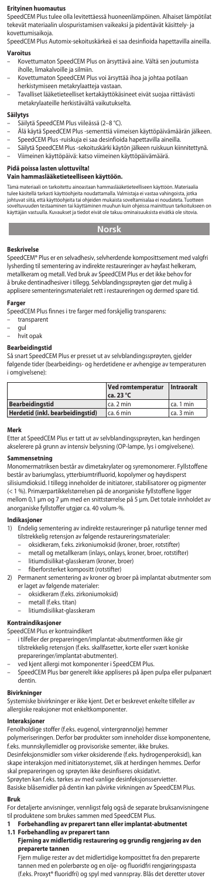#### Erityinen huomautus

SpeedCEM Plus tulee olla levitettäessä huoneenlämpöinen. Alhaiset lämpötilat tekevät materiaalin ulospuristamisen vaikeaksi ja pidentävät käsittely- ja kovettumisaikoja.
SpeedCEM Plus Automix-sekoituskärkeä ei saa desinfioida hapettavilla aineilla.

#### Varoitus

- Kovettumaton SpeedCEM Plus on ärsyttävä aine. Vältä sen joutumista iholle, limakalvoille ja silmiin.
- Kovettumaton SpeedCEM Plus voi ärsyttää ihoa ja johtaa potilaan herkistymiseen metakrylaatteja vastaan.
- Tavalliset lääketieteelliset kertakäyttökäsineet eivät suojaa riittävästi metakrylaatteille herkistävältä vaikutukselta.

#### Säilytys

- Säilytä SpeedCEM Plus viileässä (2–8 °C).
- Älä käytä SpeedCEM Plus -sementtiä viimeisen käyttöpäivämäärän jälkeen.
- SpeedCEM Plus -ruiskuja ei saa desinfioida hapettavilla aineilla.
- Säilytä SpeedCEM Plus -sekoituskärki käytön jälkeen ruiskuun kiinnitettynä.
- Viimeinen käyttöpäivä: katso viimeinen käyttöpäivämäärä.

#### Pidä poissa lasten ulottuvilta!
#### Vain hammaslääketieteelliseen käyttöön.

Tämä materiaali on tarkoitettu ainoastaan hammaslääketieteelliseen käyttöön. Materiaalia tulee käsitellä tarkasti käyttöohjeita noudattamalla. Valmistaja ei vastaa vahingoista, jotka johtuvat siitä, että käyttöohjeita tai ohjeiden mukaista soveltamisalaa ei noudateta. Tuotteen soveltuvuuden testaaminen tai käyttäminen muuhun kuin ohjeissa mainittuun tarkoitukseen on käyttäjän vastuulla. Kuvaukset ja tiedot eivät ole takuu ominaisuuksista eivätkä ole sitovia.

## Norsk

#### Beskrivelse

SpeedCEM® Plus er en selvadhesiv, selvherdende komposittsement med valgfri lysherding til sementering av indirekte restaureringer av høyfast helkeram, metallkeram og metall. Ved bruk av SpeedCEM Plus er det ikke behov for å bruke dentinadhesiver i tillegg. Selvblandingssprøyten gjør det mulig å applisere sementeringsmaterialet rett i restaureringen og dermed spare tid.

#### Farger

SpeedCEM Plus finnes i tre farger med forskjellig transparens:
- transparent
- gul
- hvit opak

#### Bearbeidingstid

Så snart SpeedCEM Plus er presset ut av selvblandingssprøyten, gjelder følgende tider (bearbeidings- og herdetidene er avhengige av temperaturen i omgivelsene):

| | Ved romtemperatur ca. 23 °C | Intraoralt |
|---|---|---|
| Bearbeidingstid | ca. 2 min | ca. 1 min |
| Herdetid (inkl. bearbeidingstid) | ca. 6 min | ca. 3 min |

#### Merk

Etter at SpeedCEM Plus er tatt ut av selvblandingssprøyten, kan herdingen akselerere på grunn av intensiv belysning (OP-lampe, lys i omgivelsene).

#### Sammensetning

Monomermatriksen består av dimetakrylater og syremonomer. Fyllstoffene består av bariumglass, ytterbiumtrifluorid, kopolymer og høydispert silisiumdioksid. I tillegg inneholder de initiatorer, stabilisatorer og pigmenter (< 1 %). Primærpartikkelstørrelsen på de anorganiske fyllstoffene ligger mellom 0,1 µm og 7 µm med en snittstørrelse på 5 µm. Det totale innholdet av anorganiske fyllstoffer utgjør ca. 40 volum-%.

#### Indikasjoner

1) Endelig sementering av indirekte restaureringer på naturlige tenner med tilstrekkelig retensjon av følgende restaureringsmaterialer:
   - oksidkeram, f.eks. zirkoniumoksid (kroner, broer, rotstifter)
   - metall og metallkeram (inlays, onlays, kroner, broer, rotstifter)
   - litiumdisilikat-glasskeram (kroner, broer)
   - fiberforsterket kompositt (rotstifter)
2) Permanent sementering av kroner og broer på implantat-abutmenter som er laget av følgende materialer:
   - oksidkeram (f.eks. zirkoniumoksid)
   - metall (f.eks. titan)
   - litiumdisilikat-glasskeram

#### Kontraindikasjoner

SpeedCEM Plus er kontraindikert
- i tilfeller der prepareringen/implantat-abutmentformen ikke gir tilstrekkelig retensjon (f.eks. skallfasetter, korte eller svært koniske prepareringer/implantat-abutmenter).
- ved kjent allergi mot komponenter i SpeedCEM Plus.
- SpeedCEM Plus bør generelt ikke appliseres på åpen pulpa eller pulpanært dentin.

#### Bivirkninger

Systemiske bivirkninger er ikke kjent. Det er beskrevet enkelte tilfeller av allergiske reaksjoner mot enkeltkomponenter.

#### Interaksjoner

Fenolholdige stoffer (f.eks. eugenol, vintergrønnolje) hemmer polymeriseringen. Derfor bør produkter som inneholder disse komponentene, f.eks. munnskyllemidler og provisoriske sementer, ikke brukes.
Desinfeksjonsmidler som virker oksiderende (f.eks. hydrogenperoksid), kan skape interaksjon med initiatorsystemet, slik at herdingen hemmes. Derfor skal prepareringen og sprøyten ikke desinfiseres oksidativt.
Sprøyten kan f.eks. tørkes av med vanlige desinfeksjonsservietter.
Basiske blåsemidler på dentin kan påvirke virkningen av SpeedCEM Plus.

#### Bruk

For detaljerte anvisninger, vennligst følg også de separate bruksanvisningene til produktene som brukes sammen med SpeedCEM Plus.

**1 Forbehandling av preparert tann eller implantat-abutmentet**

**1.1 Forbehandling av preparert tann**

**Fjerning av midlertidig restaurering og grundig rengjøring av den preparerte tannen**

Fjern mulige rester av det midlertidige kompositt fra den preparerte tannen med en polerbørste og en olje- og fluoridfri rengjøringspasta (f.eks. Proxyt® fluoridfri) og spyl med vannspray. Blås det deretter utover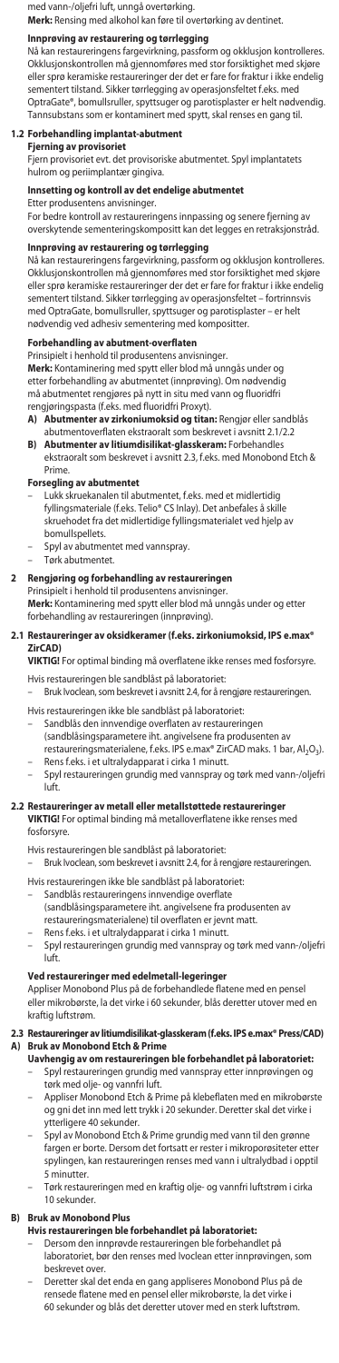med vann-/oljefri luft, unngå overtørking.
**Merk:** Rensing med alkohol kan føre til overtørking av dentinet.

**Innprøving av restaurering og tørrlegging**
Nå kan restaureringens fargevirkning, passform og okklusjon kontrolleres. Okklusjonskontrollen må gjennomføres med stor forsiktighet med skjøre eller sprø keramiske restaureringer der det er fare for fraktur i ikke endelig sementert tilstand. Sikker tørrlegging av operasjonsfeltet f.eks. med OptraGate®, bomullsruller, spyttsuger og parotisplaster er helt nødvendig. Tannsubstans som er kontaminert med spytt, skal renses en gang til.

## 1.2 Forbehandling implantat-abutment

**Fjerning av provisoriet**
Fjern provisoriet evt. det provisoriske abutmentet. Spyl implantatets hulrom og periimplantær gingiva.

**Innsetting og kontroll av det endelige abutmentet**
Etter produsentens anvisninger.
For bedre kontroll av restaureringens innpassing og senere fjerning av overskytende sementeringskompositt kan det legges en retraksjonstråd.

**Innprøving av restaurering og tørrlegging**
Nå kan restaureringens fargevirkning, passform og okklusjon kontrolleres. Okklusjonskontrollen må gjennomføres med stor forsiktighet med skjøre eller sprø keramiske restaureringer der det er fare for fraktur i ikke endelig sementert tilstand. Sikker tørrlegging av operasjonsfeltet – fortrinnsvis med OptraGate, bomullsruller, spyttsuger og parotisplaster – er helt nødvendig ved adhesiv sementering med kompositter.

**Forbehandling av abutment-overflaten**
Prinsipielt i henhold til produsentens anvisninger.
**Merk:** Kontaminering med spytt eller blod må unngås under og etter forbehandling av abutmentet (innprøving). Om nødvendig må abutmentet rengjøres på nytt in situ med vann og fluoridfri rengjøringspasta (f.eks. med fluoridfri Proxyt).

- **A) Abutmenter av zirkoniumoksid og titan:** Rengjør eller sandblås abutmentoverflaten ekstraoralt som beskrevet i avsnitt 2.1/2.2
- **B) Abutmenter av litiumdisilikat-glasskeram:** Forbehandles ekstraoralt som beskrevet i avsnitt 2.3, f.eks. med Monobond Etch & Prime.

**Forsegling av abutmentet**
- Lukk skruekanalen til abutmentet, f.eks. med et midlertidig fyllingsmateriale (f.eks. Telio® CS Inlay). Det anbefales å skille skruehodet fra det midlertidige fyllingsmaterialet ved hjelp av bomullspellets.
- Spyl av abutmentet med vannspray.
- Tørk abutmentet.

## 2 Rengjøring og forbehandling av restaureringen

Prinsipielt i henhold til produsentens anvisninger.
**Merk:** Kontaminering med spytt eller blod må unngås under og etter forbehandling av restaureringen (innprøving).

### 2.1 Restaureringer av oksidkeramer (f.eks. zirkoniumoksid, IPS e.max® ZirCAD)

**VIKTIG!** For optimal binding må overflatene ikke renses med fosforsyre.

Hvis restaureringen ble sandblåst på laboratoriet:
- Bruk Ivoclean, som beskrevet i avsnitt 2.4, for å rengjøre restaureringen.

Hvis restaureringen ikke ble sandblåst på laboratoriet:
- Sandblås den innvendige overflaten av restaureringen (sandblåsingsparametere iht. angivelsene fra produsenten av restaureringsmaterialene, f.eks. IPS e.max® ZirCAD maks. 1 bar, $Al_2O_3$).
- Rens f.eks. i et ultralydapparat i cirka 1 minutt.
- Spyl restaureringen grundig med vannspray og tørk med vann-/oljefri luft.

### 2.2 Restaureringer av metall eller metallstøttede restaureringer

**VIKTIG!** For optimal binding må metalloverflatene ikke renses med fosforsyre.

Hvis restaureringen ble sandblåst på laboratoriet:
- Bruk Ivoclean, som beskrevet i avsnitt 2.4, for å rengjøre restaureringen.

Hvis restaureringen ikke ble sandblåst på laboratoriet:
- Sandblås restaureringens innvendige overflate (sandblåsingsparametere iht. angivelsene fra produsenten av restaureringsmaterialene) til overflaten er jevnt matt.
- Rens f.eks. i et ultralydapparat i cirka 1 minutt.
- Spyl restaureringen grundig med vannspray og tørk med vann-/oljefri luft.

**Ved restaureringer med edelmetall-legeringer**
Appliser Monobond Plus på de forbehandlede flatene med en pensel eller mikrobørste, la det virke i 60 sekunder, blås deretter utover med en kraftig luftstrøm.

### 2.3 Restaureringer av litiumdisilikat-glasskeram (f.eks. IPS e.max® Press/CAD)

**A) Bruk av Monobond Etch & Prime**

**Uavhengig av om restaureringen ble forbehandlet på laboratoriet:**
- Spyl restaureringen grundig med vannspray etter innprøvingen og tørk med olje- og vannfri luft.
- Appliser Monobond Etch & Prime på klebeflaten med en mikrobørste og gni det inn med lett trykk i 20 sekunder. Deretter skal det virke i ytterligere 40 sekunder.
- Spyl av Monobond Etch & Prime grundig med vann til den grønne fargen er borte. Dersom det fortsatt er rester i mikroporøsiteter etter spylingen, kan restaureringen renses med vann i ultralydbad i opptil 5 minutter.
- Tørk restaureringen med en kraftig olje- og vannfri luftstrøm i cirka 10 sekunder.

**B) Bruk av Monobond Plus**

**Hvis restaureringen ble forbehandlet på laboratoriet:**
- Dersom den innprøvde restaureringen ble forbehandlet på laboratoriet, bør den renses med Ivoclean etter innprøvingen, som beskrevet over.
- Deretter skal det enda en gang appliseres Monobond Plus på de rensede flatene med en pensel eller mikrobørste, la det virke i 60 sekunder og blås det deretter utover med en sterk luftstrøm.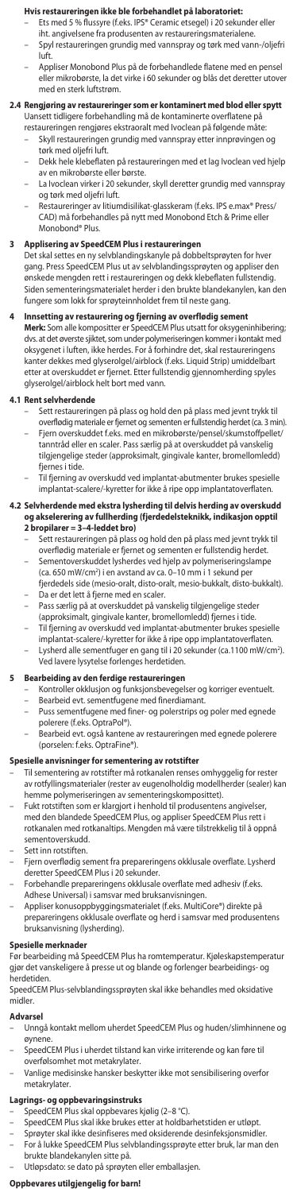**Hvis restaureringen ikke ble forbehandlet på laboratoriet:**

- Ets med 5 % flussyre (f.eks. IPS® Ceramic etsegel) i 20 sekunder eller iht. angivelsene fra produsenten av restaureringsmaterialene.
- Spyl restaureringen grundig med vannspray og tørk med vann-/oljefri luft.
- Appliser Monobond Plus på de forbehandlede flatene med en pensel eller mikrobørste, la det virke i 60 sekunder og blås det deretter utover med en sterk luftstrøm.

## 2.4 Rengjøring av restaureringer som er kontaminert med blod eller spytt

Uansett tidligere forbehandling må de kontaminerte overflatene på restaureringen rengjøres ekstraoralt med Ivoclean på følgende måte:

- Skyll restaureringen grundig med vannspray etter innprøvingen og tørk med oljefri luft.
- Dekk hele klebeflaten på restaureringen med et lag Ivoclean ved hjelp av en mikrobørste eller børste.
- La Ivoclean virker i 20 sekunder, skyll deretter grundig med vannspray og tørk med oljefri luft.
- Restaureringer av litiumdisilikat-glasskeram (f.eks. IPS e.max® Press/CAD) må forbehandles på nytt med Monobond Etch & Prime eller Monobond® Plus.

## 3 Applisering av SpeedCEM Plus i restaureringen

Det skal settes en ny selvblandingskanyle på dobbeltsprøyten for hver gang. Press SpeedCEM Plus ut av selvblandingssprøyten og appliser den ønskede mengden rett i restaureringen og dekk klebeflaten fullstendig. Siden sementeringsmaterialet herder i den brukte blandekanylen, kan den fungere som lokk for sprøyteinnholdet frem til neste gang.

## 4 Innsetting av restaurering og fjerning av overflødig sement

**Merk:** Som alle kompositter er SpeedCEM Plus utsatt for oksygeninhibering; dvs. at det øverste sjiktet, som under polymeriseringen kommer i kontakt med oksygenet i luften, ikke herdes. For å forhindre det, skal restaureringens kanter dekkes med glyserolgel/airblock (f.eks. Liquid Strip) umiddelbart etter at overskuddet er fjernet. Etter fullstendig gjennomherding spyles glyserolgel/airblock helt bort med vann.

### 4.1 Rent selvherdende

- Sett restaureringen på plass og hold den på plass med jevnt trykk til overflødig materiale er fjernet og sementen er fullstendig herdet (ca. 3 min).
- Fjern overskuddet f.eks. med en mikrobørste/pensel/skumstoffpellet/tanntråd eller en scaler. Pass særlig på at overskuddet på vanskelig tilgjengelige steder (approksimalt, gingivale kanter, bromellomledd) fjernes i tide.
- Til fjerning av overskudd ved implantat-abutmenter brukes spesielle implantat-scalere/-kyretter for ikke å ripe opp implantatoverflaten.

### 4.2 Selvherdende med ekstra lysherding til delvis herding av overskudd og akselerering av fullherding (fjerdedelsteknikk, indikasjon opptil 2 bropilarer = 3–4-leddet bro)

- Sett restaureringen på plass og hold den på plass med jevnt trykk til overflødig materiale er fjernet og sementen er fullstendig herdet.
- Sementoverskuddet lysherdes ved hjelp av polymeriseringslampe (ca. 650 mW/cm²) i en avstand av ca. 0–10 mm i 1 sekund per fjerdedels side (mesio-oralt, disto-oralt, mesio-bukkalt, disto-bukkalt).
- Da er det lett å fjerne med en scaler.
- Pass særlig på at overskuddet på vanskelig tilgjengelige steder (approksimalt, gingivale kanter, bromellomledd) fjernes i tide.
- Til fjerning av overskudd ved implantat-abutmenter brukes spesielle implantat-scalere/-kyretter for ikke å ripe opp implantatoverflaten.
- Lysherd alle sementfuger en gang til i 20 sekunder (ca.1100 mW/cm²). Ved lavere lysytelse forlenges herdetiden.

## 5 Bearbeiding av den ferdige restaureringen

- Kontroller okklusjon og funksjonsbevegelser og korriger eventuelt.
- Bearbeid evt. sementfugene med finerdiamant.
- Puss sementfugene med finer- og polerstrips og poler med egnede polerere (f.eks. OptraPol®).
- Bearbeid evt. også kantene av restaureringen med egnede polerere (porselen: f.eks. OptraFine®).

**Spesielle anvisninger for sementering av rotstifter**

- Til sementering av rotstifter må rotkanalen renses omhyggelig for rester av rotfyllingsmaterialer (rester av eugenolholdig modellherder (sealer) kan hemme polymeriseringen av sementeringskompositten).
- Fukt rotstiften som er klargjort i henhold til produsentens angivelser, med den blandede SpeedCEM Plus, og appliser SpeedCEM Plus rett i rotkanalen med rotkanaltips. Mengden må være tilstrekkelig til å oppnå sementoverskudd.
- Sett inn rotstiften.
- Fjern overflødig sement fra prepareringens okklusale overflate. Lysherd deretter SpeedCEM Plus i 20 sekunder.
- Forbehandle prepareringens okklusale overflate med adhesiv (f.eks. Adhese Universal) i samsvar med bruksanvisningen.
- Appliser konusoppbyggingsmaterialet (f.eks. MultiCore®) direkte på prepareringens okklusale overflate og herd i samsvar med produsentens bruksanvisning (lysherding).

**Spesielle merknader**

Før bearbeiding må SpeedCEM Plus ha romtemperatur. Kjøleskapstemperatur gjør det vanskeligere å presse ut og blande og forlenger bearbeidings- og herdetiden.
SpeedCEM Plus-selvblandingssprøyten skal ikke behandles med oksidative midler.

**Advarsel**

- Unngå kontakt mellom uherdet SpeedCEM Plus og huden/slimhinnene og øynene.
- SpeedCEM Plus i uherdet tilstand kan virke irriterende og kan føre til overfølsomhet mot metakrylater.
- Vanlige medisinske hansker beskytter ikke mot sensibilisering overfor metakrylater.

**Lagrings- og oppbevaringsinstruks**

- SpeedCEM Plus skal oppbevares kjølig (2–8 °C).
- SpeedCEM Plus skal ikke brukes etter at holdbarhetstiden er utløpt.
- Sprøyter skal ikke desinfiseres med oksiderende desinfeksjonsmidler.
- For å lukke SpeedCEM Plus selvblandingssprøyte etter bruk, lar man den brukte blandekanylen sitte på.
- Utløpsdato: se dato på sprøyten eller emballasjen.

**Oppbevares utilgjengelig for barn!**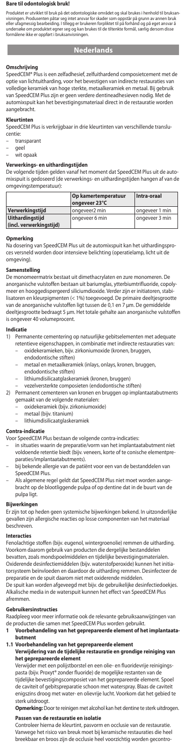**Bare til odontologisk bruk!**

Produktet er utviklet til bruk på det odontologiske området og skal brukes i henhold til bruksanvisningen. Produsenten påtar seg intet ansvar for skader som oppstår på grunn av annen bruk eller ufagmessig bearbeiding. I tillegg er brukeren forpliktet til på forhånd og på eget ansvar å undersøke om produktet egner seg og kan brukes til de tiltenkte formål, særlig dersom disse formålene ikke er oppført i bruksanvisningen.

# Nederlands

## Omschrijving

SpeedCEM® Plus is een zelfadhesief, zelfuithardend composietcement met de optie van lichtuitharding, voor het bevestigen van indirecte restauraties van volledige keramiek van hoge sterkte, metaalkeramiek en metaal. Bij gebruik van SpeedCEM Plus zijn er geen verdere dentineadhesieven nodig. Met de automixspuit kan het bevestigingsmateriaal direct in de restauratie worden aangebracht.

## Kleurtinten

SpeedCEM Plus is verkrijgbaar in drie kleurtinten van verschillende translucentie:

- transparant
- geel
- wit opaak

## Verwerkings- en uithardingstijden

De volgende tijden gelden vanaf het moment dat SpeedCEM Plus uit de automixspuit is gedoseerd (de verwerkings- en uithardingstijden hangen af van de omgevingstemperatuur):

| | Op kamertemperatuur ongeveer 23°C | Intra-oraal |
|---|---|---|
| **Verwerkingstijd** | ongeveer2 min | ongeveer 1 min |
| **Uithardingstijd (incl. verwerkingstijd)** | ongeveer 6 min | ongeveer 3 min |

## Opmerking

Na dosering van SpeedCEM Plus uit de automixspuit kan het uithardingsproces versneld worden door intensieve belichting (operatielamp, licht uit de omgeving).

## Samenstelling

De monomeermatrix bestaat uit dimethacrylaten en zure monomeren. De anorganische vulstoffen bestaan uit bariumglas, ytterbiumtrifluoride, copolymeer en hooggedispergeerd siliciumdioxide. Verder zijn er initiatoren, stabilisatoren en kleurpigmenten (< 1%) toegevoegd. De primaire deeltjesgrootte van de anorganische vulstoffen ligt tussen de 0,1 en 7 µm. De gemiddelde deeltjesgrootte bedraagt 5 µm. Het totale gehalte aan anorganische vulstoffen is ongeveer 40 volumeprocent.

## Indicatie

1) Permanente cementering op natuurlijke gebitselementen met adequate retentieve eigenschappen, in combinatie met indirecte restauraties van:
   - oxidekeramieken, bijv. zirkoniumoxide (kronen, bruggen, endodontische stiften)
   - metaal en metaalkeramiek (inlays, onlays, kronen, bruggen, endodontische stiften)
   - lithiumdisilicaatglaskeramiek (kronen, bruggen)
   - vezelversterkte composieten (endodontische stiften)
2) Permanent cementeren van kronen en bruggen op implantaatabutments gemaakt van de volgende materialen:
   - oxidekeramiek (bijv. zirkoniumoxide)
   - metaal (bijv. titanium)
   - lithiumdisilicaatglaskeramiek

## Contra-indicatie

Voor SpeedCEM Plus bestaan de volgende contra-indicaties:

- in situaties waarin de preparatie/vorm van het implantaatabutment niet voldoende retentie biedt (bijv. veneers, korte of te conische elementpreparaties/implantaatabutments).
- bij bekende allergie van de patiënt voor een van de bestanddelen van SpeedCEM Plus.
- Als algemene regel geldt dat SpeedCEM Plus niet moet worden aangebracht op de blootliggende pulpa of op dentine dat in de buurt van de pulpa ligt.

## Bijwerkingen

Er zijn tot op heden geen systemische bijwerkingen bekend. In uitzonderlijke gevallen zijn allergische reacties op losse componenten van het materiaal beschreven.

## Interacties

Fenolachtige stoffen (bijv. eugenol, wintergroenolie) remmen de uitharding. Voorkom daarom gebruik van producten die dergelijke bestanddelen bevatten, zoals mondspoelmiddelen en tijdelijke bevestigingsmaterialen. Oxiderende desinfectiemiddelen (bijv. waterstofperoxide) kunnen het initiatorsysteem beïnvloeden en daardoor de uitharding remmen. Desinfecteer de preparatie en de spuit daarom niet met oxiderende middelen.
De spuit kan worden afgeveegd met bijv. de gebruikelijke desinfectiedoekjes. Alkalische media in de waterspuit kunnen het effect van SpeedCEM Plus afremmen.

## Gebruikersinstructies

Raadpleeg voor meer informatie ook de relevante gebruiksaanwijzingen van de producten die samen met SpeedCEM Plus worden gebruikt.

### 1 Voorbehandeling van het geprepareerde element of het implantaatabutment

#### 1.1 Voorbehandeling van het geprepareerde element

**Verwijdering van de tijdelijke restauratie en grondige reiniging van het geprepareerde element**

Verwijder met een polijstborstel en een olie- en fluoridevrije reinigingspasta (bijv. Proxyt® zonder fluoride) de mogelijke restanten van de tijdelijke bevestigingscomposiet van het geprepareerde element. Spoel de caviteit of gebitspreparatie schoon met waterspray. Blaas de caviteit enigszins droog met water- en olievrije lucht. Voorkom dat het gebied te sterk uitdroogt.

**Opmerking:** Door te reinigen met alcohol kan het dentine te sterk uitdrogen.

**Passen van de restauratie en isolatie**

Controleer hierna de kleurtint, pasvorm en occlusie van de restauratie. Vanwege het risico van breuk moet bij keramische restauraties die heel breekbaar en broos zijn de occlusie heel voorzichtig worden gecontro-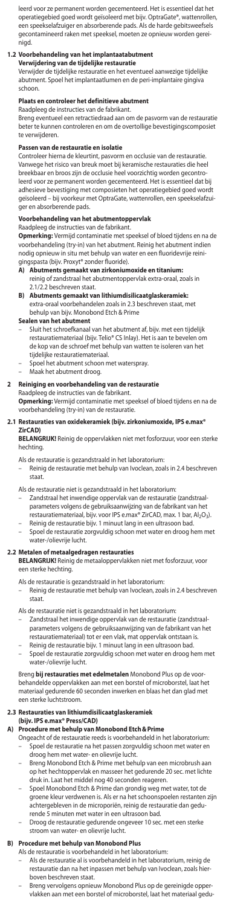leerd voor ze permanent worden gecementeerd. Het is essentieel dat het operatiegebied goed wordt geïsoleerd met bijv. OptraGate®, wattenrollen, een speekselafzuiger en absorberende pads. Als de harde gebitsweefsels gecontamineerd raken met speeksel, moeten ze opnieuw worden gereinigd.

### 1.2 Voorbehandeling van het implantaatabutment

**Verwijdering van de tijdelijke restauratie**

Verwijder de tijdelijke restauratie en het eventueel aanwezige tijdelijke abutment. Spoel het implantaatlumen en de peri-implantaire gingiva schoon.

**Plaats en controleer het definitieve abutment**

Raadpleeg de instructies van de fabrikant.

Breng eventueel een retractiedraad aan om de pasvorm van de restauratie beter te kunnen controleren en om de overtollige bevestigingscomposiet te verwijderen.

**Passen van de restauratie en isolatie**

Controleer hierna de kleurtint, pasvorm en occlusie van de restauratie. Vanwege het risico van breuk moet bij keramische restauraties die heel breekbaar en broos zijn de occlusie heel voorzichtig worden gecontroleerd voor ze permanent worden gecementeerd. Het is essentieel dat bij adhesieve bevestiging met composieten het operatiegebied goed wordt geïsoleerd – bij voorkeur met OptraGate, wattenrollen, een speekselafzuiger en absorberende pads.

**Voorbehandeling van het abutmentoppervlak**

Raadpleeg de instructies van de fabrikant.

**Opmerking:** Vermijd contaminatie met speeksel of bloed tijdens en na de voorbehandeling (try-in) van het abutment. Reinig het abutment indien nodig opnieuw in situ met behulp van water en een fluoridevrije reinigingspasta (bijv. Proxyt® zonder fluoride).

**A) Abutments gemaakt van zirkoniumoxide en titanium:**
reinig of zandstraal het abutmentoppervlak extra-oraal, zoals in 2.1/2.2 beschreven staat.

**B) Abutments gemaakt van lithiumdisilicaatglaskeramiek:**
extra-oraal voorbehandelen zoals in 2.3 beschreven staat, met behulp van bijv. Monobond Etch & Prime

**Sealen van het abutment**

- Sluit het schroefkanaal van het abutment af, bijv. met een tijdelijk restauratiemateriaal (bijv. Telio® CS Inlay). Het is aan te bevelen om de kop van de schroef met behulp van watten te isoleren van het tijdelijke restauratiemateriaal.
- Spoel het abutment schoon met waterspray.
- Maak het abutment droog.

## 2 Reiniging en voorbehandeling van de restauratie

Raadpleeg de instructies van de fabrikant.

**Opmerking:** Vermijd contaminatie met speeksel of bloed tijdens en na de voorbehandeling (try-in) van de restauratie.

### 2.1 Restauraties van oxidekeramiek (bijv. zirkoniumoxide, IPS e.max® ZirCAD)

**BELANGRIJK!** Reinig de oppervlakken niet met fosforzuur, voor een sterke hechting.

Als de restauratie is gezandstraald in het laboratorium:

- Reinig de restauratie met behulp van Ivoclean, zoals in 2.4 beschreven staat.

Als de restauratie niet is gezandstraald in het laboratorium:

- Zandstraal het inwendige oppervlak van de restauratie (zandstraalparameters volgens de gebruiksaanwijzing van de fabrikant van het restauratiemateriaal, bijv. voor IPS e.max® ZirCAD, max. 1 bar, $Al_2O_3$).
- Reinig de restauratie bijv. 1 minuut lang in een ultrasoon bad.
- Spoel de restauratie zorgvuldig schoon met water en droog hem met water-/olievrije lucht.

### 2.2 Metalen of metaalgedragen restauraties

**BELANGRIJK!** Reinig de metaaloppervlakken niet met fosforzuur, voor een sterke hechting.

Als de restauratie is gezandstraald in het laboratorium:

- Reinig de restauratie met behulp van Ivoclean, zoals in 2.4 beschreven staat.

Als de restauratie niet is gezandstraald in het laboratorium:

- Zandstraal het inwendige oppervlak van de restauratie (zandstraalparameters volgens de gebruiksaanwijzing van de fabrikant van het restauratiemateriaal) tot er een vlak, mat oppervlak ontstaan is.
- Reinig de restauratie bijv. 1 minuut lang in een ultrasoon bad.
- Spoel de restauratie zorgvuldig schoon met water en droog hem met water-/olievrije lucht.

Breng **bij restauraties met edelmetalen** Monobond Plus op de voorbehandelde oppervlakken aan met een borstel of microborstel, laat het materiaal gedurende 60 seconden inwerken en blaas het dan glad met een sterke luchtstroom.

### 2.3 Restauraties van lithiumdisilicaatglaskeramiek (bijv. IPS e.max® Press/CAD)

**A) Procedure met behulp van Monobond Etch & Prime**

Ongeacht of de restauratie reeds is voorbehandeld in het laboratorium:

- Spoel de restauratie na het passen zorgvuldig schoon met water en droog hem met water- en olievrije lucht.
- Breng Monobond Etch & Prime met behulp van een microbrush aan op het hechtoppervlak en masseer het gedurende 20 sec. met lichte druk in. Laat het middel nog 40 seconden reageren.
- Spoel Monobond Etch & Prime dan grondig weg met water, tot de groene kleur verdwenen is. Als er na het schoonspoelen restanten zijn achtergebleven in de microporiën, reinig de restauratie dan gedurende 5 minuten met water in een ultrasoon bad.
- Droog de restauratie gedurende ongeveer 10 sec. met een sterke stroom van water- en olievrije lucht.

**B) Procedure met behulp van Monobond Plus**

Als de restauratie is voorbehandeld in het laboratorium:

- Als de restauratie al is voorbehandeld in het laboratorium, reinig de restauratie dan na het inpassen met behulp van Ivoclean, zoals hierboven beschreven staat.
- Breng vervolgens opnieuw Monobond Plus op de gereinigde oppervlakken aan met een borstel of microborstel, laat het materiaal gedu-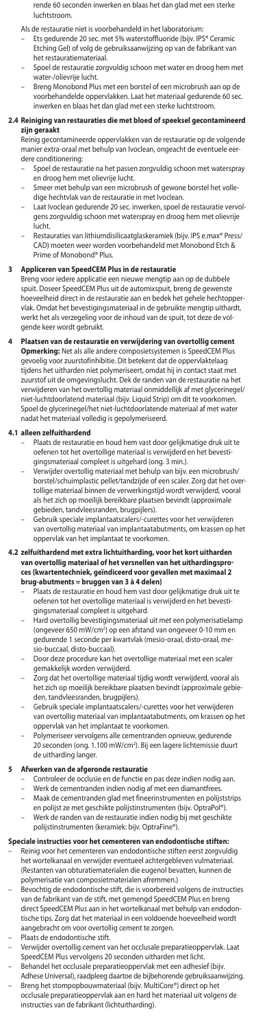rende 60 seconden inwerken en blaas het dan glad met een sterke luchtstroom.

Als de restauratie niet is voorbehandeld in het laboratorium:

- Ets gedurende 20 sec. met 5% waterstoffluoride (bijv. IPS® Ceramic Etching Gel) of volg de gebruiksaanwijzing op van de fabrikant van het restauratiemateriaal.
- Spoel de restauratie zorgvuldig schoon met water en droog hem met water-/olievrije lucht.
- Breng Monobond Plus met een borstel of een microbrush aan op de voorbehandelde oppervlakken. Laat het materiaal gedurende 60 sec. inwerken en blaas het dan glad met een sterke luchtstroom.

### 2.4 Reiniging van restauraties die met bloed of speeksel gecontamineerd zijn geraakt

Reinig gecontamineerde oppervlakken van de restauratie op de volgende manier extra-oraal met behulp van Ivoclean, ongeacht de eventuele eerdere conditionering:

- Spoel de restauratie na het passen zorgvuldig schoon met waterspray en droog hem met olievrije lucht.
- Smeer met behulp van een microbrush of gewone borstel het volledige hechtvlak van de restauratie in met Ivoclean.
- Laat Ivoclean gedurende 20 sec. inwerken, spoel de restauratie vervolgens zorgvuldig schoon met waterspray en droog hem met olievrije lucht.
- Restauraties van lithiumdisilicaatglaskeramiek (bijv. IPS e.max® Press/ CAD) moeten weer worden voorbehandeld met Monobond Etch & Prime of Monobond® Plus.

## 3 Appliceren van SpeedCEM Plus in de restauratie

Breng voor iedere applicatie een nieuwe mengtip aan op de dubbele spuit. Doseer SpeedCEM Plus uit de automixspuit, breng de gewenste hoeveelheid direct in de restauratie aan en bedek het gehele hechtoppervlak. Omdat het bevestigingsmateriaal in de gebruikte mengtip uithardt, werkt het als verzegeling voor de inhoud van de spuit, tot deze de volgende keer wordt gebruikt.

## 4 Plaatsen van de restauratie en verwijdering van overtollig cement

**Opmerking:** Net als alle andere composietsystemen is SpeedCEM Plus gevoelig voor zuurstofinhibitie. Dit betekent dat de oppervlaktelaag tijdens het uitharden niet polymeriseert, omdat hij in contact staat met zuurstof uit de omgevingslucht. Dek de randen van de restauratie na het verwijderen van het overtollig materiaal onmiddellijk af met glycerinegel/ niet-luchtdoorlatend materiaal (bijv. Liquid Strip) om dit te voorkomen. Spoel de glycerinegel/het niet-luchtdoorlatende materiaal af met water nadat het materiaal volledig is gepolymeriseerd.

### 4.1 alleen zelfuithardend

- Plaats de restauratie en houd hem vast door gelijkmatige druk uit te oefenen tot het overtollige materiaal is verwijderd en het bevestigingsmateriaal compleet is uitgehard (ong. 3 min.).
- Verwijder overtollig materiaal met behulp van bijv. een microbrush/ borstel/schuimplastic pellet/tandzijde of een scaler. Zorg dat het overtollige materiaal binnen de verwerkingstijd wordt verwijderd, vooral als het zich op moeilijk bereikbare plaatsen bevindt (approximale gebieden, tandvleesranden, brugpijlers).
- Gebruik speciale implantaatscalers/-curettes voor het verwijderen van overtollig materiaal van implantaatabutments, om krassen op het oppervlak van het implantaat te voorkomen.

### 4.2 zelfuithardend met extra lichtuitharding, voor het kort uitharden van overtollig materiaal of het versnellen van het uithardingsproces (kwartentechniek, geïndiceerd voor gevallen met maximaal 2 brug-abutments = bruggen van 3 à 4 delen)

- Plaats de restauratie en houd hem vast door gelijkmatige druk uit te oefenen tot het overtollige materiaal is verwijderd en het bevestigingsmateriaal compleet is uitgehard.
- Hard overtollig bevestigingsmateriaal uit met een polymerisatielamp (ongeveer 650 mW/cm²) op een afstand van ongeveer 0-10 mm en gedurende 1 seconde per kwartvlak (mesio-oraal, disto-oraal, mesio-buccaal, disto-buccaal).
- Door deze procedure kan het overtollige materiaal met een scaler gemakkelijk worden verwijderd.
- Zorg dat het overtollige materiaal tijdig wordt verwijderd, vooral als het zich op moeilijk bereikbare plaatsen bevindt (approximale gebieden, tandvleesranden, brugpijlers).
- Gebruik speciale implantaatscalers/-curettes voor het verwijderen van overtollig materiaal van implantaatabutments, om krassen op het oppervlak van het implantaat te voorkomen.
- Polymeriseer vervolgens alle cementranden opnieuw, gedurende 20 seconden (ong. 1.100 mW/cm²). Bij een lagere lichtemissie duurt de uitharding langer.

## 5 Afwerken van de afgeronde restauratie

- Controleer de occlusie en de functie en pas deze indien nodig aan.
- Werk de cementranden indien nodig af met een diamantfrees.
- Maak de cementranden glad met fineerinstrumenten en polijststrips en polijst ze met geschikte polijstinstrumenten (bijv. OptraPol®).
- Werk de randen van de restauratie indien nodig bij met geschikte polijstinstrumenten (keramiek: bijv. OptraFine®).

**Speciale instructies voor het cementeren van endodontische stiften:**

- Reinig voor het cementeren van endodontische stiften eerst zorgvuldig het wortelkanaal en verwijder eventueel achtergebleven vulmateriaal. (Restanten van obturatiematerialen die eugenol bevatten, kunnen de polymerisatie van composietmaterialen afremmen.)
- Bevochtig de endodontische stift, die is voorbereid volgens de instructies van de fabrikant van de stift, met gemengd SpeedCEM Plus en breng direct SpeedCEM Plus aan in het wortelkanaal met behulp van endodontische tips. Zorg dat het materiaal in een voldoende hoeveelheid wordt aangebracht om overvolling cement te zorgen.
- Plaats de endodontische stift.
- Verwijder overtollig cement van het occlusale preparatieoppervlak. Laat SpeedCEM Plus vervolgens 20 seconden uitharden met licht.
- Behandel het occlusale preparatieoppervlak met een adhesief (bijv. Adhese Universal), raadpleeg daartoe de bijbehorende gebruiksaanwijzing.
- Breng het stompopbouwmateriaal (bijv. MultiCore®) direct op het occlusale preparatieoppervlak aan en hard het materiaal uit volgens de instructies van de fabrikant (lichtuitharding).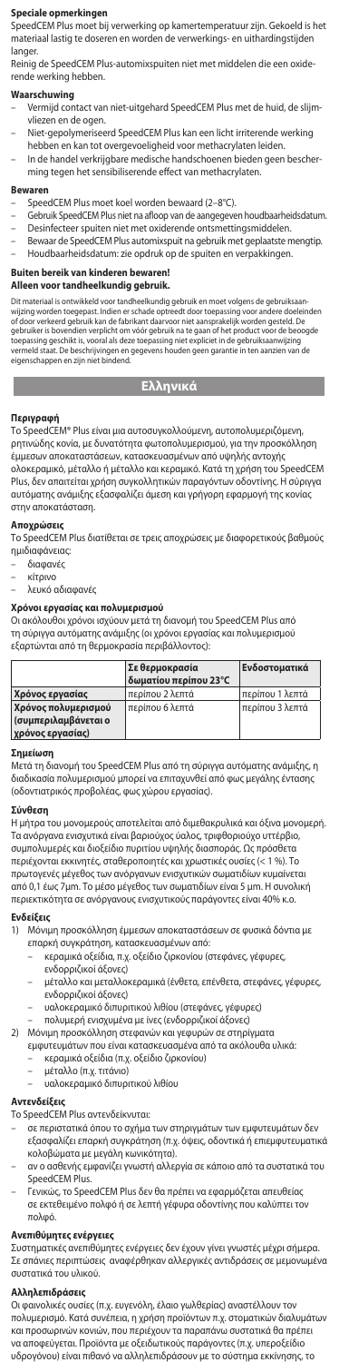### Speciale opmerkingen

SpeedCEM Plus moet bij verwerking op kamertemperatuur zijn. Gekoeld is het materiaal lastig te doseren en worden de verwerkings- en uithardingstijden langer.

Reinig de SpeedCEM Plus-automixspuiten niet met middelen die een oxiderende werking hebben.

### Waarschuwing

– Vermijd contact van niet-uitgehard SpeedCEM Plus met de huid, de slijmvliezen en de ogen.
– Niet-gepolymeriseerd SpeedCEM Plus kan een licht irriterende werking hebben en kan tot overgevoeligheid voor methacrylaten leiden.
– In de handel verkrijgbare medische handschoenen bieden geen bescherming tegen het sensibiliserende effect van methacrylaten.

### Bewaren

– SpeedCEM Plus moet koel worden bewaard (2–8°C).
– Gebruik SpeedCEM Plus niet na afloop van de aangegeven houdbaarheidsdatum.
– Desinfecteer spuiten niet met oxiderende ontsmettingsmiddelen.
– Bewaar de SpeedCEM Plus automixspuit na gebruik met geplaatste mengtip.
– Houdbaarheidsdatum: zie opdruk op de spuiten en verpakkingen.

### Buiten bereik van kinderen bewaren!
### Alleen voor tandheelkundig gebruik.

Dit materiaal is ontwikkeld voor tandheelkundig gebruik en moet volgens de gebruiksaanwijzing worden toegepast. Indien er schade optreedt door toepassing voor andere doeleinden of door verkeerd gebruik kan de fabrikant daarvoor niet aansprakelijk worden gesteld. De gebruiker is bovendien verplicht om vóór gebruik na te gaan of het product voor de beoogde toepassing geschikt is, vooral als deze toepassing niet expliciet in de gebruiksaanwijzing vermeld staat. De beschrijvingen en gegevens houden geen garantie in ten aanzien van de eigenschappen en zijn niet bindend.

## Ελληνικά

### Περιγραφή

Το SpeedCEM® Plus είναι μια αυτοσυγκολλούμενη, αυτοπολυμεριζόμενη, ρητινώδης κονία, με δυνατότητα φωτοπολυμερισμού, για την προσκόλληση έμμεσων αποκαταστάσεων, κατασκευασμένων από υψηλής αντοχής ολοκεραμικό, μέταλλο ή μέταλλο και κεραμικό. Κατά τη χρήση του SpeedCEM Plus, δεν απαιτείται χρήση συγκολλητικών παραγόντων οδοντίνης. Η σύριγγα αυτόματης ανάμιξης εξασφαλίζει άμεση και γρήγορη εφαρμογή της κονίας στην αποκατάσταση.

### Αποχρώσεις

Το SpeedCEM Plus διατίθεται σε τρεις αποχρώσεις με διαφορετικούς βαθμούς ημιδιαφάνειας:

– διαφανές
– κίτρινο
– λευκό αδιαφανές

### Χρόνοι εργασίας και πολυμερισμού

Οι ακόλουθοι χρόνοι ισχύουν μετά τη διανομή του SpeedCEM Plus από τη σύριγγα αυτόματης ανάμιξης (οι χρόνοι εργασίας και πολυμερισμού εξαρτώνται από τη θερμοκρασία περιβάλλοντος):

| | Σε θερμοκρασία δωματίου περίπου 23°C | Ενδοστοματικά |
|---|---|---|
| Χρόνος εργασίας | περίπου 2 λεπτά | περίπου 1 λεπτά |
| Χρόνος πολυμερισμού (συμπεριλαμβάνεται ο χρόνος εργασίας) | περίπου 6 λεπτά | περίπου 3 λεπτά |

### Σημείωση

Μετά τη διανομή του SpeedCEM Plus από τη σύριγγα αυτόματης ανάμιξης, η διαδικασία πολυμερισμού μπορεί να επιταχυνθεί από φως μεγάλης έντασης (οδοντιατρικός προβολέας, φως χώρου εργασίας).

### Σύνθεση

Η μήτρα του μονομερούς αποτελείται από διμεθακρυλικά και όξινα μονομερή. Τα ανόργανα ενισχυτικά είναι βαριούχος ύαλος, τριφθοριούχο υττέρβιο, συμπολυμερές και διοξείδιο πυριτίου υψηλής διασποράς. Ως πρόσθετα περιέχονται εκκινητές, σταθεροποιητές και χρωστικές ουσίες (< 1 %). Το πρωτογενές μέγεθος των ανόργανων ενισχυτικών σωματιδίων κυμαίνεται από 0,1 έως 7μm. Το μέσο μέγεθος των σωματιδίων είναι 5 μm. Η συνολική περιεκτικότητα σε ανόργανους ενισχυτικούς παράγοντες είναι 40% κ.ο.

### Ενδείξεις

1) Μόνιμη προσκόλληση έμμεσων αποκαταστάσεων σε φυσικά δόντια με επαρκή συγκράτηση, κατασκευασμένων από:
   – κεραμικά οξείδια, π.χ. οξείδιο ζιρκονίου (στεφάνες, γέφυρες, ενδορριζικοί άξονες)
   – μέταλλο και μεταλλοκεραμικά (ένθετα, επένθετα, στεφάνες, γέφυρες, ενδορριζικοί άξονες)
   – υαλοκεραμικό διπυριτικού λιθίου (στεφάνες, γέφυρες)
   – πολυμερή ενισχυμένα με ίνες (ενδορριζικοί άξονες)
2) Μόνιμη προσκόλληση στεφανών και γεφυρών σε στηρίγματα εμφυτευμάτων που είναι κατασκευασμένα από τα ακόλουθα υλικά:
   – κεραμικά οξείδια (π.χ. οξείδιο ζιρκονίου)
   – μέταλλο (π.χ. τιτάνιο)
   – υαλοκεραμικό διπυριτικού λιθίου

### Αντενδείξεις

Το SpeedCEM Plus αντενδείκνυται:

– σε περιστατικά όπου το σχήμα των στηριγμάτων των εμφυτευμάτων δεν εξασφαλίζει επαρκή συγκράτηση (π.χ. όψεις, οδοντικά ή επιμφυτευματικά κολοβώματα με μεγάλη κωνικότητα).
– αν ο ασθενής εμφανίζει γνωστή αλλεργία σε κάποιο από τα συστατικά του SpeedCEM Plus.
– Γενικώς, το SpeedCEM Plus δεν θα πρέπει να εφαρμόζεται απευθείας σε εκτεθειμένο πολφό ή σε λεπτή γέφυρα οδοντίνης που καλύπτει τον πολφό.

### Ανεπιθύμητες ενέργειες

Συστηματικές ανεπιθύμητες ενέργειες δεν έχουν γίνει γνωστές μέχρι σήμερα. Σε σπάνιες περιπτώσεις αναφέρθηκαν αλλεργικές αντιδράσεις σε μεμονωμένα συστατικά του υλικού.

### Αλληλεπιδράσεις

Οι φαινολικές ουσίες (π.χ. ευγενόλη, έλαιο γωλθερίας) αναστέλλουν τον πολυμερισμό. Κατά συνέπεια, η χρήση προϊόντων π.χ. στοματικών διαλυμάτων και προσωρινών κονιών, που περιέχουν τα παραπάνω συστατικά θα πρέπει να αποφεύγεται. Προϊόντα με οξειδωτικούς παράγοντες (π.χ. υπεροξείδιο υδρογόνου) είναι πιθανό να αλληλεπιδράσουν με το σύστημα εκκίνησης, το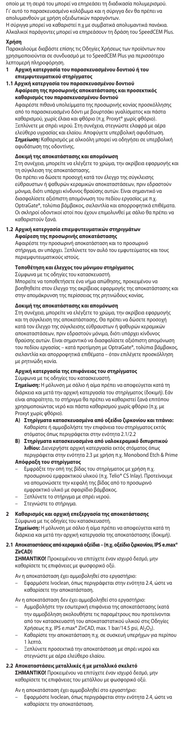οποίο με τη σειρά του μπορεί να επηρεάσει τη διαδικασία πολυμερισμού. Γι' αυτό το παρασκευασμένο κολόβωμα και η σύριγγα δεν θα πρέπει να απολυμανθούν με χρήση οξειδωτικών παραγόντων.

Η σύριγγα μπορεί να καθαριστεί π.χ με συμβατικά απολυμαντικά πανάκια. Αλκαλικοί παράγοντες μπορεί να επηρεάσουν τη δράση του SpeedCEM Plus.

### Χρήση

Παρακαλούμε διαβάστε επίσης τις Οδηγίες Χρήσεως των προϊόντων που χρησιμοποιούνται σε συνδυασμό με το SpeedCEM Plus για περισσότερο λεπτομερή πληροφόρηση.

## 1 Αρχική κατεργασία του παρασκευασμένου δοντιού ή του επιεμφυτευματικού στηρίγματος

### 1.1 Αρχική κατεργασία του παρασκευασμένου δοντιού

**Αφαίρεση της προσωρινής αποκατάστασης και προσεκτικός καθαρισμός του παρασκευασμένου δοντιού**

Αφαιρέστε πιθανά υπολείμματα της προσωρινής κονίας προσκόλλησης από το παρασκευασμένο δόντι με βουρτσάκι γυαλίσματος και πάστα καθαρισμού, χωρίς έλαια και φθόριο (π.χ. Proxyt® χωρίς φθόριο). Ξεπλύνετε με σπρέι νερού. Στη συνέχεια, στεγνώστε ελαφρά με αέρα ελεύθερο υγρασίας και ελαίου. Αποφύγετε υπερβολική αφυδάτωση.
**Σημείωση:** Καθαρισμός με αλκοόλη μπορεί να οδηγήσει σε υπερβολική αφυδάτωση της οδοντίνης.

**Δοκιμή της αποκατάστασης και απομόνωση**

Στη συνέχεια, μπορείτε να ελέγξετε το χρώμα, την ακρίβεια εφαρμογής και τη σύγκλειση της αποκατάστασης.
Θα πρέπει να δώσετε προσοχή κατά τον έλεγχο της σύγκλεισης εύθραυστων ή ψαθυρών κεραμικών αποκαταστάσεων, πριν εδραστούν μόνιμα, διότι υπάρχει κίνδυνος θραύσης αυτών. Είναι σημαντικό να διασφαλίσετε αξιόπιστη απομόνωση του πεδίου εργασίας με π.χ. OptraGate®, τολύπια βάμβακος, σιελαντλία και απορροφητικά επιθέματα. Οι σκληροί οδοντικοί ιστοί που έχουν επιμολυνθεί με σάλιο θα πρέπει να καθαριστούν ξανά.

### 1.2 Αρχική κατεργασία επιεμφυτευματικών στηριγμάτων

**Αφαίρεση της προσωρινής αποκατάστασης**

Αφαιρέστε την προσωρινή αποκατάσταση και το προσωρινό στήριγμα, αν υπάρχει. Ξεπλύνετε τον αυλό του εμφυτεύματος και τους περιεμφυτευματικούς ιστούς.

**Τοποθέτηση και έλεγχος του μόνιμου στηρίγματος**

Σύμφωνα με τις οδηγίες του κατασκευαστή.
Μπορείτε να τοποθετήσετε ένα νήμα απώθησης, προκειμένου να βοηθηθείτε στον έλεγχο της ακρίβειας εφαρμογής της αποκατάστασης και στην απομάκρυνση της περίσσειας της ρητινώδους κονίας.

**Δοκιμή της αποκατάστασης και απομόνωση**

Στη συνέχεια, μπορείτε να ελέγξετε το χρώμα, την ακρίβεια εφαρμογής και τη σύγκλειση της αποκατάστασης. Θα πρέπει να δώσετε προσοχή κατά τον έλεγχο της σύγκλεισης εύθραυστων ή ψαθυρών κεραμικών αποκαταστάσεων, πριν εδραστούν μόνιμα, διότι υπάρχει κίνδυνος θραύσης αυτών. Είναι σημαντικό να διασφαλίσετε αξιόπιστη απομόνωση του πεδίου εργασίας – κατά προτίμηση με OptraGate®, τολύπια βάμβακος, σιελαντλία και απορροφητικά επιθέματα – όταν επιλέγετε προσκόλληση με ρητινώδη κονία.

**Αρχική κατεργασία της επιφάνειας του στηρίγματος**

Σύμφωνα με τις οδηγίες του κατασκευαστή.
**Σημείωση:** Η μόλυνση με σάλιο ή αίμα πρέπει να αποφεύγεται κατά τη διάρκεια και μετά την αρχική κατεργασία του στηρίγματος (δοκιμή). Εάν είναι απαραίτητο, το στήριγμα θα πρέπει να καθαριστεί ξανά επιτόπου χρησιμοποιώντας νερό και πάστα καθαρισμού χωρίς φθόριο (π.χ. με Proxyt χωρίς φθόριο).

**A) Στηρίγματα κατασκευασμένα από οξείδιο ζιρκονίου και τιτάνιο:**
Καθαρίστε ή αμμοβολήστε την επιφάνεια του στηρίγματος εκτός στόματος όπως περιγράφεται στην ενότητα 2.1/2.2

**B) Στηρίγματα κατασκευασμένα από υαλοκεραμικό διπυριτικού λιθίου:** Διενεργήστε αρχική κατεργασία εκτός στόματος όπως περιγράφεται στην ενότητα 2.3 με χρήση π.χ. Monobond Etch & Prime

**Απόφραξη του στηρίγματος**

- Εμφράξτε την οπή της βίδας του στηρίγματος με χρήση π.χ. προσωρινού εμφρακτικού υλικού (π.χ. Telio® CS Inlay). Προτείνουμε να απομονώσετε την κεφαλή της βίδας από το προσωρινό εμφρακτικό υλικό με σφαιρίδιο βάμβακος.
- Ξεπλύνετε το στήριγμα με σπρέι νερού.
- Στεγνώστε το στήριγμα.

## 2 Καθαρισμός και αρχική επεξεργασία της αποκατάστασης

Σύμφωνα με τις οδηγίες του κατασκευαστή.
**Σημείωση:** Η μόλυνση με σάλιο ή αίμα πρέπει να αποφεύγεται κατά τη διάρκεια και μετά την αρχική κατεργασία της αποκατάστασης (δοκιμή).

### 2.1 Αποκαταστάσεις από κεραμικά οξείδια – (π.χ. οξείδιο ζιρκονίου, IPS e.max® ZirCAD)

**ΣΗΜΑΝΤΙΚΟ!** Προκειμένου να επιτύχετε έναν ισχυρό δεσμό, μην καθαρίσετε τις επιφάνειες με φωσφορικό οξύ.

Αν η αποκατάσταση έχει αμμοβοληθεί στο εργαστήριο:
- Εφαρμόστε Ivoclean, όπως περιγράφεται στην ενότητα 2.4, ώστε να καθαρίσετε την αποκατάσταση.

Αν η αποκατάσταση δεν έχει αμμοβοληθεί στο εργαστήριο:
- Αμμοβολήστε την εσωτερική επιφάνεια της αποκατάστασης (κατά την αμμοβολή ακολουθήστε τις παραμέτρους που προτείνονται από τον κατασκευαστή του αποκαταστατικού υλικού στις Οδηγίες Χρήσεως π.χ. IPS e.max® ZirCAD, max. 1 bar/14.5 psi, $Al_2O_3$).
- Καθαρίστε την αποκατάσταση π.χ. σε συσκευή υπερήχων για περίπου 1 λεπτό.
- Ξεπλύνετε προσεκτικά την αποκατάσταση με σπρέι νερού και στεγνώστε με αέρα ελεύθερο ελαίου.

### 2.2 Αποκαταστάσεις μεταλλικές ή με μεταλλικό σκελετό

**ΣΗΜΑΝΤΙΚΟ!** Προκειμένου να επιτύχετε έναν ισχυρό δεσμό, μην καθαρίσετε τις επιφάνειες του μετάλλου με φωσφορικό οξύ.

Αν η αποκατάσταση έχει αμμοβοληθεί στο εργαστήριο:
- Εφαρμόστε Ivoclean, όπως περιγράφεται στην ενότητα 2.4, ώστε να καθαρίσετε την αποκατάσταση.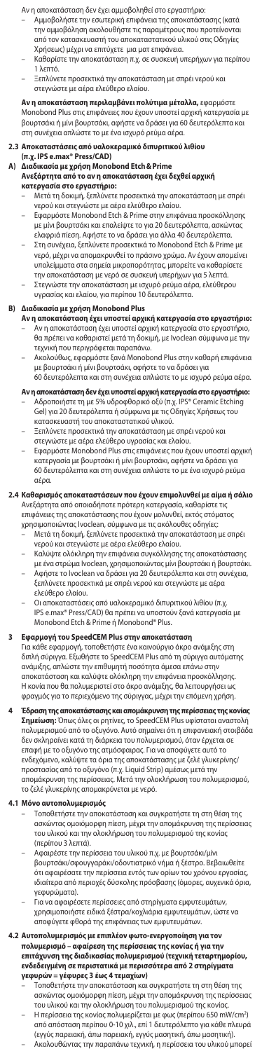Αν η αποκατάσταση δεν έχει αμμοβοληθεί στο εργαστήριο:

- Αμμοβολήστε την εσωτερική επιφάνεια της αποκατάστασης (κατά την αμμοβόληση ακολουθήστε τις παραμέτρους που προτείνονται από τον κατασκευαστή του αποκαταστατικού υλικού στις Οδηγίες Χρήσεως) μέχρι να επιτύχετε μια ματ επιφάνεια.
- Καθαρίστε την αποκατάσταση π.χ. σε συσκευή υπερήχων για περίπου 1 λεπτό.
- Ξεπλύνετε προσεκτικά την αποκατάσταση με σπρέι νερού και στεγνώστε με αέρα ελεύθερο ελαίου.

**Αν η αποκατάσταση περιλαμβάνει πολύτιμα μέταλλα,** εφαρμόστε Monobond Plus στις επιφάνειες που έχουν υποστεί αρχική κατεργασία με βουρτσάκι ή μίνι βουρτσάκι, αφήστε να δράσει για 60 δευτερόλεπτα και στη συνέχεια απλώστε το με ένα ισχυρό ρεύμα αέρα.

**2.3 Αποκαταστάσεις από υαλοκεραμικό διπυριτικού λιθίου (π.χ. IPS e.max® Press/CAD)**

**A) Διαδικασία με χρήση Monobond Etch & Prime**
**Ανεξάρτητα από το αν η αποκατάσταση έχει δεχθεί αρχική κατεργασία στο εργαστήριο:**

- Μετά τη δοκιμή, ξεπλύνετε προσεκτικά την αποκατάσταση με σπρέι νερού και στεγνώστε με αέρα ελεύθερο ελαίου.
- Εφαρμόστε Monobond Etch & Prime στην επιφάνεια προσκόλλησης με μίνι βουρτσάκι και επαλείψτε το για 20 δευτερόλεπτα, ασκώντας ελαφριά πίεση. Αφήστε το να δράσει για άλλα 40 δευτερόλεπτα.
- Στη συνέχεια, ξεπλύνετε προσεκτικά το Monobond Etch & Prime με νερό, μέχρι να απομακρυνθεί το πράσινο χρώμα. Αν έχουν απομείνει υπολείμματα στα σημεία μικροπορώτητας, μπορείτε να καθαρίσετε την αποκατάσταση με νερό σε συσκευή υπερήχων για 5 λεπτά.
- Στεγνώστε την αποκατάσταση με ισχυρό ρεύμα αέρα, ελεύθερου υγρασίας και ελαίου, για περίπου 10 δευτερόλεπτα.

**B) Διαδικασία με χρήση Monobond Plus**
**Αν η αποκατάσταση έχει υποστεί αρχική κατεργασία στο εργαστήριο:**

- Αν η αποκατάσταση έχει υποστεί αρχική κατεργασία στο εργαστήριο, θα πρέπει να καθαριστεί μετά τη δοκιμή, με Ivoclean σύμφωνα με την τεχνική που περιγράφεται παρακάτω.
- Ακολούθως, εφαρμόστε ξανά Monobond Plus στην καθαρή επιφάνεια με βουρτσάκι ή μίνι βουρτσάκι, αφήστε το να δράσει για 60 δευτερόλεπτα και στη συνέχεια απλώστε το με ισχυρό ρεύμα αέρα.

**Αν η αποκατάσταση δεν έχει υποστεί αρχική κατεργασία στο εργαστήριο:**

- Αδροποιήστε τη με 5% υδροφθορικό οξύ (π.χ. IPS® Ceramic Etching Gel) για 20 δευτερόλεπτα ή σύμφωνα με τις Οδηγίες Χρήσεως του κατασκευαστή του αποκαταστατικού υλικού.
- Ξεπλύνετε προσεκτικά την αποκατάσταση με σπρέι νερού και στεγνώστε με αέρα ελεύθερο υγρασίας και ελαίου.
- Εφαρμόστε Monobond Plus στις επιφάνειες που έχουν υποστεί αρχική κατεργασία με βουρτσάκι ή μίνι βουρτσάκι, αφήστε να δράσει για 60 δευτερόλεπτα και στη συνέχεια απλώστε το με ένα ισχυρό ρεύμα αέρα.

**2.4 Καθαρισμός αποκαταστάσεων που έχουν επιμολυνθεί με αίμα ή σάλιο**

Ανεξάρτητα από οποιαδήποτε πρότερη κατεργασία, καθαρίστε τις επιφάνειες της αποκατάστασης που έχουν μολυνθεί, εκτός στόματος χρησιμοποιώντας Ivoclean, σύμφωνα με τις ακόλουθες οδηγίες:

- Μετά τη δοκιμή, ξεπλύνετε προσεκτικά την αποκατάσταση με σπρέι νερού και στεγνώστε με αέρα ελεύθερο ελαίου.
- Καλύψτε ολόκληρη την επιφάνεια συγκόλλησης της αποκατάστασης με ένα στρώμα Ivoclean, χρησιμοποιώντας μίνι βουρτσάκι ή βουρτσάκι.
- Αφήστε το Ivoclean να δράσει για 20 δευτερόλεπτα και στη συνέχεια, ξεπλύνετε προσεκτικά με σπρέι νερού και στεγνώστε με αέρα ελεύθερο ελαίου.
- Οι αποκαταστάσεις από υαλοκεραμικό διπυριτικού λιθίου (π.χ. IPS e.max® Press/CAD) θα πρέπει να υποστούν ξανά κατεργασία με Monobond Etch & Prime ή Monobond® Plus.

**3 Εφαρμογή του SpeedCEM Plus στην αποκατάσταση**

Για κάθε εφαρμογή, τοποθετήστε ένα καινούργιο άκρο ανάμιξης στη διπλή σύριγγα. Εξωθήστε το SpeedCEM Plus από τη σύριγγα αυτόματης ανάμιξης, απλώστε την επιθυμητή ποσότητα άμεσα επάνω στην αποκατάσταση και καλύψτε ολόκληρη την επιφάνεια προσκόλλησης. Η κονία που θα πολυμεριστεί στο άκρο ανάμιξης, θα λειτουργήσει ως φραγμός για το περιεχόμενο της σύριγγας, μέχρι την επόμενη χρήση.

**4 Έδραση της αποκατάστασης και απομάκρυνση της περίσσειας της κονίας**

***Σημείωση:*** *Όπως όλες οι ρητίνες, το SpeedCEM Plus υφίσταται αναστολή πολυμερισμού από το οξυγόνο. Αυτό σημαίνει ότι η επιφανειακή στοιβάδα δεν σκληραίνει κατά τη διάρκεια του πολυμερισμού, όταν έρχεται σε επαφή με το οξυγόνο της ατμόσφαιρας. Για να αποφύγετε αυτό το ενδεχόμενο, καλύψτε τα όρια της αποκατάστασης με ζελέ γλυκερίνης/προστασίας από το οξυγόνο (π.χ. Liquid Strip) αμέσως μετά την απομάκρυνση της περίσσειας. Μετά την ολοκλήρωση του πολυμερισμού, το ζελέ γλυκερίνης απομακρύνεται με νερό.*

**4.1 Μόνο αυτοπολυμερισμός**

- Τοποθετήστε την αποκατάσταση και συγκρατήστε τη στη θέση της ασκώντας ομοιόμορφη πίεση, μέχρι την απομάκρυνση της περίσσειας του υλικού και την ολοκλήρωση του πολυμερισμού της κονίας (περίπου 3 λεπτά).
- Αφαιρέστε την περίσσεια του υλικού π.χ. με βουρτσάκι/μίνι βουρτσάκι/σφουγγαράκι/οδοντιατρικό νήμα ή ξέστρο. Βεβαιωθείτε ότι αφαιρέσατε την περίσσεια εντός των ορίων του χρόνου εργασίας, ιδιαίτερα από περιοχές δύσκολης πρόσβασης (όμορες, αυχενικά όρια, γεφυρώματα).
- Για να αφαιρέσετε περίσσειες από στηρίγματα εμφυτευμάτων, χρησιμοποιήστε ειδικά ξέστρα/κοχλιάρια εμφυτευμάτων, ώστε να αποφύγετε φθορά της επιφάνειας των εμφυτευμάτων.

**4.2 Αυτοπολυμερισμός με επιπλέον φωτο-ενεργοποίηση για τον πολυμερισμό – αφαίρεση της περίσσειας της κονίας ή για την επιτάχυνση της διαδικασίας πολυμερισμού (τεχνική τεταρτημορίου, ενδεικτικά σε περιστατικά με περισσότερα από 2 στηρίγματα γεφυρών = γέφυρες 3 έως 4 τεμαχίων)**

- Τοποθετήστε την αποκατάσταση και συγκρατήστε τη στη θέση της ασκώντας ομοιόμορφη πίεση, μέχρι την απομάκρυνση της περίσσειας του υλικού και την ολοκλήρωση του πολυμερισμού της κονίας.
- Η περίσσεια της κονίας πολυμερίζεται με φως (περίπου 650 mW/cm²) από απόσταση περίπου 0-10 χιλ., επί 1 δευτερόλεπτο για κάθε πλευρά (εγγύς παρειακή, άπω παρειακή, εγγύς μασητική, άπω μασητική).
- Ακολουθώντας την παραπάνω τεχνική, η περίσσεια του υλικού μπορεί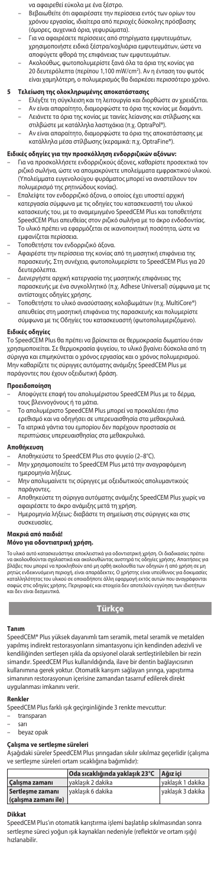να αφαιρεθεί εύκολα με ένα ξέστρο.

- Βεβαιωθείτε ότι αφαιρέσατε την περίσσεια εντός των ορίων του χρόνου εργασίας, ιδιαίτερα από περιοχές δύσκολης πρόσβασης (όμορες, αυχενικά όρια, γεφυρώματα).
- Για να αφαιρέσετε περίσσειες από στηρίγματα εμφυτευμάτων, χρησιμοποιήστε ειδικά ξέστρα/κοχλιάρια εμφυτευμάτων, ώστε να αποφύγετε φθορά της επιφάνειας των εμφυτευμάτων.
- Ακολούθως, φωτοπολυμερίστε ξανά όλα τα όρια της κονίας για 20 δευτερόλεπτα (περίπου 1,100 mW/cm²). Αν η ένταση του φωτός είναι χαμηλότερη, ο πολυμερισμός θα διαρκέσει περισσότερο χρόνο.

**5 Τελείωση της ολοκληρωμένης αποκατάστασης**

- Ελέγξτε τη σύγκλειση και τη λειτουργία και διορθώστε αν χρειάζεται.
- Αν είναι απαραίτητο, διαμορφώστε τα όρια της κονίας με διαμάντι.
- Λειάνετε τα όρια της κονίας με ταινίες λείανσης και στιλβώσης και στιλβώστε με κατάλληλα λαστιχάκια (π.χ. OptraPol®).
- Αν είναι απαραίτητο, διαμορφώστε τα όρια της αποκατάστασης με κατάλληλα μέσα στίλβωσης (κεραμικά: π.χ. OptraFine®).

**Ειδικές οδηγίες για την προσκόλληση ενδορριζικών αξόνων:**

- Για να προσκολλήσετε ενδορριζικούς άξονες, καθαρίστε προσεκτικά τον ριζικό σωλήνα, ώστε να απομακρύνετε υπολείμματα εμφρακτικού υλικού. (Υπολείμματα ευγενολούχου φυράματος μπορεί να αναστείλουν τον πολυμερισμό της ρητινώδους κονίας).
- Επαλείψτε τον ενδορριζικό άξονα, ο οποίος έχει υποστεί αρχική κατεργασία σύμφωνα με τις οδηγίες του κατασκευαστή του υλικού κατασκευής του, με το αναμεμιγμένο SpeedCEM Plus και τοποθετήστε SpeedCEM Plus απευθείας στον ριζικό σωλήνα με το άκρο ενδοδοντίας. Το υλικό πρέπει να εφαρμόζεται σε ικανοποιητική ποσότητα, ώστε να εμφανίζεται περίσσεια.
- Τοποθετήστε τον ενδορριζικό άξονα.
- Αφαιρέστε την περίσσεια της κονίας από τη μασητική επιφάνεια της παρασκευής. Στη συνέχεια, φωτοπολυμερίστε το SpeedCEM Plus για 20 δευτερόλεπτα.
- Διενεργήστε αρχική κατεργασία της μασητικής επιφάνειας της παρασκευής με ένα συγκολλητικό (π.χ. Adhese Universal) σύμφωνα με τις αντίστοιχες οδηγίες χρήσης.
- Τοποθετήστε το υλικό ανασύστασης κολοβωμάτων (π.χ. MultiCore®) απευθείας στη μασητική επιφάνεια της παρασκευής και πολυμερίστε σύμφωνα με τις Οδηγίες του κατασκευαστή (φωτοπολυμεριζόμενο).

**Ειδικές οδηγίες**

Το SpeedCEM Plus θα πρέπει να βρίσκεται σε θερμοκρασία δωματίου όταν χρησιμοποιείται. Σε θερμοκρασία ψυγείου, το υλικό βγαίνει δύσκολα από τη σύριγγα και επιμηκύνεται ο χρόνος εργασίας και ο χρόνος πολυμερισμού. Μην καθαρίζετε τις σύριγγες αυτόματης ανάμιξης SpeedCEM Plus με παράγοντες που έχουν οξειδωτική δράση.

**Προειδοποίηση**

- Αποφύγετε επαφή του απολυμέριστου SpeedCEM Plus με το δέρμα, τους βλεννογόνους ή τα μάτια.
- Το απολυμέριστο SpeedCEM Plus μπορεί να προκαλέσει ήπιο ερεθισμό και να οδηγήσει σε υπερευαισθησία στα μεθακρυλικά.
- Τα ιατρικά γάντια του εμπορίου δεν παρέχουν προστασία σε περιπτώσεις υπερευαισθησίας στα μεθακρυλικά.

**Αποθήκευση**

- Αποθηκεύστε το SpeedCEM Plus στο ψυγείο (2–8°C).
- Μην χρησιμοποιείτε το SpeedCEM Plus μετά την αναγραφόμενη ημερομηνία λήξεως.
- Μην απολυμαίνετε τις σύριγγες με οξειδωτικούς απολυμαντικούς παράγοντες.
- Αποθηκεύστε τη σύριγγα αυτόματης ανάμιξης SpeedCEM Plus χωρίς να αφαιρέσετε το άκρο ανάμιξης μετά τη χρήση.
- Ημερομηνία λήξεως: διαβάστε τη σημείωση στις σύριγγες και στις συσκευασίες.

**Μακριά από παιδιά!**
**Μόνο για οδοντιατρική χρήση.**

Το υλικό αυτό κατασκευάστηκε αποκλειστικά για οδοντιατρική χρήση. Οι διαδικασίες πρέπει να ακολουθούνται σχολαστικά και ακολουθώντας αυστηρά τις οδηγίες χρήσης. Απαιτήσεις για βλάβες που μπορεί να προκληθούν από μη ορθή ακολουθία των οδηγιών ή από χρήση σε μη ρητώς ενδεικνυόμενη περιοχή, είναι αδιάλεκτες. Ο χρήστης είναι υπεύθυνος για δοκιμασίες καταλληλότητας του υλικού σε οποιαδήποτε άλλη εφαρμογή εκτός αυτών που αναγράφονται σαφώς στις οδηγίες χρήσης. Περιγραφές και στοιχεία δεν αποτελούν εγγύηση των ιδιοτήτων και δεν είναι δεσμευτικά.

# Türkçe

**Tanım**

SpeedCEM® Plus yüksek dayanımlı tam seramik, metal seramik ve metalden yapılmış indirekt restorasyonların simantasyonu için kendinden adezivli ve kendiliğinden sertleşen ışıkla da opsiyonel olarak sertleştirilebilen bir rezin simandır. SpeedCEM Plus kullanıldığında, ilave bir dentin bağlayıcısının kullanımına gerek yoktur. Otomatik karışım sağlayan şırınga, yapıştırma simanının restorasyonun içerisine zamandan tasarruf edilerek direkt uygulanması imkanını verir.

**Renkler**

SpeedCEM Plus farklı ışık geçirgenliğinde 3 renkte mevcuttur:

- transparan
- sarı
- beyaz opak

**Çalışma ve sertleşme süreleri**

Aşağıdaki süreler SpeedCEM Plus şırıngadan sıkılır sıkılmaz geçerlidir (çalışma ve sertleşme süreleri ortam sıcaklığına bağımlıdır):

| | Oda sıcaklığında yaklaşık 23°C | Ağız içi |
|---|---|---|
| Çalışma zamanı | yaklaşık 2 dakika | yaklaşık 1 dakika |
| Sertleşme zamanı (çalışma zamanı ile) | yaklaşık 6 dakika | yaklaşık 3 dakika |

**Dikkat**

SpeedCEM Plus'ın otomatik karıştırma işlemi başlatılıp sıkılmasından sonra sertleşme süreci yoğun ışık kaynakları nedeniyle (reflektör ve ortam ışığı) hızlanabilir.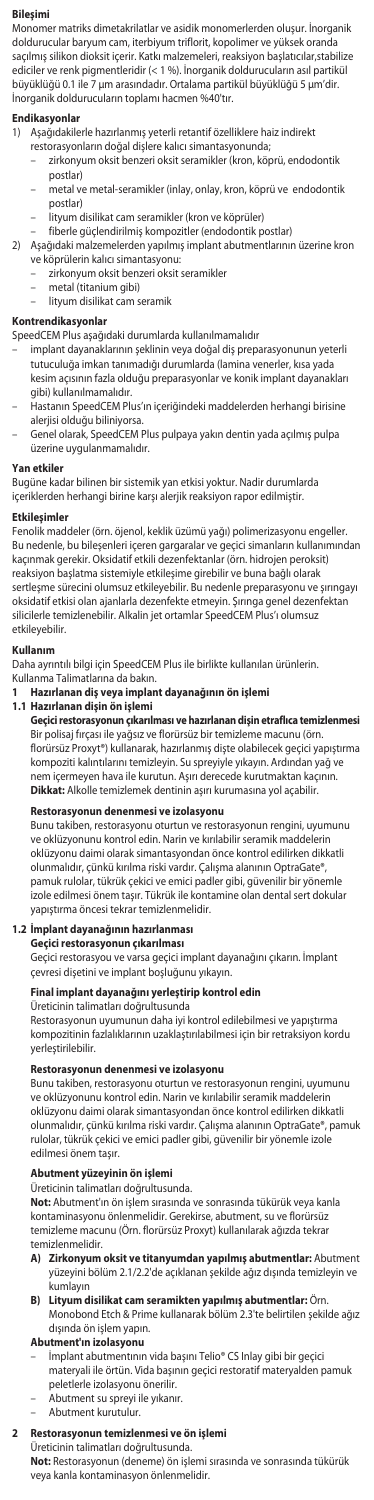## Bileşimi

Monomer matriks dimetakrilatlar ve asidik monomerlerden oluşur. İnorganik doldurucular baryum cam, iterbiyum triflorit, kopolimer ve yüksek oranda saçılmış silikon dioksit içerir. Katkı malzemeleri, reaksiyon başlatıcılar,stabilize ediciler ve renk pigmentleridir (< 1 %). İnorganik doldurucuların asıl partikül büyüklüğü 0.1 ile 7 µm arasındadır. Ortalama partikül büyüklüğü 5 µm'dir. İnorganik dolduruculların toplamı hacmen %40'tır.

## Endikasyonlar

1) Aşağıdakilerle hazırlanmış yeterli retantif özelliklere haiz indirekt restorasyonların doğal dişlere kalıcı simantasyonunda;
   – zirkonyum oksit benzeri oksit seramikler (kron, köprü, endodontik postlar)
   – metal ve metal-seramikler (inlay, onlay, kron, köprü ve endodontik postlar)
   – lityum disilikat cam seramikler (kron ve köprüler)
   – fiberle güçlendirilmiş kompozitler (endodontik postlar)
2) Aşağıdaki malzemelerden yapılmış implant abutmentlarının üzerine kron ve köprülerin kalıcı simantasyonu:
   – zirkonyum oksit benzeri oksit seramikler
   – metal (titanium gibi)
   – lityum disilikat cam seramik

## Kontrendikasyonlar

SpeedCEM Plus aşağıdaki durumlarda kullanılmamalıdır

– implant dayanaklarının şeklinin veya doğal diş preparasyonunun yeterli tutuculuğa imkan tanımadığı durumlarda (lamina venerler, kısa yada kesim açısının fazla olduğu preparasyonlar ve konik implant dayanakları gibi) kullanılmamalıdır.
– Hastanın SpeedCEM Plus'ın içeriğindeki maddelerden herhangi birisine alerjisi olduğu biliniyorsa.
– Genel olarak, SpeedCEM Plus pulpaya yakın dentin yada açılmış pulpa üzerine uygulanmamalıdır.

## Yan etkiler

Bugüne kadar bilinen bir sistemik yan etkisi yoktur. Nadir durumlarda içeriklerden herhangi birine karşı alerjik reaksiyon rapor edilmiştir.

## Etkileşimler

Fenolik maddeler (örn. öjenol, keklik üzümü yağı) polimerizasyonu engeller. Bu nedenle, bu bileşenleri içeren gargaralar ve geçici simanların kullanımından kaçınmak gerekir. Oksidatif etkili dezenfektanlar (örn. hidrojen peroksit) reaksiyon başlatma sistemiyle etkileşime girebilir ve buna bağlı olarak sertleşme sürecini olumsuz etkileyebilir. Bu nedenle preparasyonu ve şırıngayı oksidatif etkisi olan ajanlarla dezenfekte etmeyin. Şırınga genel dezenfektan silicilerle temizlenebilir. Alkalin jet ortamlar SpeedCEM Plus'ı olumsuz etkileyebilir.

## Kullanım

Daha ayrıntılı bilgi için SpeedCEM Plus ile birlikte kullanılan ürünlerin. Kullanma Talimatlarına da bakın.

### 1 Hazırlanan diş veya implant dayanağının ön işlemi

### 1.1 Hazırlanan dişin ön işlemi

**Geçici restorasyonun çıkarılması ve hazırlanan dişin etraflıca temizlenmesi**

Bir polisaj fırçası ile yağsız ve florürsüz bir temizleme macunu (örn. florürsüz Proxyt®) kullanarak, hazırlanmış dişte olabilecek geçici yapıştırma kompoziti kalıntılarını temizleyin. Su spreyiyle yıkayın. Ardından yağ ve nem içermeyen hava ile kurutun. Aşırı derecede kurutmaktan kaçının.
**Dikkat:** Alkolle temizlemek dentinin aşırı kurumasına yol açabilir.

**Restorasyonun denenmesi ve izolasyonu**

Bunu takiben, restorasyonu oturtun ve restorasyonun rengini, uyumunu ve oklüzyonunu kontrol edin. Narin ve kırılabilir seramik maddelerin oklüzyonu daimi olarak simantasyondan önce kontrol edilirken dikkatli olunmalıdır, çünkü kırılma riski vardır. Çalışma alanının OptraGate®, pamuk rulolar, tükürük çekici ve emici pedler gibi, güvenilir bir yönemle izole edilmesi önem taşır. Tükürük ile kontamine olan dental sert dokular yapıştırma öncesi tekrar temizlenmelidir.

### 1.2 İmplant dayanağının hazırlanması

**Geçici restorasyonun çıkarılması**

Geçici restorasyonu ve varsa geçici implant dayanağını çıkarın. İmplant çevresi dişetini ve implant boşluğunu yıkayın.

**Final implant dayanağını yerleştirip kontrol edin**

Üreticinin talimatları doğrultusunda

Restorasyonun uyumunun daha iyi kontrol edilebilmesi ve yapıştırma kompozitinin fazlalıklarının uzaklaştırılabilmesi için bir retraksiyon kordu yerleştirilebilir.

**Restorasyonun denenmesi ve izolasyonu**

Bunu takiben, restorasyonu oturtun ve restorasyonun rengini, uyumunu ve oklüzyonunu kontrol edin. Narin ve kırılabilir seramik maddelerin oklüzyonu daimi olarak simantasyondan önce kontrol edilirken dikkatli olunmalıdır, çünkü kırılma riski vardır. Çalışma alanının OptraGate®, pamuk rulolar, tükürük çekici ve emici pedler gibi, güvenilir bir yönemle izole edilmesi önem taşır.

**Abutment yüzeyinin ön işlemi**

Üreticinin talimatları doğrultusunda

**Not:** Abutment'ın ön işlem sırasında ve sonrasında tükürük veya kanla kontaminasyonu önlenmelidir. Gerekirse, abutment, su ve florürsüz temizleme macunu (Örn. florürsüz Proxyt) kullanılarak ağızda tekrar temizlenmelidir.

- **A) Zirkonyum oksit ve titanyumdan yapılmış abutmentlar:** Abutment yüzeyini bölüm 2.1/2.2'de açıklanan şekilde ağız dışında temizleyin ve kumlayın
- **B) Lityum disilikat cam seramikten yapılmış abutmentlar:** Örn. Monobond Etch & Prime kullanarak bölüm 2.3'te belirtilen şekilde ağız dışında ön işlem yapın.

**Abutment'ın izolasyonu**

– İmplant abutmentının vida başını Telio® CS Inlay gibi bir geçici materyali ile örtün. Vida başının geçici restoratif materyalden pamuk peletlerle izolasyonu önerilir.
– Abutment su spreyi ile yıkanır.
– Abutment kurutulur.

### 2 Restorasyonun temizlenmesi ve ön işlemi

Üreticinin talimatları doğrultusunda.

**Not:** Restorasyonun (deneme) ön işlemi sırasında ve sonrasında tükürük veya kanla kontaminasyon önlenmelidir.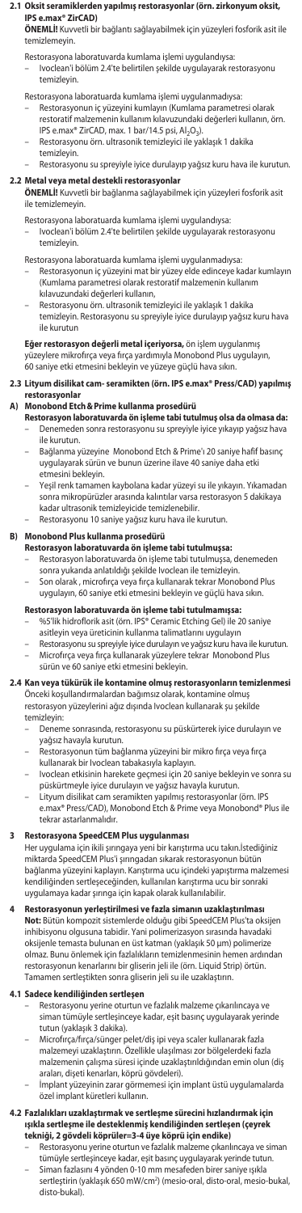### 2.1 Oksit seramiklerden yapılmış restorasyonlar (örn. zirkonyum oksit, IPS e.max® ZirCAD)

**ÖNEMLİ!** Kuvvetli bir bağlantı sağlayabilmek için yüzeyleri fosforik asit ile temizlemeyin.

Restorasyona laboratuvarda kumlama işlemi uygulandıysa:
- Ivoclean'i bölüm 2.4'te belirtilen şekilde uygulayarak restorasyonu temizleyin.

Restorasyona laboratuarda kumlama işlemi uygulanmadıysa:
- Restorasyonun iç yüzeyini kumlayın (Kumlama parametresi olarak restoratif malzemenin kullanım kılavuzundaki değerleri kullanın, örn. IPS e.max® ZirCAD, max. 1 bar/14.5 psi, $Al_2O_3$).
- Restorasyonu örn. ultrasonik temizleyici ile yaklaşık 1 dakika temizleyin.
- Restorasyonu su spreyiyle iyice durulayıp yağsız kuru hava ile kurutun.

### 2.2 Metal veya metal destekli restorasyonlar

**ÖNEMLİ!** Kuvvetli bir bağlanma sağlayabilmek için yüzeyleri fosforik asit ile temizlemeyin.

Restorasyona laboratuvarda kumlama işlemi uygulandıysa:
- Ivoclean'i bölüm 2.4'te belirtilen şekilde uygulayarak restorasyonu temizleyin.

Restorasyona laboratuarda kumlama işlemi uygulanmadıysa:
- Restorasyonun iç yüzeyini mat bir yüzey elde edinceye kadar kumlayın (Kumlama parametresi olarak restoratif malzemenin kullanım kılavuzundaki değerleri kullanın,
- Restorasyonu örn. ultrasonik temizleyici ile yaklaşık 1 dakika temizleyin. Restorasyonu su spreyiyle iyice durulayıp yağsız kuru hava ile kurutun

**Eğer restorasyon değerli metal içeriyorsa,** ön işlem uygulanmış yüzeylere mikrofırça veya fırça yardımıyla Monobond Plus uygulayın, 60 saniye etki etmesini bekleyin ve yüzeye güçlü hava sıkın.

### 2.3 Lityum disilikat cam- seramikten (örn. IPS e.max® Press/CAD) yapılmış restorasyonlar

**A) Monobond Etch & Prime kullanma prosedürü**

**Restorasyon laboratuvarda ön işleme tabi tutulmuş olsa da olmasa da:**
- Denemeden sonra restorasyonu su spreyiyle iyice yıkayıp yağsız hava ile kurutun.
- Bağlanma yüzeyine Monobond Etch & Prime'ı 20 saniye hafif basınç uygulayarak sürün ve bunun üzerine ilave 40 saniye daha etki etmesini bekleyin.
- Yeşil renk tamamen kaybolana kadar yüzeyi su ile yıkayın. Yıkamadan sonra mikropürüzler arasında kalıntılar varsa restorasyon 5 dakikaya kadar ultrasonik temizleyicide temizlenebilir.
- Restorasyonu 10 saniye yağsız kuru hava ile kurutun.

**B) Monobond Plus kullanma prosedürü**

**Restorasyon laboratuvarda ön işleme tabi tutulmuşsa:**
- Restorasyon laboratuvarda ön işleme tabi tutulmuşsa, denemeden sonra yukarıda anlatıldığı şekilde Ivoclean ile temizleyin.
- Son olarak , microfırça veya fırça kullanarak tekrar Monobond Plus uygulayın, 60 saniye etki etmesini bekleyin ve güçlü hava sıkın.

**Restorasyon laboratuvarda ön işleme tabi tutulmamışsa:**
- %5'lik hidroflorik asit (örn. IPS® Ceramic Etching Gel) ile 20 saniye asitleyin veya üreticinin kullanma talimatlarını uygulayın
- Restorasyonu su spreyiyle iyice durulayın ve yağsız kuru hava ile kurutun.
- Microfırça veya fırça kullanarak yüzeylere tekrar Monobond Plus sürün ve 60 saniye etki etmesini bekleyin.

### 2.4 Kan veya tükürük ile kontamine olmuş restorasyonların temizlenmesi

Önceki koşullandırmalardan bağımsız olarak, kontamine olmuş restorasyon yüzeylerini ağız dışında Ivoclean kullanarak şu şekilde temizleyin:
- Deneme sonrasında, restorasyonu su püskürterek iyice durulayın ve yağsız havayla kurutun.
- Restorasyonun tüm bağlanma yüzeyini bir mikro fırça veya fırça kullanarak bir Ivoclean tabakasıyla kaplayın.
- Ivoclean etkisinin harekete geçmesi için 20 saniye bekleyin ve sonra su püskürtmeyle iyice durulayın ve yağsız havayla kurutun.
- Lityum disilikat cam seramikten yapılmış restorasyonlar (örn. IPS e.max® Press/CAD), Monobond Etch & Prime veya Monobond® Plus ile tekrar astarlanmalıdır.

## 3 Restorasyona SpeedCEM Plus uygulanması

Her uygulama için ikili şırıngaya yeni bir karıştırma ucu takın.İstediğiniz miktarda SpeedCEM Plus'i şırıngadan sıkarak restorasyonun bütün bağlanma yüzeyini kaplayın. Karıştırma ucu içindeki yapıştırma malzemesi kendiliğinden sertleşeceğinden, kullanılan karıştırma ucu bir sonraki uygulamaya kadar şırınga için kapak olarak kullanılabilir.

## 4 Restorasyonun yerleştirilmesi ve fazla simanın uzaklaştırılması

**Not:** Bütün kompozit simanlarda olduğu gibi SpeedCEM Plus'ta oksijen inhibisyonu olgusuna tabidir. Yani polimerizasyon sırasında havadaki oksijenle temasta bulunan en üst katman (yaklaşık 50 µm) polimerize olmaz. Bunu önlemek için fazlalıkların temizlenmesinin hemen ardından restorasyonun kenarlarını bir gliserin jeli ile (örn. Liquid Strip) örtün. Tamamen sertleştikten sonra gliserin jeli su ile uzaklaştırın.

### 4.1 Sadece kendiliğinden sertleşen

- Restorasyonu yerine oturtun ve fazlalık malzeme çıkarılıncaya ve siman tümüyle sertleşinceye kadar, eşit basınç uygulayarak yerinde tutun (yaklaşık 3 dakika).
- Microfırça/fırça/sünger pelet/diş ipi veya scaler kullanarak fazla malzemeyi uzaklaştırın. Özellikle ulaşılması zor bölgelerdeki fazla malzemenin çalışma süresi içinde uzaklaştırıldığından emin olun (diş araları, dişeti kenarları, köprü gövdeleri).
- İmplant yüzeyinin zarar görmemesi için implant üstü uygulamalarda özel implant küretleri kullanın.

### 4.2 Fazlalıkları uzaklaştırmak ve sertleşme sürecini hızlandırmak için ışıkla sertleşme ile desteklenmiş kendiliğinden sertleşen (çeyrek tekniği, 2 gövdeli köprüler=3-4 üye köprü için endike)

- Restorasyonu yerine oturtun ve fazlalık malzeme çıkarılıncaya ve siman tümüyle sertleşinceye kadar, eşit basınç uygulayarak yerinde tutun.
- Siman fazlasını 4 yönden 0-10 mm mesafeden birer saniye ışıkla sertleştirin (yaklaşık 650 mW/cm²) (mesio-oral, disto-oral, mesio-bukal, disto-bukal).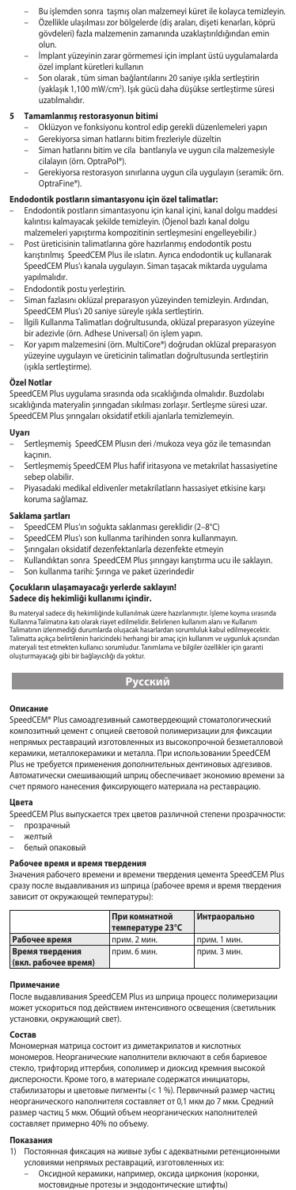- Bu işlemden sonra taşmış olan malzemeyi küret ile kolayca temizleyin.
- Özellikle ulaşılması zor bölgelerde (diş araları, dişeti kenarları, köprü gövdeleri) fazla malzemenin zamanında uzaklaştırıldığından emin olun.
- İmplant yüzeyinin zarar görmemesi için implant üstü uygulamalarda özel implant küretleri kullanın
- Son olarak , tüm siman bağlantılarını 20 saniye ışıkla sertleştirin (yaklaşık 1,100 mW/cm²). Işık gücü daha düşükse sertleştirme süresi uzatılmalıdır.

### 5 Tamamlanmış restorasyonun bitimi

- Oklüzyon ve fonksiyonu kontrol edip gerekli düzenlemeleri yapın
- Gerekiyorsa siman hatlarını bitim frezleriyle düzeltin
- Siman hatlarını bitim ve cila bantlarıyla ve uygun cila malzemesiyle cilalayın (örn. OptraPol®).
- Gerekiyorsa restorasyon sınırlarına uygun cila uygulayın (seramik: örn. OptraFine®).

### Endodontik postların simantasyonu için özel talimatlar:

- Endodontik postların simantasyonu için kanal içini, kanal dolgu maddesi kalıntısı kalmayacak şekilde temizleyin. (Öjenol bazlı kanal dolgu malzemeleri yapıştırma kompozitinin sertleşmesini engelleyebilir.)
- Post üreticisinin talimatlarına göre hazırlanmış endodontik postu karıştırılmış SpeedCEM Plus ile ıslatın. Ayrıca endodontik uç kullanarak SpeedCEM Plus'ı kanala uygulayın. Siman taşacak miktarda uygulama yapılmalıdır.
- Endodontik postu yerleştirin.
- Siman fazlasını oklüzal preparasyon yüzeyinden temizleyin. Ardından, SpeedCEM Plus'ı 20 saniye süreyle ışıkla sertleştirin.
- İlgili Kullanma Talimatları doğrultusunda, oklüzal preparasyon yüzeyine bir adezivle (örn. Adhese Universal) ön işlem yapın.
- Kor yapım malzemesini (örn. MultiCore®) doğrudan oklüzal preparasyon yüzeyine uygulayın ve üreticinin talimatları doğrultusunda sertleştirin (ışıkla sertleştirme).

### Özel Notlar

SpeedCEM Plus uygulama sırasında oda sıcaklığında olmalıdır. Buzdolabı sıcaklığında materyalin şırıngadan sıkılması zorlaşır. Sertleşme süresi uzar. SpeedCEM Plus şırıngaları oksidatif etkili ajanlarla temizlemeyin.

### Uyarı

- Sertleşmemiş SpeedCEM Plusın deri /mukoza veya göz ile temasından kaçının.
- Sertleşmemiş SpeedCEM Plus hafif iritasyona ve metakrilat hassasiyetine sebep olabilir.
- Piyasadaki medikal eldivenler metakrilatların hassasiyet etkisine karşı koruma sağlamaz.

### Saklama şartları

- SpeedCEM Plus'ın soğukta saklanması gereklidir (2–8°C)
- SpeedCEM Plus'ı son kullanma tarihinden sonra kullanmayın.
- Şırıngaları oksidatif dezenfektanlarla dezenfekte etmeyin
- Kullanıldıktan sonra SpeedCEM Plus şırıngayı karıştırma ucu ile saklayın.
- Son kullanma tarihi: Şırınga ve paket üzerindedir

### Çocukların ulaşamayacağı yerlerde saklayın!
### Sadece diş hekimliği kullanımı içindir.

Bu materyal sadece diş hekimliğinde kullanılmak üzere hazırlanmıştır. İşleme koyma sırasında Kullanma Talimatına katı olarak riayet edilmelidir. Belirlenen kullanım alanı ve Kullanım Talimatının izlenmediği durumlarda oluşacak hasarlardan sorumluluk kabul edilmeyecektir. Talimatta açıkça belirtilenin haricindeki herhangi bir amaç için kullanım ve uygunluk açısından materyali test etmekten kullanıcı sorumludur. Tanımlama ve bilgiler özellikler için garanti oluşturmayacağı gibi bir bağlayıcılığı da yoktur.

## Русский

### Описание

SpeedCEM® Plus самоадгезивный самотвердеющий стоматологический композитный цемент с опцией световой полимеризации для фиксации непрямых реставраций изготовленных из высокопрочной безметалловой керамики, металлокерамики и металла. При использовании SpeedCEM Plus не требуется применения дополнительных дентиновых адгезивов. Автоматически смешивающий шприц обеспечивает экономию времени за счет прямого нанесения фиксирующего материала на реставрацию.

### Цвета

SpeedCEM Plus выпускается трех цветов различной степени прозрачности:
- прозрачный
- желтый
- белый опаковый

### Рабочее время и время твердения

Значения рабочего времени и времени твердения цемента SpeedCEM Plus сразу после выдавливания из шприца (рабочее время и время твердения зависит от окружающей температуры):

| | При комнатной температуре 23°C | Интраорально |
|---|---|---|
| Рабочее время | прим. 2 мин. | прим. 1 мин. |
| Время твердения (вкл. рабочее время) | прим. 6 мин. | прим. 3 мин. |

### Примечание

После выдавливания SpeedCEM Plus из шприца процесс полимеризации может ускориться под действием интенсивного освещения (светильник установки, окружающий свет).

### Состав

Мономерная матрица состоит из диметакрилатов и кислотных мономеров. Неорганические наполнители включают в себя бариевое стекло, трифторид иттербия, сополимер и диоксид кремния высокой дисперсности. Кроме того, в материале содержатся инициаторы, стабилизаторы и цветовые пигменты (< 1 %). Первичный размер частиц неорганического наполнителя составляет от 0,1 мкм до 7 мкм. Средний размер частиц 5 мкм. Общий объем неорганических наполнителей составляет примерно 40% по объему.

### Показания

1) Постоянная фиксация на живые зубы с адекватными ретенционными условиями непрямых реставраций, изготовленных из:
   - Оксидной керамики, например, оксида циркония (коронки, мостовидные протезы и эндодонтические штифты)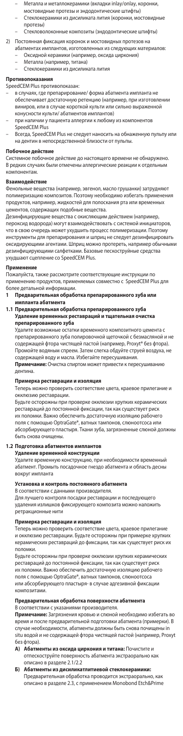- Металла и металлокерамики (вкладки inlay/onlay, коронки, мостовидные протезы и эндодонтические штифты)
   - Стеклокерамики из дисиликата лития (коронки, мостовидные протезы)
   - Стекловолоконные композиты (эндодонтические штифты)
2) Постоянная фиксация коронок и мостовидных протезов на абатментах имплантов, изготовленных из следующих материалов:
   - Оксидной керамики (например, оксида циркония)
   - Металла (например, титана)
   - Стеклокерамики из дисиликата лития

**Противопоказания**

SpeedCEM Plus противопоказан:
- в случаях, где препарирование/ форма абатмента импланта не обеспечивает достаточную ретенцию (например, при изготовлении виниров, или в случае короткой культи или сильно выраженной конусности культи/ абатментов имплантов)
- при наличии у пациента аллергии к любому из компонентов SpeedCEM Plus
- Всегда, SpeedCEM Plus не следует наносить на обнаженную пульпу или на дентин в непосредственной близости от пульпы.

**Побочное действие**

Системное побочное действие до настоящего времени не обнаружено. В редких случаях были отмечены аллергические реакции к отдельным компонентам.

**Взаимодействие**

Фенольные вещества (например, эвгенол, масло грушанки) затрудняют полимеризацию композитов. Поэтому необходимо избегать применения продуктов, например, жидкостей для полоскания рта или временных цементов, содержащих подобные вещества.
Дезинфицирующие вещества с окисляющим действием (например, пероксид водорода) могут взаимодействовать с системой инициаторов, что в свою очередь может ухудшить процесс полимеризации. Поэтому инструменты для препарирования и шприц не следует дезинфицировать оксидирующими агентами. Шприц можно протереть, например обычными дезинфицирующими салфетками. Базовые пескоструйные средства ухудшают сцепление со SpeedCEM Plus.

**Применение**

Пожалуйста, также рассмотрите соответствующие инструкции по применению продуктов, применяемых совместно с SpeedCEM Plus для более детальной информации.

**1 Предварительная обработка препарированного зуба или импланта абатмента**

**1.1 Предварительная обработка препарированного зуба**
**Удаление временных реставраций и тщательная очистка препарированного зуба**

Удалите возможные остатки временного композитного цемента с препарированного зуба полировочной щеточкой с безмасляной и не содержащей фтора чистящей пастой (например, Proxyt® без фтора). Промойте водяным спреем. Затем слегка обдуйте струей воздуха, не содержащей воду и масла. Избегайте пересушивания.
**Примечание:** Очистка спиртом может привести к пересушиванию дентина.

**Примерка реставрации и изоляция**

Теперь можно проверить соответствие цвета, краевое прилегание и окклюзию реставрации.
Будьте осторожны при проверке окклюзии хрупких керамических реставраций до постоянной фиксации, так как существует риск их поломки. Важно обеспечить достаточную изоляцию рабочего поля с помощью OptraGate®, ватных тампонов, слюноотсоса или абсорбирующего пластыря. Ткани зуба, загрязненные слюной должны быть снова очищены.

**1.2 Подготовка абатментов имплантов**
**Удаление временной конструкции**

Удалите временную конструкцию, при необходимости временный абатмент. Промыть посадочное гнездо абатмента и область десны вокруг импланта

**Установка и контроль постоянного абатмента**

В соответствии с данными производителя.
Для лучшего контроля посадки реставрации и последующего удаления излишков фиксирующего композита можно наложить ретракционные нити

**Примерка реставрации и изоляция**

Теперь можно проверить соответствие цвета, краевое прилегание и окклюзию реставрации. Будьте осторожны при примерке хрупких керамических реставраций до фиксации, так как существует риск их поломки.
Будьте осторожны при проверке окклюзии хрупких керамических реставраций до постоянной фиксации, так как существует риск их поломки. Важно обеспечить достаточную изоляцию рабочего поля с помощью OptraGate®, ватных тампонов, слюноотсоса или абсорбирующего пластыря- в случае адгезивной фиксации композитами.

**Предварительная обработка поверхности абатмента**

В соответствии с указаниями производителя.
**Примечание:** Загрязнения кровью и слюной необходимо избегать во время и после предварительной подготовки абатмента (примерки). В случае необходимости, абатменты должны быть снова почищены in situ водой и не содержащей фтора чистящей пастой (например, Proxyt без фтора).

- **А) Абатменты из оксида циркония и титана:** Почистите и отпескоструйте поверхность абатмента экстраорально как описано в разделе 2.1/2.2
- **Б) Абатменты из дисиликатлитиевой стеклокерамики:** Предварительная обработка проводится экстраорально, как описано в разделе 2.3, с применением Monobond Etch&Prime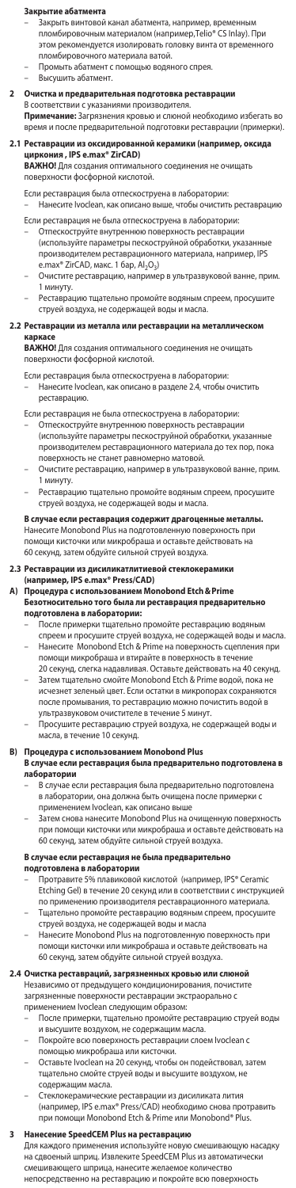**Закрытие абатмента**

- Закрыть винтовой канал абатмента, например, временным пломбировочным материалом (например,Telio® CS Inlay). При этом рекомендуется изолировать головку винта от временного пломбировочного материала ватой.
- Промыть абатмент с помощью водяного спрея.
- Высушить абатмент.

## 2 Очистка и предварительная подготовка реставрации

В соответствии с указаниями производителя.

**Примечание:** Загрязнения кровью и слюной необходимо избегать во время и после предварительной подготовки реставрации (примерки).

### 2.1 Реставрации из оксидированной керамики (например, оксида циркония , IPS e.max® ZirCAD)

**ВАЖНО!** Для создания оптимального соединения не очищать поверхности фосфорной кислотой.

Если реставрация была отпескоструена в лаборатории:

- Нанесите Ivoclean, как описано выше, чтобы очистить реставрацию

Если реставрация не была отпескоструена в лаборатории:

- Отпескоструйте внутреннюю поверхность реставрации (используйте параметры пескоструйной обработки, указанные производителем реставрационного материала, например, IPS e.max® ZirCAD, макс. 1 бар, $Al_2O_3$)
- Очистите реставрацию, например в ультразвуковой ванне, прим. 1 минуту.
- Реставрацию тщательно промойте водяным спреем, просушите струей воздуха, не содержащей воды и масла.

### 2.2 Реставрации из металла или реставрации на металлическом каркасе

**ВАЖНО!** Для создания оптимального соединения не очищать поверхности фосфорной кислотой.

Если реставрация была отпескоструена в лаборатории:

- Нанесите Ivoclean, как описано в разделе 2.4, чтобы очистить реставрацию.

Если реставрация не была отпескоструена в лаборатории:

- Отпескоструйте внутреннюю поверхность реставрации (используйте параметры пескоструйной обработки, указанные производителем реставрационного материала до тех пор, пока поверхность не станет равномерно матовой.
- Очистите реставрацию, например в ультразвуковой ванне, прим. 1 минуту.
- Реставрацию тщательно промойте водяным спреем, просушите струей воздуха, не содержащей воды и масла.

**В случае если реставрация содержит драгоценные металлы.**
Нанесите Monobond Plus на подготовленную поверхность при помощи кисточки или микробраша и оставьте действовать на 60 секунд, затем обдуйте сильной струей воздуха.

### 2.3 Реставрации из дисиликатлитиевой стеклокерамики (например, IPS e.max® Press/CAD)

**A) Процедура с использованием Monobond Etch & Prime**
**Безотносительно того была ли реставрация предварительно подготовлена в лаборатории:**

- После примерки тщательно промойте реставрацию водяным спреем и просушите струей воздуха, не содержащей воды и масла.
- Нанесите Monobond Etch & Prime на поверхность сцепления при помощи микробраша и втирайте в поверхность в течение 20 секунд, слегка надавливая. Оставьте действовать на 40 секунд.
- Затем тщательно смойте Monobond Etch & Prime водой, пока не исчезнет зеленый цвет. Если остатки в микропорах сохраняются после промывания, то реставрацию можно почистить водой в ультразвуковом очистителе в течение 5 минут.
- Просушите реставрацию струей воздуха, не содержащей воды и масла, в течение 10 секунд.

**B) Процедура с использованием Monobond Plus**
**В случае если реставрация была предварительно подготовлена в лаборатории**

- В случае если реставрация была предварительно подготовлена в лаборатории, она должна быть очищена после примерки с применением Ivoclean, как описано выше
- Затем снова нанесите Monobond Plus на очищенную поверхность при помощи кисточки или микробраша и оставьте действовать на 60 секунд, затем обдуйте сильной струей воздуха.

**В случае если реставрация не была предварительно подготовлена в лаборатории**

- Протравите 5% плавиковой кислотой (например, IPS® Ceramic Etching Gel) в течение 20 секунд или в соответствии с инструкцией по применению производителя реставрационного материала.
- Тщательно промойте реставрацию водяным спреем, просушите струей воздуха, не содержащей воды и масла
- Нанесите Monobond Plus на подготовленную поверхность при помощи кисточки или микробраша и оставьте действовать на 60 секунд, затем обдуйте сильной струей воздуха.

### 2.4 Очистка реставраций, загрязненных кровью или слюной

Независимо от предыдущего кондиционирования, почистите загрязненные поверхности реставрации экстраорально с применением Ivoclean следующим образом:

- После примерки, тщательно промойте реставрацию струей воды и высушите воздухом, не содержащим масла.
- Покройте всю поверхность реставрации слоем Ivoclean с помощью микробраша или кисточки.
- Оставьте Ivoclean на 20 секунд, чтобы он подействовал, затем тщательно смойте струей воды и высушите воздухом, не содержащим масла.
- Стеклокерамические реставрации из дисиликата лития (например, IPS e.max® Press/CAD) необходимо снова протравить при помощи Monobond Etch & Prime или Monobond® Plus.

## 3 Нанесение SpeedCEM Plus на реставрацию

Для каждого применения используйте новую смешивающую насадку на сдвоенный шприц. Извлеките SpeedCEM Plus из автоматически смешивающего шприца, нанесите желаемое количество непосредственно на реставрацию и покройте всю поверхность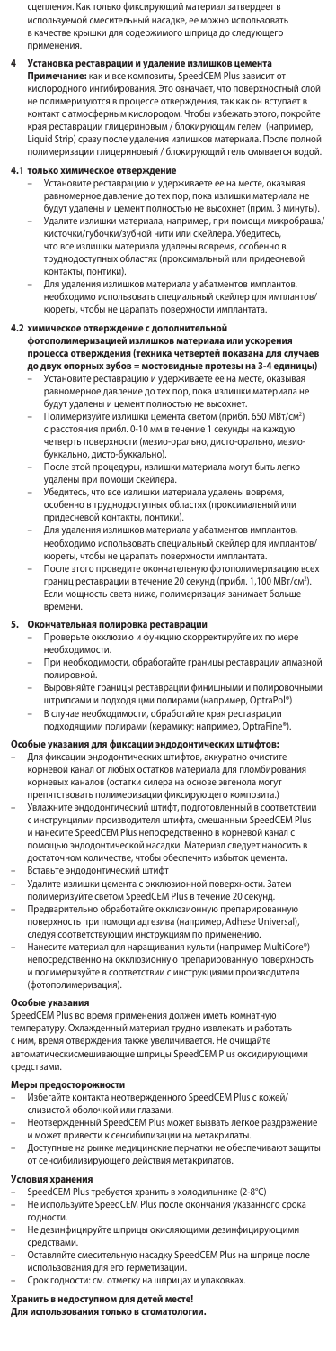сцепления. Как только фиксирующий материал затвердеет в используемой смесительной насадке, ее можно использовать в качестве крышки для содержимого шприца до следующего применения.

**4 Установка реставрации и удаление излишков цемента**

**Примечание:** как и все композиты, SpeedCEM Plus зависит от кислородного ингибирования. Это означает, что поверхностный слой не полимеризуется в процессе отверждения, так как он вступает в контакт с атмосферным кислородом. Чтобы избежать этого, покройте края реставрации глицериновым / блокирующим гелем (например, Liquid Strip) сразу после удаления излишков материала. После полной полимеризации глицериновый / блокирующий гель смывается водой.

**4.1 только химическое отверждение**

– Установите реставрацию и удерживаете ее на месте, оказывая равномерное давление до тех пор, пока излишки материала не будут удалены и цемент полностью не высохнет (прим. 3 минуты).
– Удалите излишки материала, например, при помощи микробраша/кисточки/губочки/зубной нити или скейлера. Убедитесь, что все излишки материала удалены вовремя, особенно в труднодоступных областях (проксимальный или придесневой контакты, понтики).
– Для удаления излишков материала у абатментов имплантов, необходимо использовать специальный скейлер для имплантов/кюреты, чтобы не царапать поверхности имплантата.

**4.2 химическое отверждение с дополнительной фотополимеризацией излишков материала или ускорения процесса отверждения (техника четвертей показана для случаев до двух опорных зубов = мостовидные протезы на 3-4 единицы)**

– Установите реставрацию и удерживаете ее на месте, оказывая равномерное давление до тех пор, пока излишки материала не будут удалены и цемент полностью не высохнет.
– Полимеризуйте излишки цемента светом (прибл. 650 МВт/см²) с расстояния прибл. 0-10 мм в течение 1 секунды на каждую четверть поверхности (мезио-орально, дисто-орально, мезио-буккально, дисто-буккально).
– После этой процедуры, излишки материала могут быть легко удалены при помощи скейлера.
– Убедитесь, что все излишки материала удалены вовремя, особенно в труднодоступных областях (проксимальный или придесневой контакты, понтики).
– Для удаления излишков материала у абатментов имплантов, необходимо использовать специальный скейлер для имплантов/кюреты, чтобы не царапать поверхности имплантата.
– После этого проведите окончательную фотополимеризацию всех границ реставрации в течение 20 секунд (прибл. 1,100 МВт/см²). Если мощность света ниже, полимеризация занимает больше времени.

**5. Окончательная полировка реставрации**

– Проверьте окклюзию и функцию скорректируйте их по мере необходимости.
– При необходимости, обработайте границы реставрации алмазной полировкой.
– Выровняйте границы реставрации финишными и полировочными штрипсами и подходящими полирами (например, OptraPol®)
– В случае необходимости, обработайте края реставрации подходящими полирами (керамику: например, OptraFine®).

**Особые указания для фиксации эндодонтических штифтов:**

– Для фиксации эндодонтических штифтов, аккуратно очистите корневой канал от любых остатков материала для пломбирования корневых каналов (остатки силера на основе эвгенола могут препятствовать полимеризации фиксирующего композита.)
– Увлажните эндодонтический штифт, подготовленный в соответствии с инструкциями производителя штифта, смешанным SpeedCEM Plus и нанесите SpeedCEM Plus непосредственно в корневой канал с помощью эндодонтической насадки. Материал следует наносить в достаточном количестве, чтобы обеспечить избыток цемента.
– Вставьте эндодонтический штифт
– Удалите излишки цемента с окклюзионной поверхности. Затем полимеризуйте светом SpeedCEM Plus в течение 20 секунд.
– Предварительно обработайте окклюзионную препарированную поверхность при помощи адгезива (например, Adhese Universal), следуя соответствующим инструкциям по применению.
– Нанесите материал для наращивания культи (например MultiCore®) непосредственно на окклюзионную препарированную поверхность и полимеризуйте в соответствии с инструкциями производителя (фотополимеризация).

**Особые указания**

SpeedCEM Plus во время применения должен иметь комнатную температуру. Охлажденный материал трудно извлекать и работать с ним, время отверждения также увеличивается. Не очищайте автоматическисмешивающие шприцы SpeedCEM Plus оксидирующими средствами.

**Меры предосторожности**

– Избегайте контакта неотвержденного SpeedCEM Plus с кожей/слизистой оболочкой или глазами.
– Неотвержденный SpeedCEM Plus может вызвать легкое раздражение и может привести к сенсибилизации на метакрилаты.
– Доступные на рынке медицинские перчатки не обеспечивают защиты от сенсибилизирующего действия метакрилатов.

**Условия хранения**

– SpeedCEM Plus требуется хранить в холодильнике (2-8°C)
– Не используйте SpeedCEM Plus после окончания указанного срока годности.
– Не дезинфицируйте шприцы окисляющими дезинфицирующими средствами.
– Оставляйте смесительную насадку SpeedCEM Plus на шприце после использования для его герметизации.
– Срок годности: см. отметку на шприцах и упаковках.

**Хранить в недоступном для детей месте!**
**Для использования только в стоматологии.**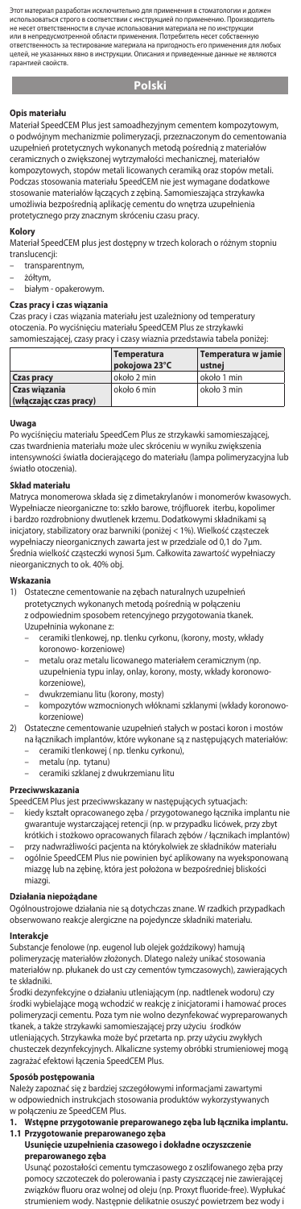Этот материал разработан исключительно для применения в стоматологии и должен использоваться строго в соответствии с инструкцией по применению. Производитель не несет ответственности в случае использования материала не по инструкции или в непредусмотренной области применения. Потребитель несет собственную ответственность за тестирование материала на пригодность его применения для любых целей, не указанных явно в инструкции. Описания и приведенные данные не являются гарантией свойств.

## Polski

### Opis materiału

Materiał SpeedCEM Plus jest samoadhezyjnym cementem kompozytowym, o podwójnym mechanizmie polimeryzacji, przeznaczonym do cementowania uzupełnień protetycznych wykonanych metodą pośrednią z materiałów ceramicznych o zwiększonej wytrzymałości mechanicznej, materiałów kompozytowych, stopów metali licowanych ceramiką oraz stopów metali. Podczas stosowania materiału SpeedCEM nie jest wymagane dodatkowe stosowanie materiałów łączących z zębiną. Samomieszająca strzykawka umożliwia bezpośrednią aplikację cementu do wnętrza uzupełnienia protetycznego przy znacznym skróceniu czasu pracy.

### Kolory

Materiał SpeedCEM plus jest dostępny w trzech kolorach o różnym stopniu translucencji:

- transparentnym,
- żółtym,
- białym - opakerowym.

### Czas pracy i czas wiązania

Czas pracy i czas wiązania materiału jest uzależniony od temperatury otoczenia. Po wyciśnięciu materiału SpeedCEM Plus ze strzykawki samiomieszającej, czasy pracy i czasy wiazania przedstawia tabela poniżej:

| | Temperatura pokojowa 23°C | Temperatura w jamie ustnej |
|---|---|---|
| Czas pracy | około 2 min | około 1 min |
| Czas wiązania (włączając czas pracy) | około 6 min | około 3 min |

### Uwaga

Po wyciśnięciu materiału SpeedCem Plus ze strzykawki samomieszającej, czas twardnienia materiału może ulec skróceniu w wyniku zwiększenia intensywności światła docierającego do materiału (lampa polimeryzacyjna lub światło otoczenia).

### Skład materiału

Matryca monomerowa składa się z dimetakrylanów i monomerów kwasowych. Wypełniacze nieorganiczne to: szkło barowe, trójfluorek iterbu, kopolimer i bardzo rozdrobniony dwutlenek krzemu. Dodatkowymi składnikami są inicjatory, stabilizatory oraz barwniki (poniżej < 1%). Wielkość cząsteczek wypełniaczy nieorganicznych zawarta jest w przedziale od 0,1 do 7µm. Średnia wielkość cząsteczki wynosi 5µm. Całkowita zawartość wypełniaczy nieorganicznych to ok. 40% obj.

### Wskazania

1) Ostateczne cementowanie na zębach naturalnych uzupełnień protetycznych wykonanych metodą pośrednią w połączeniu z odpowiednim sposobem retencyjnego przygotowania tkanek. Uzupełnienia wykonane z:
   - ceramiki tlenkowej, np. tlenku cyrkonu, (korony, mosty, wkłady koronowo- korzeniowe)
   - metalu oraz metalu licowanego materiałem ceramicznym (np. uzupełnienia typu inlay, onlay, korony, mosty, wkłady koronowo-korzeniowe),
   - dwukrzemianu litu (korony, mosty)
   - kompozytów wzmocnionych włóknami szklanymi (wkłady koronowo-korzeniowe)
2) Ostateczne cementowanie uzupełnień stałych w postaci koron i mostów na łącznikach implantów, które wykonane są z następujących materiałów:
   - ceramiki tlenkowej ( np. tlenku cyrkonu),
   - metalu (np. tytanu)
   - ceramiki szklanej z dwukrzemianu litu

### Przeciwwskazania

SpeedCEM Plus jest przeciwwskazany w następujących sytuacjach:

- kiedy kształt opracowanego zęba / przygotowanego łącznika implantu nie gwarantuje wystarczającej retencji (np. w przypadku licówek, przy zbyt krótkich i stożkowo opracowanych filarach zębów / łącznikach implantów)
- przy nadwrażliwości pacjenta na którykolwiek ze składników materiału
- ogólnie SpeedCEM Plus nie powinien być aplikowany na wyeksponowaną miazgę lub na zębinę, która jest położona w bezpośredniej bliskości miazgi.

### Działania niepożądane

Ogólnoustrojowe działania nie są dotychczas znane. W rzadkich przypadkach obserwowano reakcje alergiczne na pojedyncze składniki materiału.

### Interakcje

Substancje fenolowe (np. eugenol lub olejek goździkowy) hamują polimeryzację materiałów złożonych. Dlatego należy unikać stosowania materiałów np. płukanek do ust czy cementów tymczasowych), zawierających te składniki.

Środki dezynfekcyjne o działaniu utleniającym (np. nadtlenek wodoru) czy środki wybielające mogą wchodzić w reakcję z inicjatorami i hamować proces polimeryzacji cementu. Poza tym nie wolno dezynfekować wypreparowanych tkanek, a także strzykawki samomieszającej przy użyciu środków utleniających. Strzykawka może być przetarta np. przy użyciu zwykłych chusteczek dezynfekcyjnych. Alkaliczne systemy obróbki strumieniowej mogą zagrażać efektowi łączenia SpeedCEM Plus.

### Sposób postępowania

Należy zapoznać się z bardziej szczegółowymi informacjami zawartymi w odpowiednich instrukcjach stosowania produktów wykorzystywanych w połączeniu ze SpeedCEM Plus.

**1. Wstępne przygotowanie preparowanego zęba lub łącznika implantu.**

**1.1 Przygotowanie preparowanego zęba**

**Usunięcie uzupełnienia czasowego i dokładne oczyszczenie preparowanego zęba**

Usunąć pozostałości cementu tymczasowego z oszlifowanego zęba przy pomocy szczoteczek do polerowania i pasty czyszczącej nie zawierającej związków fluoru oraz wolnej od oleju (np. Proxyt fluoride-free). Wypłukać strumieniem wody. Następnie delikatnie osuszyć powietrzem bez wody i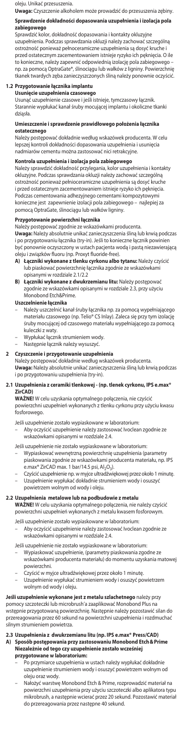oleju. Unikać przesuszenia.

**Uwaga:** Czyszczenie alkoholem może prowadzić do przesuszenia zębiny.

**Sprawdzenie dokładności dopasowania uzupełnienia i izolacja pola zabiegowego**

Sprawdzić kolor, dokładność dopasowania i kontakty okluzyjne uzupełnienia. Podczas sprawdzania okluzji należy zachować szczególną ostrożność ponieważ pełnoceramiczne uzupełnienia są dosyć kruche i przed ostatecznym zacementowaniem istnieje ryzyko ich pęknięcia. O ile to konieczne, należy zapewnić odpowiednią izolację pola zabiegowego – np. za pomocą OptraGate®, ślinociągu lub wałków z ligniny. Powierzchnię tkanek twardych zęba zanieczyszczonych śliną należy ponownie oczyścić.

### 1.2 Przygotowanie łącznika implantu

**Usunięcie uzupełnienia czasowego**

Usunąć uzupełnienie czasowe i jeśli istnieje, tymczasowy łącznik. Starannie wypłukać kanał śruby mocującej implantu i okoliczne tkanki dziąsła.

**Umieszczenie i sprawdzenie prawidłowego położenia łącznika ostatecznego**

Należy postępować dokładnie według wskazówek producenta. W celu lepszej kontroli dokładności dopasowania uzupełnienia i usunięcia nadmiarów cementu można zastosować nici retrakcyjne.

**Kontrola uzupełnienia i izolacja pola zabiegowego**

Należy sprawdzić dokładność przylegania, kolor uzupełnienia i kontakty okluzyjne. Podczas sprawdzania okluzji należy zachować szczególną ostrożność ponieważ pełnoceramiczne uzupełnienia są dosyć kruche i przed ostatecznym zacementowaniem istnieje ryzyko ich pęknięcia. Podczas cementowania adhezyjnego cementami kompozytowymi konieczne jest zapewnienie izolacji pola zabiegowego – najlepiej za pomocą OptraGate, ślinociągu lub wałków ligniny.

**Przygotowanie powierzchni łącznika**

Należy postępować zgodnie ze wskazówkami producenta.

**Uwaga:** Należy absolutnie unikać zanieczyszczenia śliną lub krwią podczas i po przygotowaniu łącznika (try-in). Jeśli to konieczne łącznik powinien być ponownie oczyszczony w ustach pacjenta wodą i pastą niezawierającą oleju i związków fluoru (np. Proxyt fluoride-free).

- **A) Łączniki wykonane z tlenku cyrkonu albo tytanu:** Należy czyścić lub piaskować powierzchnię łącznika zgodnie ze wskazówkami opisanymi w rozdziale 2.1/2.2
- **B) Łączniki wykonane z dwukrzemianu litu:** Należy postępować zgodnie ze wskazówkami opisanymi w rozdziale 2.3, przy użyciu Monobond Etch&Prime.

**Uszczelnienie łącznika**

- Należy uszczelnić kanał śruby łącznika np. za pomocą wypełniającego materiału czasowego (np. Telio® CS Inlay). Zaleca się przy tym izolację śruby mocującej od czasowego materiału wypełniającego za pomocą kuleczki z waty.
- Wypłukać łącznik strumieniem wody.
- Następnie łącznik należy wysuszyć.

## 2 Czyszczenie i przygotowanie uzupełnienia

Należy postępować dokładnie według wskazówek producenta.

**Uwaga:** Należy absolutnie unikać zanieczyszczenia śliną lub krwią podczas i po przygotowaniu uzupełnienia (try-in).

### 2.1 Uzupełnienia z ceramiki tlenkowej - (np. tlenek cyrkonu, IPS e.max® ZirCAD)

**WAŻNE!** W celu uzyskania optymalnego połączenia, nie czyścić powierzchni uzupełnień wykonanych z tlenku cyrkonu przy użyciu kwasu fosforowego.

Jeśli uzupełnienie zostało wypiaskowane w laboratorium:

- Aby oczyścić uzupełnienie należy zastosować Ivoclean zgodnie ze wskazówkami opisanymi w rozdziale 2.4.

Jeśli uzupełnienie nie zostało wypiaskowane w laboratorium:

- Wypiaskować wewnętrzną powierzchnię uzupełnienia (parametry piaskowania zgodnie ze wskazówkami producenta materiału, np. IPS e.max® ZirCAD max. 1 bar/14.5 psi, $Al_2O_3$).
- Czyścić uzupełnienie np. w myjce ultradźwiękowej przez około 1 minutę.
- Uzupełnienie wypłukać dokładnie strumieniem wody i osuszyć powietrzem wolnym od wody i oleju.

### 2.2 Uzupełnienia metalowe lub na podbudowie z metalu

**WAŻNE!** W celu uzyskania optymalnego połączenia, nie należy czyścić powierzchni uzupełnień wykonanych z metalu kwasem fosforowym.

Jeśli uzupełnienie zostało wypiaskowane w laboratorium:

- Aby oczyścić uzupełnienie należy zastosować Ivoclean zgodnie ze wskazówkami opisanymi w rozdziale 2.4.

Jeśli uzupełnienie nie zostało wypiaskowane w laboratorium:

- Wypiaskować uzupełnienie, (parametry piaskowania zgodne ze wskazówkami producenta materiału) do momentu uzyskania matowej powierzchni.
- Czyścić w myjce ultradźwiękowej przez około 1 minutę.
- Uzupełnienie wypłukać strumieniem wody i osuszyć powietrzem wolnym od wody i oleju.

**Jeśli uzupełnienie wykonane jest z metalu szlachetnego** należy przy pomocy szczoteczki lub microbrush'a zaaplikować Monobond Plus na wstępnie przygotowaną powierzchnię. Następnie należy pozostawić silan do przereagowania przez 60 sekund na powierzchni uzupełnienia i rozdmuchać silnym strumieniem powietrza.

### 2.3 Uzupełnienia z dwukrzemianu litu (np. IPS e.max® Press/CAD)

**A) Sposób postępowania przy zastosowaniu Monobond Etch & Prime Niezależnie od tego czy uzupełnienie zostało wcześniej przygotowane w laboratorium:**

- Po przymiarce uzupełnienia w ustach należy wypłukać dokładnie uzupełnienie strumieniem wody i osuszyć powietrzem wolnym od oleju oraz wody.
- Nałożyć warstwę Monobond Etch & Prime, rozprowadzić materiał na powierzchni uzupełnienia przy użyciu szczoteczki albo aplikatora typu mikrobrush, a następnie wcierać przez 20 sekund. Pozostawić materiał do przereagowania przez następne 40 sekund.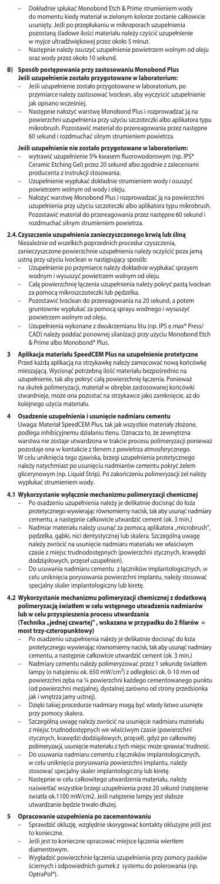- Dokładnie spłukać Monobond Etch & Prime strumieniem wody do momentu kiedy materiał w zielonym kolorze zostanie całkowicie usunięty. Jeśli po przepłukaniu w mikroporach uzupełnienia pozostaną śladowe ilości materiału należy czyścić uzupełnienie w myjce ultradźwiękowej przez około 5 minut.
- Następnie należy osuszyć uzupełnienie powietrzem wolnym od oleju oraz wody przez około 10 sekund.

**B) Sposób postępowania przy zastosowaniu Monobond Plus**
**Jeśli uzupełnienie zostało przygotowane w laboratorium:**
- Jeśli uzupełnienie zostało przygotowane w laboratorium, po przymiarce należy zastosować Ivoclean, aby wyczyścić uzupełnienie jak opisano wcześniej.
- Następnie nałożyć warstwę Monobond Plus i rozprowadzać ją na powierzchni uzupełnienia przy użyciu szczoteczki albo aplikatora typu mikrobrush. Pozostawić materiał do przereagowania przez następne 60 sekund i rozdmuchać silnym strumieniem powietrza.

**Jeśli uzupełnienie nie zostało przygotowane w laboratorium:**
- wytrawić uzupełnienie 5% kwasem fluorowodorowym (np. IPS® Ceramic Etching Gel) przez 20 sekund albo zgodnie z zaleceniami producenta z instrukcji stosowania.
- Uzupełnienie wypłukać dokładnie strumieniem wody i osuszyć powietrzem wolnym od wody i oleju.
- Nałożyć warstwę Monobond Plus i rozprowadzać ją na powierzchni uzupełnienia przy użyciu szczoteczki albo aplikatora typu mikrobrush. Pozostawić materiał do przereagowania przez następne 60 sekund i rozdmuchać silnym strumieniem powietrza.

**2.4. Czyszczenie uzupełnienia zanieczyszczonego krwią lub śliną**
Niezależnie od wszelkich poprzednich procedur czyszczenia, zanieczyszczone powierzchnie uzupełnienia należy oczyścić poza jamą ustną przy użyciu Ivoclean w następujący sposób:
- Uzupełnienie po przymiarce należy dokładnie wypłukać sprayem wodnym i wysuszyć powietrzem wolnym od oleju.
- Całą powierzchnię łączenia uzupełnienia należy pokryć pastą Ivoclean za pomocą mikroszczoteczki lub pędzelka.
- Pozostawić Ivoclean do przereagowania na 20 sekund, a potem gruntownie wypłukać za pomocą sprayu wodnego i wysuszyć powietrzem wolnym od oleju.
- Uzupełnienia wykonane z dwukrzemianu litu (np. IPS e.max® Press/CAD) należy poddać ponownej silanizacji przy użyciu Monobond Etch & Prime albo Monobond® Plus.

**3 Aplikacja materiału SpeedCEM Plus na uzupełnienie protetyczne**
Przed każdą aplikacją na strzykawkę należy zamocować nową końcówkę mieszającą. Wycisnąć potrzebną ilość materiału bezpośrednio na uzupełnienie, tak aby pokryć całą powierzchnię łączenia. Ponieważ na skutek polimeryzacji, materiał w obrębie zastosowanej końcówki stwardnieje, może ona pozostać na strzykawce jako zamknięcie, aż do kolejnego użycia materiału.

**4 Osadzenie uzupełnienia i usunięcie nadmiaru cementu**
Uwaga: Materiał SpeedCEM Plus, tak jak wszystkie materiały złożone, podlega inhibicyjnemu działaniu tlenu. Oznacza to, że zewnętrzna warstwa nie zostaje utwardzona w trakcie procesu polimeryzacji ponieważ pozostaje ona w kontakcie z tlenem z powietrza atmosferycznego. W celu uniknięcia tego zjawiska, brzegi uzupełnienia protetycznego należy natychmiast po usunięciu nadmiarów cementu pokryć żelem glicerynowym (np. Liquid Strip). Po zakończeniu polimeryzacji żel należy wypłukać strumieniem wody.

**4.1 Wykorzystanie wyłącznie mechanizmu polimeryzacji chemicznej**
- Po osadzeniu uzupełnienia należy je delikatnie docisnąć do łoża protetycznego wywierając równomierny nacisk, tak aby usunąć nadmiary cementu, a następnie całkowicie utwardzić cement (ok. 3 min.)
- Nadmiar materiału należy usunąć za pomocą aplikatora „microbrush", pędzelka, gąbki, nici dentystycznej lub skalera. Szczególną uwagę należy zwrócić na usunięcie nadmiaru materiału we właściwym czasie z miejsc trudnodostępnych (powierzchni stycznych, krawędzi dodziąsłowych, przęseł uzupełnień).
- Do usuwania nadmiaru cementu z łączników implantologicznych, w celu uniknięcia porysowania powierzchni implantu, należy stosować specjalny skaler implantologiczny lub kiretę.

**4.2 Wykorzystanie mechanizmu polimeryzacji chemicznej z dodatkową polimeryzacją światłem w celu wstępnego utwardzenia nadmiarów lub w celu przyspieszenia procesu utwardzania**
**(Technika „jednej czwartej" , wskazana w przypadku do 2 filarów = most trzy-czteropunktowy)**
- Po osadzeniu uzupełnienia należy je delikatnie docisnąć do łoża protetycznego wywierając równomierny nacisk, tak aby usunąć nadmiary cementu, a następnie całkowicie utwardzić cement (ok. 3 min.)
- Nadmiary cementu należy polimeryzować przez 1 sekundę światłem lampy (o natężeniu ok. 650 mW/cm²) z odległości ok. 0-10 mm od powierzchni zęba na ¼ powierzchni każdego cementowanego punktu (od powierzchni mezjalnej, dystalnej zarówno od strony przedsionka jak i wnętrza jamy ustnej).
- Dzięki takiej procedurze nadmiary mogą być wtedy łatwo usunięte przy pomocy skalera.
- Szczególną uwagę należy zwrócić na usunięcie nadmiaru materiału z miejsc trudnodostępnych we właściwym czasie (powierzchni stycznych, krawędzi dodziąsłowych, przęseł), gdyż po całkowitej polimeryzacji, usunięcie materiału z tych miejsc może sprawiać trudność.
- Do usuwania nadmiaru cementu z łączników implantologicznych, w celu uniknięcia porysowania powierzchni implantu, należy stosować specjalny skaler implantologiczny lub kiretę.
- Następnie w celu całkowitego utwardzenia materiału, należy naświetlać wszystkie brzegi uzupełnienia przez 20 sekund (natężenie światła ok.1100 mW/cm2. Jeśli natężenie lampy jest słabsze utwardzanie będzie trwało dłużej.

**5 Opracowanie uzupełnienia po zacementowaniu**
- Sprawdzić okluzję, względnie skorygować kontakty okluzyjne jeśli jest to konieczne.
- Jeśli jest to konieczne opracować miejsce łączenia wiertłem diamentowym.
- Wygładzić powierzchnie łączenia uzupełnienia przy pomocy pasków ściernych i odpowiednich gumek z systemu do polerowania (np. OptraPol®).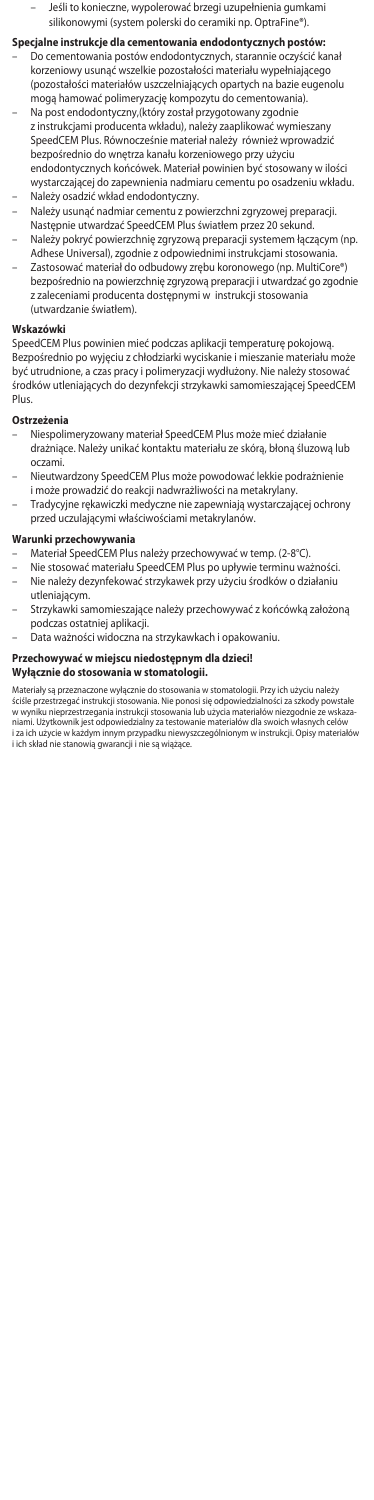– Jeśli to konieczne, wypolerować brzegi uzupełnienia gumkami silikonowymi (system polerski do ceramiki np. OptraFine®).

**Specjalne instrukcje dla cementowania endodontycznych postów:**

– Do cementowania postów endodontycznych, starannie oczyścić kanał korzeniowy usunąć wszelkie pozostałości materiału wypełniającego (pozostałości materiałów uszczelniających opartych na bazie eugenolu mogą hamować polimeryzację kompozytu do cementowania).
– Na post endodontyczny,(który został przygotowany zgodnie z instrukcjami producenta wkładu), należy zaaplikować wymieszany SpeedCEM Plus. Równocześnie materiał należy również wprowadzić bezpośrednio do wnętrza kanału korzeniowego przy użyciu endodontycznych końcówek. Materiał powinien być stosowany w ilości wystarczającej do zapewnienia nadmiaru cementu po osadzeniu wkładu.
– Należy osadzić wkład endodontyczny.
– Należy usunąć nadmiar cementu z powierzchni zgryzowej preparacji. Następnie utwardzać SpeedCEM Plus światłem przez 20 sekund.
– Należy pokryć powierzchnię zgryzową preparacji systemem łączącym (np. Adhese Universal), zgodnie z odpowiednimi instrukcjami stosowania.
– Zastosować materiał do odbudowy zrębu koronowego (np. MultiCore®) bezpośrednio na powierzchnię zgryzową preparacji i utwardzać go zgodnie z zaleceniami producenta dostępnymi w instrukcji stosowania (utwardzanie światłem).

**Wskazówki**

SpeedCEM Plus powinien mieć podczas aplikacji temperaturę pokojową. Bezpośrednio po wyjęciu z chłodziarki wyciskanie i mieszanie materiału może być utrudnione, a czas pracy i polimeryzacji wydłużony. Nie należy stosować środków utleniających do dezynfekcji strzykawki samomieszającej SpeedCEM Plus.

**Ostrzeżenia**

– Niespolimeryzowany materiał SpeedCEM Plus może mieć działanie drażniące. Należy unikać kontaktu materiału ze skórą, błoną śluzową lub oczami.
– Nieutwardzony SpeedCEM Plus może powodować lekkie podrażnienie i może prowadzić do reakcji nadwrażliwości na metakrylany.
– Tradycyjne rękawiczki medyczne nie zapewniają wystarczającej ochrony przed uczulającymi właściwościami metakrylanów.

**Warunki przechowywania**

– Materiał SpeedCEM Plus należy przechowywać w temp. (2-8°C).
– Nie stosować materiału SpeedCEM Plus po upływie terminu ważności.
– Nie należy dezynfekować strzykawek przy użyciu środków o działaniu utleniającym.
– Strzykawki samomieszające należy przechowywać z końcówką założoną podczas ostatniej aplikacji.
– Data ważności widoczna na strzykawkach i opakowaniu.

**Przechowywać w miejscu niedostępnym dla dzieci!**
**Wyłącznie do stosowania w stomatologii.**

Materiały są przeznaczone wyłącznie do stosowania w stomatologii. Przy ich użyciu należy ściśle przestrzegać instrukcji stosowania. Nie ponosi się odpowiedzialności za szkody powstałe w wyniku nieprzestrzegania instrukcji stosowania lub użycia materiałów niezgodnie ze wskazaniami. Użytkownik jest odpowiedzialny za testowanie materiałów dla swoich własnych celów i za ich użycie w każdym innym przypadku niewyszczególnionym w instrukcji. Opisy materiałów i ich skład nie stanowią gwarancji i nie są wiążące.